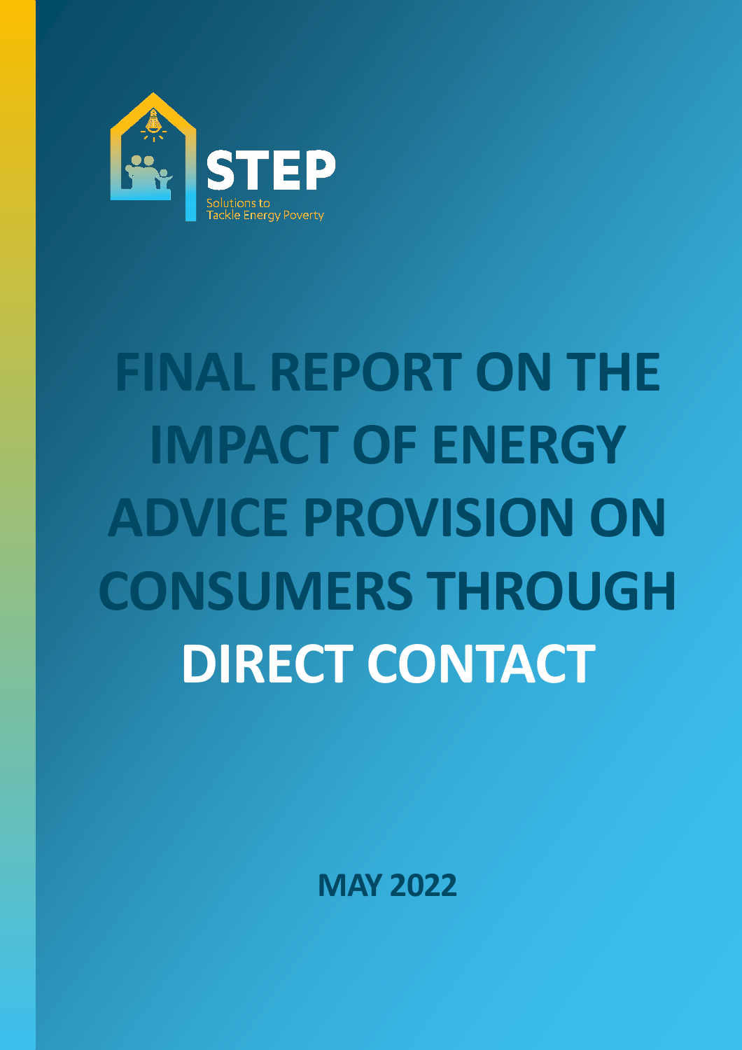STEP

Solutions to Tackle Energy Poverty

# FINAL REPORT ON THE IMPACT OF ENERGY ADVICE PROVISION ON CONSUMERS THROUGH DIRECT CONTACT

**MAY 2022**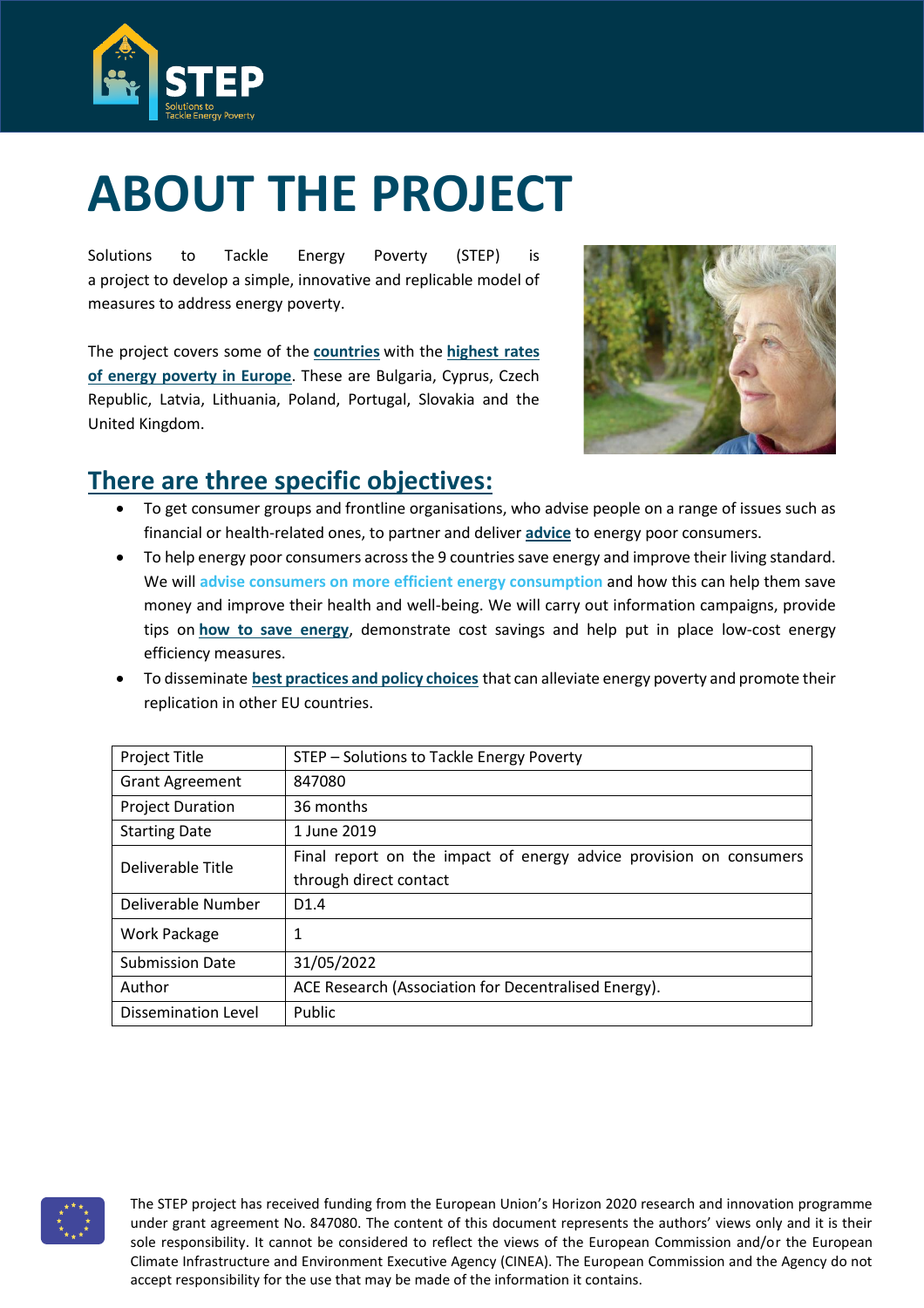# ABOUT THE PROJECT

Solutions to Tackle Energy Poverty (STEP) is a project to develop a simple, innovative and replicable model of measures to address energy poverty.

The project covers some of the **countries** with the **highest rates of energy poverty in Europe**. These are Bulgaria, Cyprus, Czech Republic, Latvia, Lithuania, Poland, Portugal, Slovakia and the United Kingdom.

## There are three specific objectives:

- To get consumer groups and frontline organisations, who advise people on a range of issues such as financial or health-related ones, to partner and deliver **advice** to energy poor consumers.
- To help energy poor consumers across the 9 countries save energy and improve their living standard. We will advise consumers on more efficient energy consumption and how this can help them save money and improve their health and well-being. We will carry out information campaigns, provide tips on **how to save energy**, demonstrate cost savings and help put in place low-cost energy efficiency measures.
- To disseminate **best practices and policy choices** that can alleviate energy poverty and promote their replication in other EU countries.

| | |
|---|---|
| Project Title | STEP – Solutions to Tackle Energy Poverty |
| Grant Agreement | 847080 |
| Project Duration | 36 months |
| Starting Date | 1 June 2019 |
| Deliverable Title | Final report on the impact of energy advice provision on consumers through direct contact |
| Deliverable Number | D1.4 |
| Work Package | 1 |
| Submission Date | 31/05/2022 |
| Author | ACE Research (Association for Decentralised Energy). |
| Dissemination Level | Public |

The STEP project has received funding from the European Union's Horizon 2020 research and innovation programme under grant agreement No. 847080. The content of this document represents the authors' views only and it is their sole responsibility. It cannot be considered to reflect the views of the European Commission and/or the European Climate Infrastructure and Environment Executive Agency (CINEA). The European Commission and the Agency do not accept responsibility for the use that may be made of the information it contains.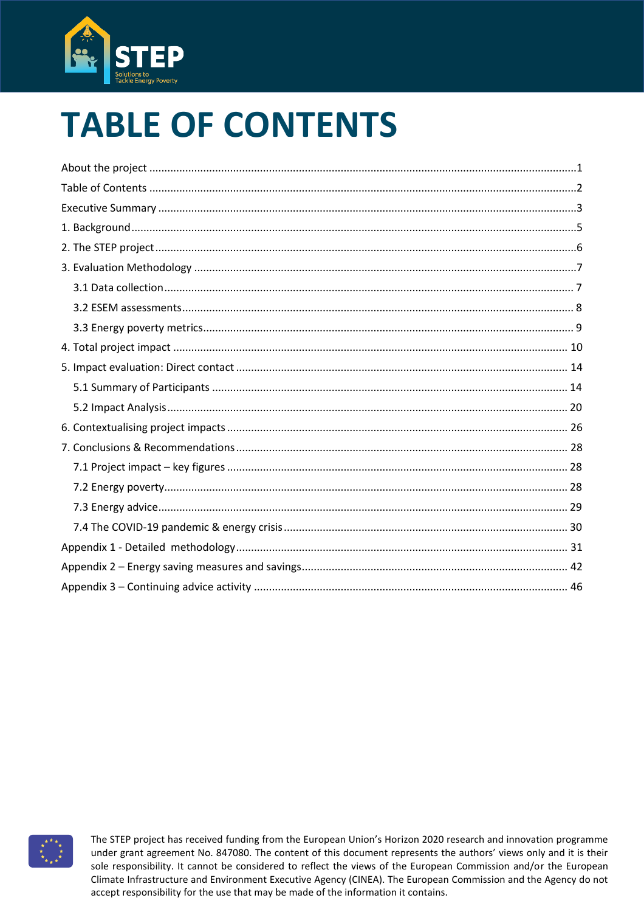# TABLE OF CONTENTS

About the project ........................................................................................................................................1
Table of Contents ........................................................................................................................................2
Executive Summary ......................................................................................................................................3
1. Background...............................................................................................................................................5
2. The STEP project.......................................................................................................................................6
3. Evaluation Methodology ...........................................................................................................................7
   3.1 Data collection ..................................................................................................................................... 7
   3.2 ESEM assessments............................................................................................................................... 8
   3.3 Energy poverty metrics......................................................................................................................... 9
4. Total project impact ................................................................................................................................ 10
5. Impact evaluation: Direct contact ........................................................................................................... 14
   5.1 Summary of Participants .................................................................................................................... 14
   5.2 Impact Analysis ................................................................................................................................... 20
6. Contextualising project impacts ............................................................................................................... 26
7. Conclusions & Recommendations............................................................................................................ 28
   7.1 Project impact – key figures ............................................................................................................... 28
   7.2 Energy poverty..................................................................................................................................... 28
   7.3 Energy advice....................................................................................................................................... 29
   7.4 The COVID-19 pandemic & energy crisis ............................................................................................ 30
Appendix 1 - Detailed methodology............................................................................................................ 31
Appendix 2 – Energy saving measures and savings....................................................................................... 42
Appendix 3 – Continuing advice activity ...................................................................................................... 46

The STEP project has received funding from the European Union's Horizon 2020 research and innovation programme under grant agreement No. 847080. The content of this document represents the authors' views only and it is their sole responsibility. It cannot be considered to reflect the views of the European Commission and/or the European Climate Infrastructure and Environment Executive Agency (CINEA). The European Commission and the Agency do not accept responsibility for the use that may be made of the information it contains.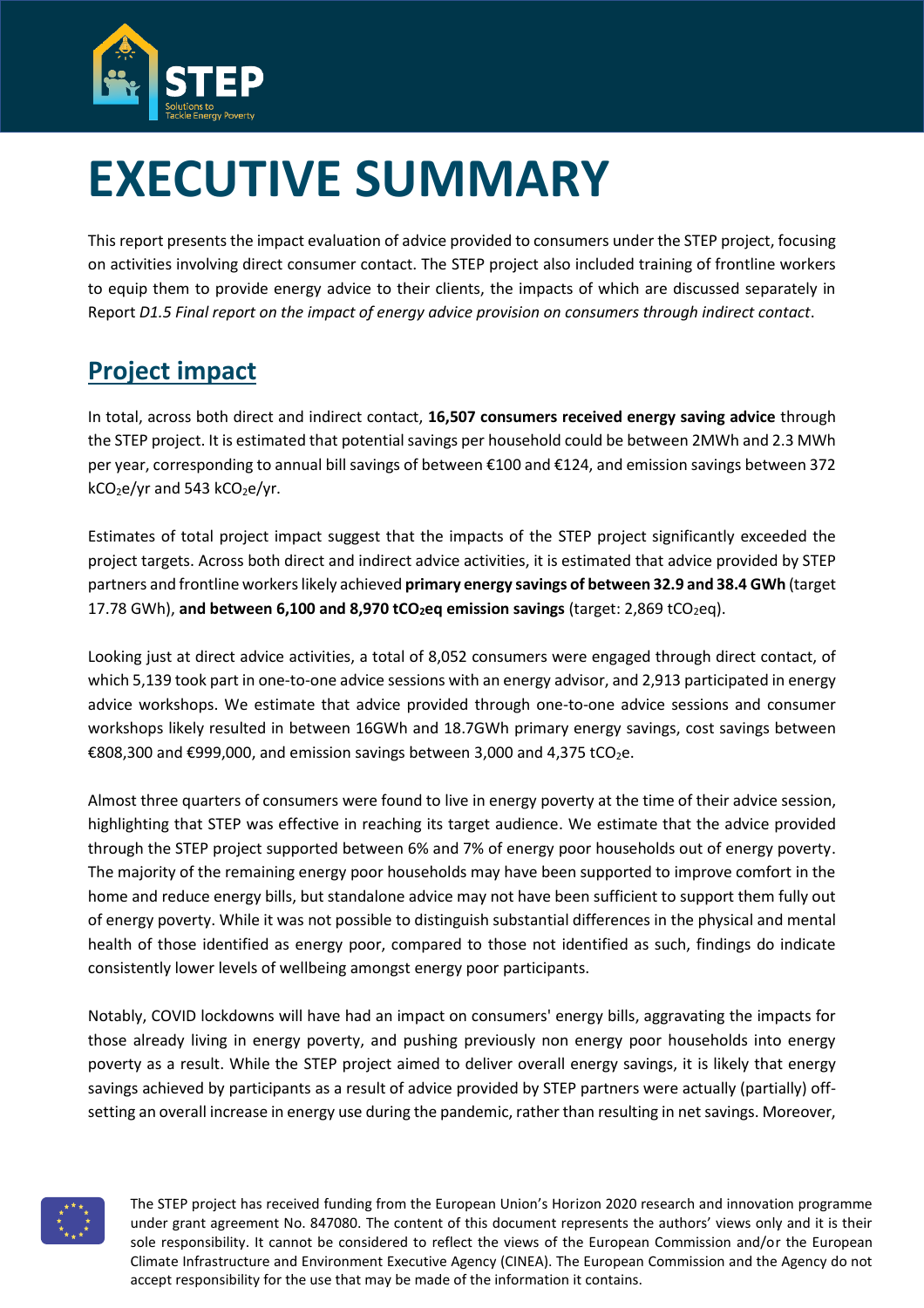# EXECUTIVE SUMMARY

This report presents the impact evaluation of advice provided to consumers under the STEP project, focusing on activities involving direct consumer contact. The STEP project also included training of frontline workers to equip them to provide energy advice to their clients, the impacts of which are discussed separately in Report *D1.5 Final report on the impact of energy advice provision on consumers through indirect contact*.

## Project impact

In total, across both direct and indirect contact, **16,507 consumers received energy saving advice** through the STEP project. It is estimated that potential savings per household could be between 2MWh and 2.3 MWh per year, corresponding to annual bill savings of between €100 and €124, and emission savings between 372 $kCO_2e/yr$ and 543 $kCO_2e/yr$.

Estimates of total project impact suggest that the impacts of the STEP project significantly exceeded the project targets. Across both direct and indirect advice activities, it is estimated that advice provided by STEP partners and frontline workers likely achieved **primary energy savings of between 32.9 and 38.4 GWh** (target 17.78 GWh), **and between 6,100 and 8,970 $tCO_2eq$ emission savings** (target: 2,869 $tCO_2eq$).

Looking just at direct advice activities, a total of 8,052 consumers were engaged through direct contact, of which 5,139 took part in one-to-one advice sessions with an energy advisor, and 2,913 participated in energy advice workshops. We estimate that advice provided through one-to-one advice sessions and consumer workshops likely resulted in between 16GWh and 18.7GWh primary energy savings, cost savings between €808,300 and €999,000, and emission savings between 3,000 and 4,375 $tCO_2e$.

Almost three quarters of consumers were found to live in energy poverty at the time of their advice session, highlighting that STEP was effective in reaching its target audience. We estimate that the advice provided through the STEP project supported between 6% and 7% of energy poor households out of energy poverty. The majority of the remaining energy poor households may have been supported to improve comfort in the home and reduce energy bills, but standalone advice may not have been sufficient to support them fully out of energy poverty. While it was not possible to distinguish substantial differences in the physical and mental health of those identified as energy poor, compared to those not identified as such, findings do indicate consistently lower levels of wellbeing amongst energy poor participants.

Notably, COVID lockdowns will have had an impact on consumers' energy bills, aggravating the impacts for those already living in energy poverty, and pushing previously non energy poor households into energy poverty as a result. While the STEP project aimed to deliver overall energy savings, it is likely that energy savings achieved by participants as a result of advice provided by STEP partners were actually (partially) off-setting an overall increase in energy use during the pandemic, rather than resulting in net savings. Moreover,

The STEP project has received funding from the European Union's Horizon 2020 research and innovation programme under grant agreement No. 847080. The content of this document represents the authors' views only and it is their sole responsibility. It cannot be considered to reflect the views of the European Commission and/or the European Climate Infrastructure and Environment Executive Agency (CINEA). The European Commission and the Agency do not accept responsibility for the use that may be made of the information it contains.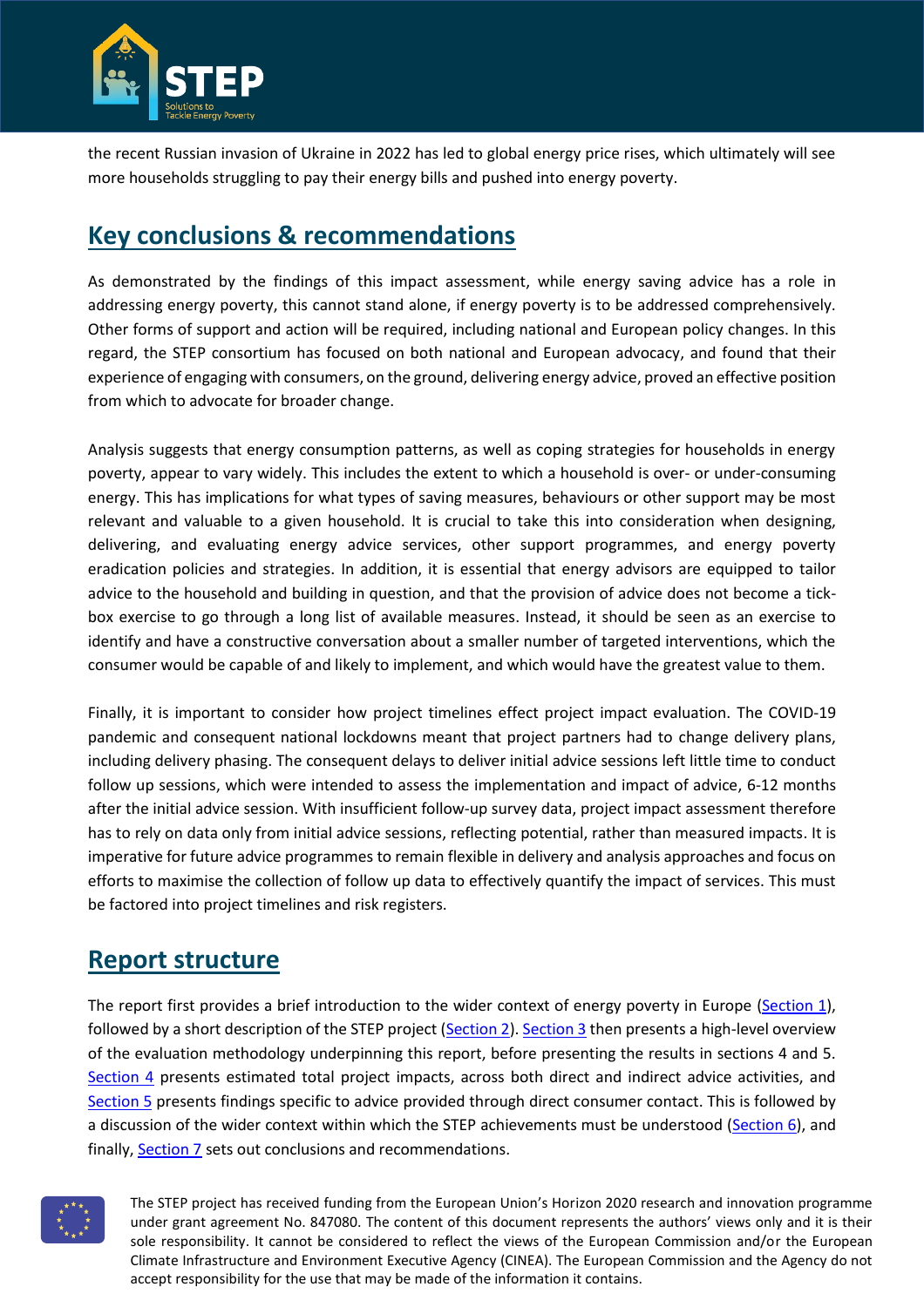the recent Russian invasion of Ukraine in 2022 has led to global energy price rises, which ultimately will see more households struggling to pay their energy bills and pushed into energy poverty.

## Key conclusions & recommendations

As demonstrated by the findings of this impact assessment, while energy saving advice has a role in addressing energy poverty, this cannot stand alone, if energy poverty is to be addressed comprehensively. Other forms of support and action will be required, including national and European policy changes. In this regard, the STEP consortium has focused on both national and European advocacy, and found that their experience of engaging with consumers, on the ground, delivering energy advice, proved an effective position from which to advocate for broader change.

Analysis suggests that energy consumption patterns, as well as coping strategies for households in energy poverty, appear to vary widely. This includes the extent to which a household is over- or under-consuming energy. This has implications for what types of saving measures, behaviours or other support may be most relevant and valuable to a given household. It is crucial to take this into consideration when designing, delivering, and evaluating energy advice services, other support programmes, and energy poverty eradication policies and strategies. In addition, it is essential that energy advisors are equipped to tailor advice to the household and building in question, and that the provision of advice does not become a tick-box exercise to go through a long list of available measures. Instead, it should be seen as an exercise to identify and have a constructive conversation about a smaller number of targeted interventions, which the consumer would be capable of and likely to implement, and which would have the greatest value to them.

Finally, it is important to consider how project timelines effect project impact evaluation. The COVID-19 pandemic and consequent national lockdowns meant that project partners had to change delivery plans, including delivery phasing. The consequent delays to deliver initial advice sessions left little time to conduct follow up sessions, which were intended to assess the implementation and impact of advice, 6-12 months after the initial advice session. With insufficient follow-up survey data, project impact assessment therefore has to rely on data only from initial advice sessions, reflecting potential, rather than measured impacts. It is imperative for future advice programmes to remain flexible in delivery and analysis approaches and focus on efforts to maximise the collection of follow up data to effectively quantify the impact of services. This must be factored into project timelines and risk registers.

## Report structure

The report first provides a brief introduction to the wider context of energy poverty in Europe (Section 1), followed by a short description of the STEP project (Section 2). Section 3 then presents a high-level overview of the evaluation methodology underpinning this report, before presenting the results in sections 4 and 5. Section 4 presents estimated total project impacts, across both direct and indirect advice activities, and Section 5 presents findings specific to advice provided through direct consumer contact. This is followed by a discussion of the wider context within which the STEP achievements must be understood (Section 6), and finally, Section 7 sets out conclusions and recommendations.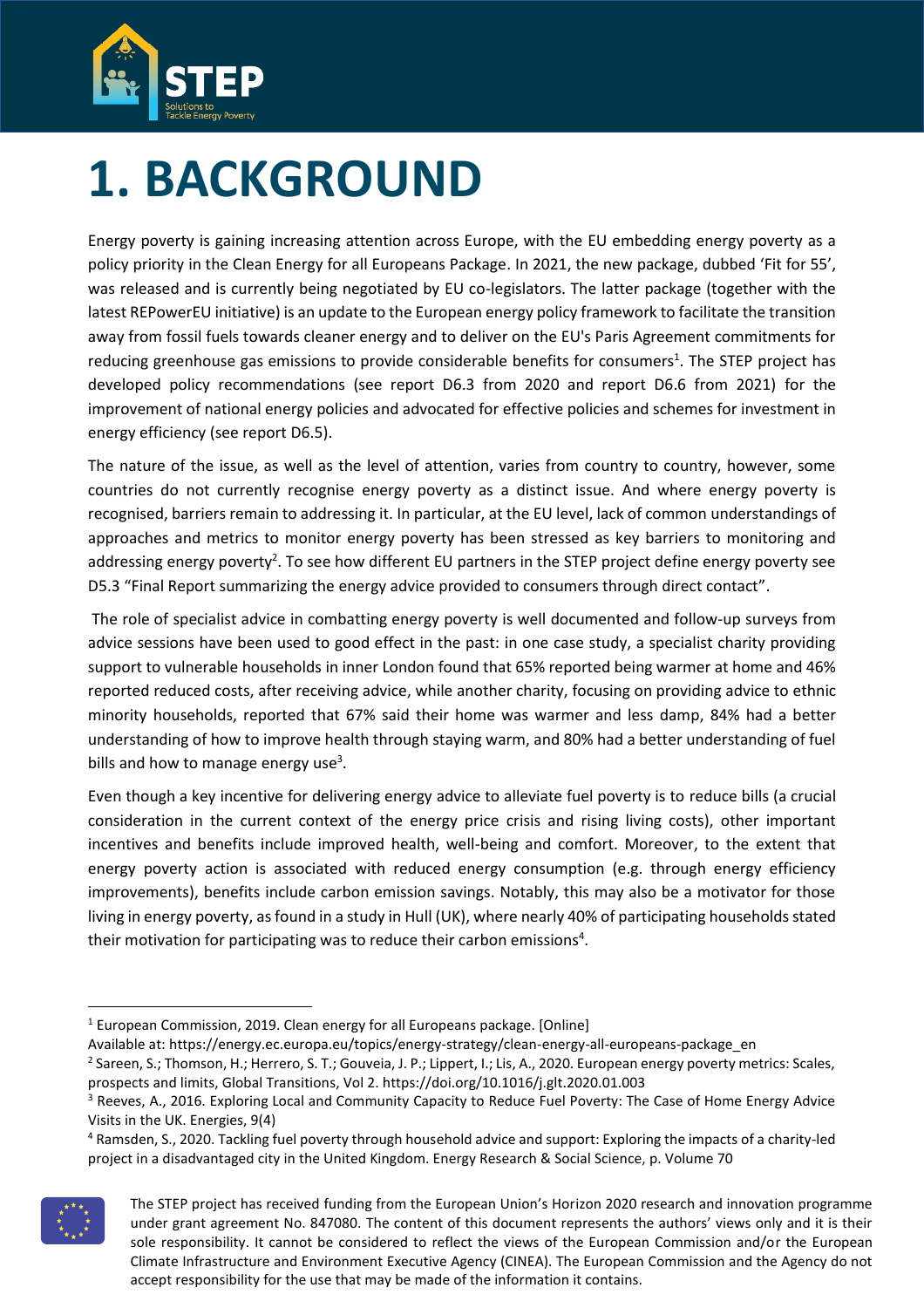# 1. BACKGROUND

Energy poverty is gaining increasing attention across Europe, with the EU embedding energy poverty as a policy priority in the Clean Energy for all Europeans Package. In 2021, the new package, dubbed 'Fit for 55', was released and is currently being negotiated by EU co-legislators. The latter package (together with the latest REPowerEU initiative) is an update to the European energy policy framework to facilitate the transition away from fossil fuels towards cleaner energy and to deliver on the EU's Paris Agreement commitments for reducing greenhouse gas emissions to provide considerable benefits for consumers[1]. The STEP project has developed policy recommendations (see report D6.3 from 2020 and report D6.6 from 2021) for the improvement of national energy policies and advocated for effective policies and schemes for investment in energy efficiency (see report D6.5).

The nature of the issue, as well as the level of attention, varies from country to country, however, some countries do not currently recognise energy poverty as a distinct issue. And where energy poverty is recognised, barriers remain to addressing it. In particular, at the EU level, lack of common understandings of approaches and metrics to monitor energy poverty has been stressed as key barriers to monitoring and addressing energy poverty[2]. To see how different EU partners in the STEP project define energy poverty see D5.3 "Final Report summarizing the energy advice provided to consumers through direct contact".

The role of specialist advice in combatting energy poverty is well documented and follow-up surveys from advice sessions have been used to good effect in the past: in one case study, a specialist charity providing support to vulnerable households in inner London found that 65% reported being warmer at home and 46% reported reduced costs, after receiving advice, while another charity, focusing on providing advice to ethnic minority households, reported that 67% said their home was warmer and less damp, 84% had a better understanding of how to improve health through staying warm, and 80% had a better understanding of fuel bills and how to manage energy use[3].

Even though a key incentive for delivering energy advice to alleviate fuel poverty is to reduce bills (a crucial consideration in the current context of the energy price crisis and rising living costs), other important incentives and benefits include improved health, well-being and comfort. Moreover, to the extent that energy poverty action is associated with reduced energy consumption (e.g. through energy efficiency improvements), benefits include carbon emission savings. Notably, this may also be a motivator for those living in energy poverty, as found in a study in Hull (UK), where nearly 40% of participating households stated their motivation for participating was to reduce their carbon emissions[4].

---

[1] European Commission, 2019. Clean energy for all Europeans package. [Online] Available at: https://energy.ec.europa.eu/topics/energy-strategy/clean-energy-all-europeans-package_en

[2] Sareen, S.; Thomson, H.; Herrero, S. T.; Gouveia, J. P.; Lippert, I.; Lis, A., 2020. European energy poverty metrics: Scales, prospects and limits, Global Transitions, Vol 2. https://doi.org/10.1016/j.glt.2020.01.003

[3] Reeves, A., 2016. Exploring Local and Community Capacity to Reduce Fuel Poverty: The Case of Home Energy Advice Visits in the UK. Energies, 9(4)

[4] Ramsden, S., 2020. Tackling fuel poverty through household advice and support: Exploring the impacts of a charity-led project in a disadvantaged city in the United Kingdom. Energy Research & Social Science, p. Volume 70

The STEP project has received funding from the European Union's Horizon 2020 research and innovation programme under grant agreement No. 847080. The content of this document represents the authors' views only and it is their sole responsibility. It cannot be considered to reflect the views of the European Commission and/or the European Climate Infrastructure and Environment Executive Agency (CINEA). The European Commission and the Agency do not accept responsibility for the use that may be made of the information it contains.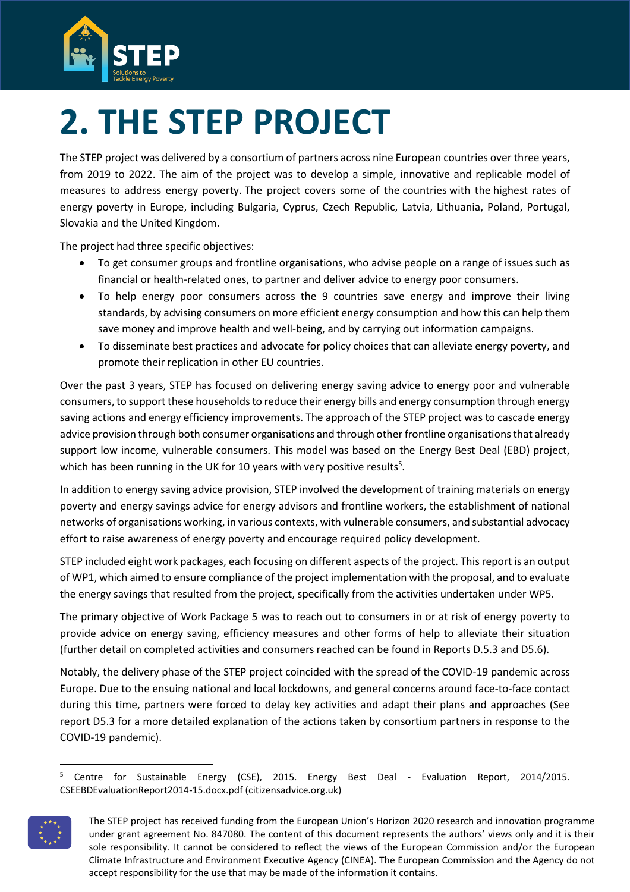# 2. THE STEP PROJECT

The STEP project was delivered by a consortium of partners across nine European countries over three years, from 2019 to 2022. The aim of the project was to develop a simple, innovative and replicable model of measures to address energy poverty. The project covers some of the countries with the highest rates of energy poverty in Europe, including Bulgaria, Cyprus, Czech Republic, Latvia, Lithuania, Poland, Portugal, Slovakia and the United Kingdom.

The project had three specific objectives:

- To get consumer groups and frontline organisations, who advise people on a range of issues such as financial or health-related ones, to partner and deliver advice to energy poor consumers.
- To help energy poor consumers across the 9 countries save energy and improve their living standards, by advising consumers on more efficient energy consumption and how this can help them save money and improve health and well-being, and by carrying out information campaigns.
- To disseminate best practices and advocate for policy choices that can alleviate energy poverty, and promote their replication in other EU countries.

Over the past 3 years, STEP has focused on delivering energy saving advice to energy poor and vulnerable consumers, to support these households to reduce their energy bills and energy consumption through energy saving actions and energy efficiency improvements. The approach of the STEP project was to cascade energy advice provision through both consumer organisations and through other frontline organisations that already support low income, vulnerable consumers. This model was based on the Energy Best Deal (EBD) project, which has been running in the UK for 10 years with very positive results[5].

In addition to energy saving advice provision, STEP involved the development of training materials on energy poverty and energy savings advice for energy advisors and frontline workers, the establishment of national networks of organisations working, in various contexts, with vulnerable consumers, and substantial advocacy effort to raise awareness of energy poverty and encourage required policy development.

STEP included eight work packages, each focusing on different aspects of the project. This report is an output of WP1, which aimed to ensure compliance of the project implementation with the proposal, and to evaluate the energy savings that resulted from the project, specifically from the activities undertaken under WP5.

The primary objective of Work Package 5 was to reach out to consumers in or at risk of energy poverty to provide advice on energy saving, efficiency measures and other forms of help to alleviate their situation (further detail on completed activities and consumers reached can be found in Reports D.5.3 and D5.6).

Notably, the delivery phase of the STEP project coincided with the spread of the COVID-19 pandemic across Europe. Due to the ensuing national and local lockdowns, and general concerns around face-to-face contact during this time, partners were forced to delay key activities and adapt their plans and approaches (See report D5.3 for a more detailed explanation of the actions taken by consortium partners in response to the COVID-19 pandemic).

[5] Centre for Sustainable Energy (CSE), 2015. Energy Best Deal - Evaluation Report, 2014/2015. CSEEBDEvaluationReport2014-15.docx.pdf (citizensadvice.org.uk)

The STEP project has received funding from the European Union's Horizon 2020 research and innovation programme under grant agreement No. 847080. The content of this document represents the authors' views only and it is their sole responsibility. It cannot be considered to reflect the views of the European Commission and/or the European Climate Infrastructure and Environment Executive Agency (CINEA). The European Commission and the Agency do not accept responsibility for the use that may be made of the information it contains.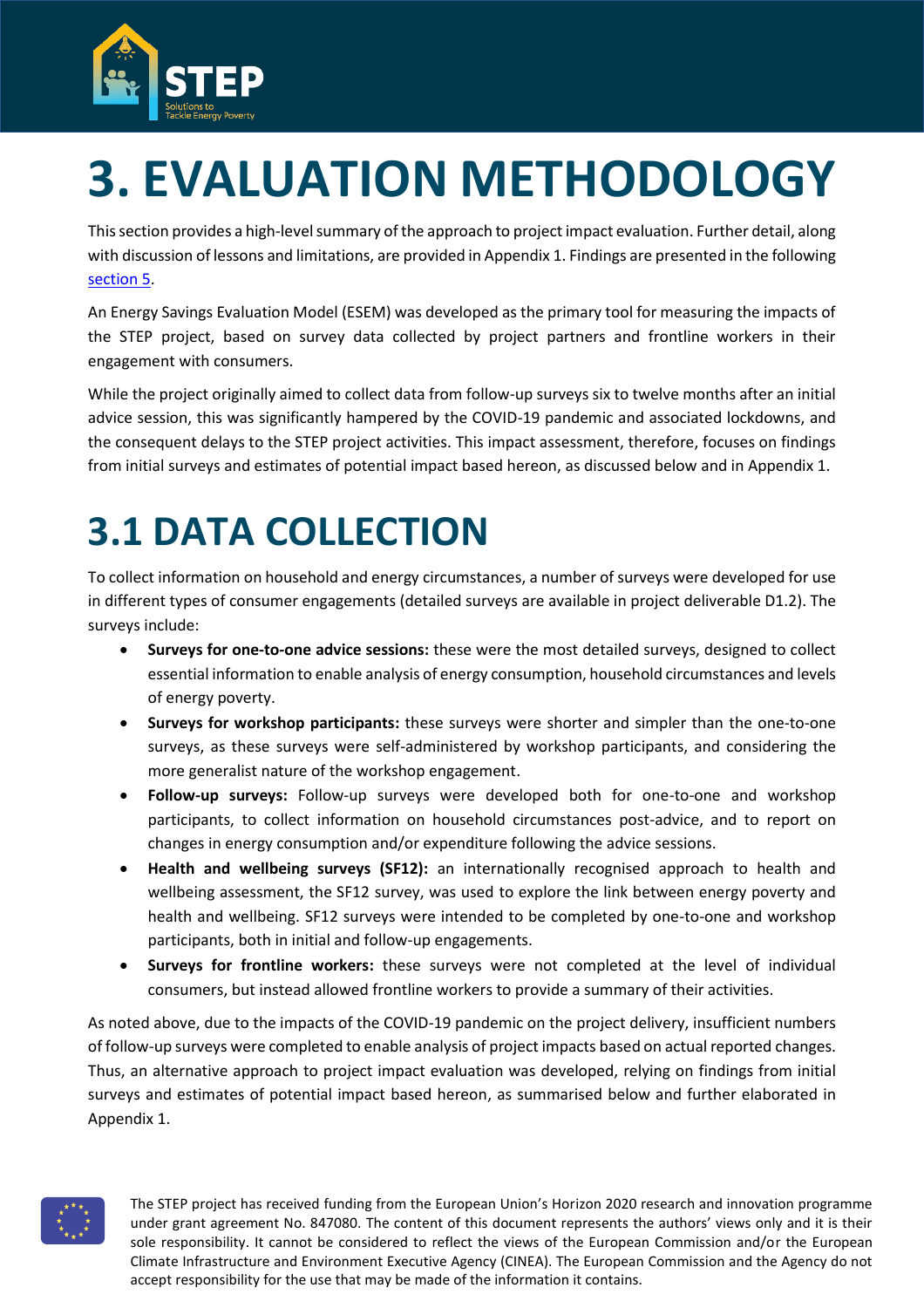# 3. EVALUATION METHODOLOGY

This section provides a high-level summary of the approach to project impact evaluation. Further detail, along with discussion of lessons and limitations, are provided in Appendix 1. Findings are presented in the following section 5.

An Energy Savings Evaluation Model (ESEM) was developed as the primary tool for measuring the impacts of the STEP project, based on survey data collected by project partners and frontline workers in their engagement with consumers.

While the project originally aimed to collect data from follow-up surveys six to twelve months after an initial advice session, this was significantly hampered by the COVID-19 pandemic and associated lockdowns, and the consequent delays to the STEP project activities. This impact assessment, therefore, focuses on findings from initial surveys and estimates of potential impact based hereon, as discussed below and in Appendix 1.

## 3.1 DATA COLLECTION

To collect information on household and energy circumstances, a number of surveys were developed for use in different types of consumer engagements (detailed surveys are available in project deliverable D1.2). The surveys include:

- **Surveys for one-to-one advice sessions:** these were the most detailed surveys, designed to collect essential information to enable analysis of energy consumption, household circumstances and levels of energy poverty.
- **Surveys for workshop participants:** these surveys were shorter and simpler than the one-to-one surveys, as these surveys were self-administered by workshop participants, and considering the more generalist nature of the workshop engagement.
- **Follow-up surveys:** Follow-up surveys were developed both for one-to-one and workshop participants, to collect information on household circumstances post-advice, and to report on changes in energy consumption and/or expenditure following the advice sessions.
- **Health and wellbeing surveys (SF12):** an internationally recognised approach to health and wellbeing assessment, the SF12 survey, was used to explore the link between energy poverty and health and wellbeing. SF12 surveys were intended to be completed by one-to-one and workshop participants, both in initial and follow-up engagements.
- **Surveys for frontline workers:** these surveys were not completed at the level of individual consumers, but instead allowed frontline workers to provide a summary of their activities.

As noted above, due to the impacts of the COVID-19 pandemic on the project delivery, insufficient numbers of follow-up surveys were completed to enable analysis of project impacts based on actual reported changes. Thus, an alternative approach to project impact evaluation was developed, relying on findings from initial surveys and estimates of potential impact based hereon, as summarised below and further elaborated in Appendix 1.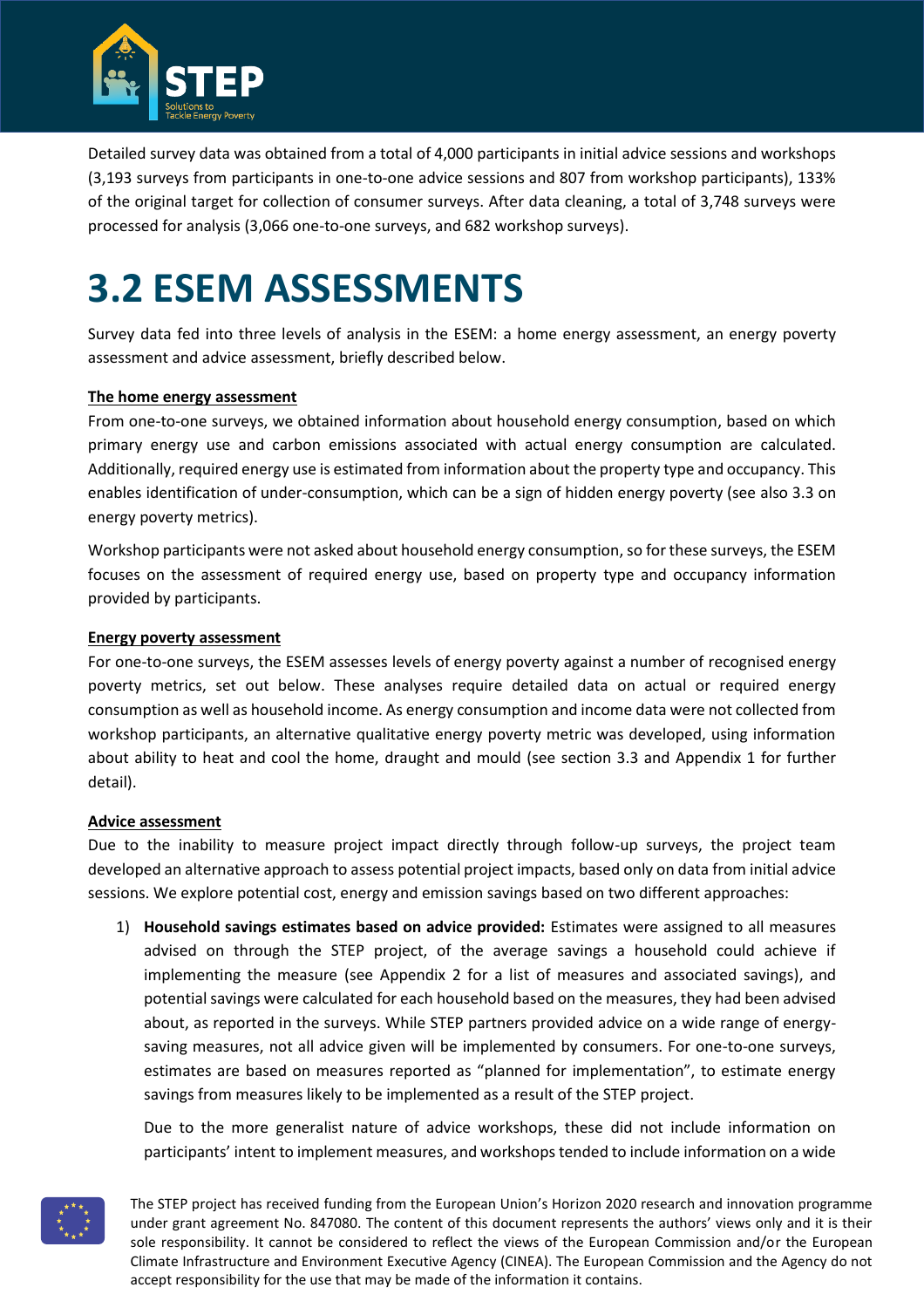Detailed survey data was obtained from a total of 4,000 participants in initial advice sessions and workshops (3,193 surveys from participants in one-to-one advice sessions and 807 from workshop participants), 133% of the original target for collection of consumer surveys. After data cleaning, a total of 3,748 surveys were processed for analysis (3,066 one-to-one surveys, and 682 workshop surveys).

# 3.2 ESEM ASSESSMENTS

Survey data fed into three levels of analysis in the ESEM: a home energy assessment, an energy poverty assessment and advice assessment, briefly described below.

**The home energy assessment**

From one-to-one surveys, we obtained information about household energy consumption, based on which primary energy use and carbon emissions associated with actual energy consumption are calculated. Additionally, required energy use is estimated from information about the property type and occupancy. This enables identification of under-consumption, which can be a sign of hidden energy poverty (see also 3.3 on energy poverty metrics).

Workshop participants were not asked about household energy consumption, so for these surveys, the ESEM focuses on the assessment of required energy use, based on property type and occupancy information provided by participants.

**Energy poverty assessment**

For one-to-one surveys, the ESEM assesses levels of energy poverty against a number of recognised energy poverty metrics, set out below. These analyses require detailed data on actual or required energy consumption as well as household income. As energy consumption and income data were not collected from workshop participants, an alternative qualitative energy poverty metric was developed, using information about ability to heat and cool the home, draught and mould (see section 3.3 and Appendix 1 for further detail).

**Advice assessment**

Due to the inability to measure project impact directly through follow-up surveys, the project team developed an alternative approach to assess potential project impacts, based only on data from initial advice sessions. We explore potential cost, energy and emission savings based on two different approaches:

1) **Household savings estimates based on advice provided:** Estimates were assigned to all measures advised on through the STEP project, of the average savings a household could achieve if implementing the measure (see Appendix 2 for a list of measures and associated savings), and potential savings were calculated for each household based on the measures, they had been advised about, as reported in the surveys. While STEP partners provided advice on a wide range of energy-saving measures, not all advice given will be implemented by consumers. For one-to-one surveys, estimates are based on measures reported as "planned for implementation", to estimate energy savings from measures likely to be implemented as a result of the STEP project.

   Due to the more generalist nature of advice workshops, these did not include information on participants' intent to implement measures, and workshops tended to include information on a wide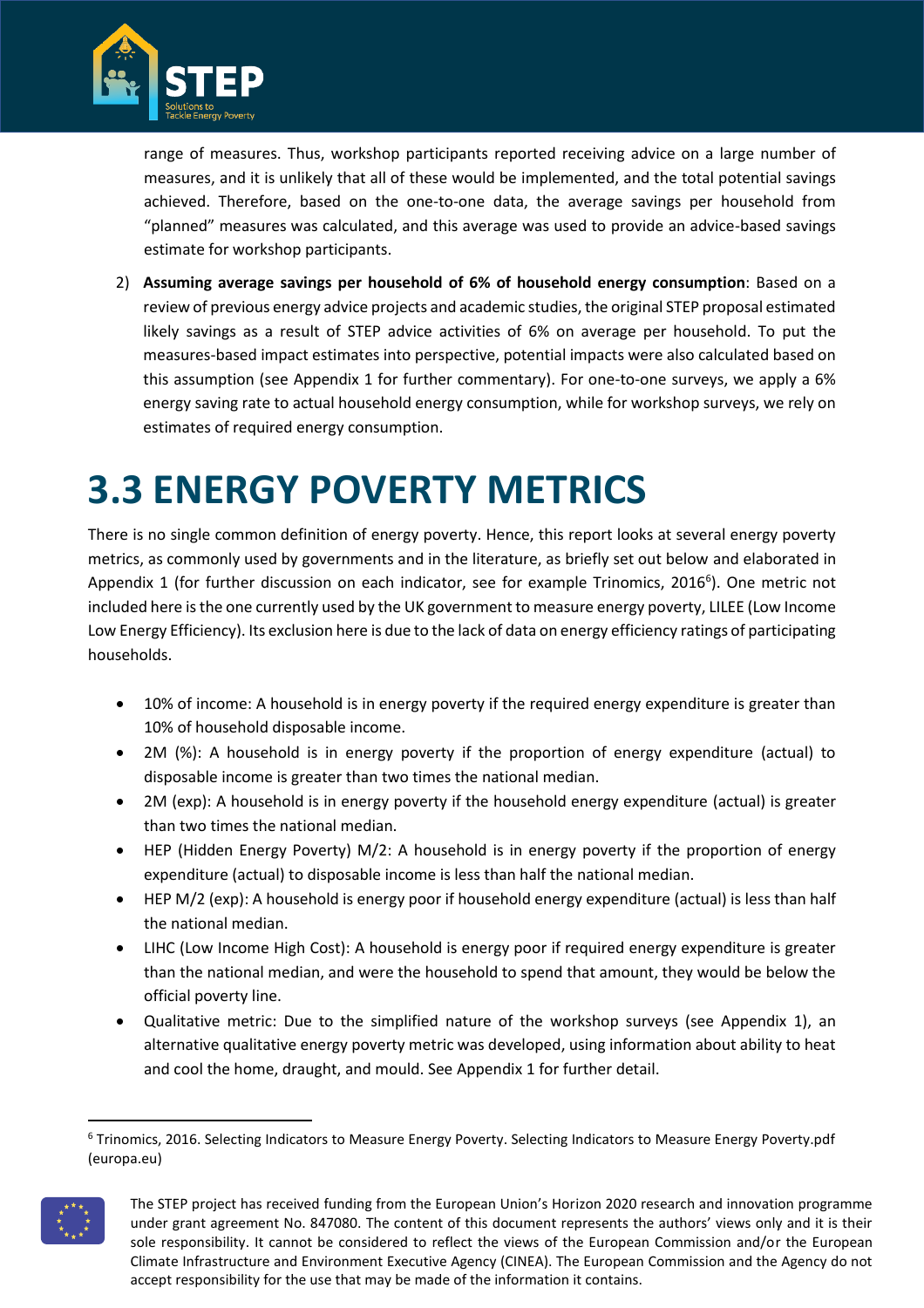range of measures. Thus, workshop participants reported receiving advice on a large number of measures, and it is unlikely that all of these would be implemented, and the total potential savings achieved. Therefore, based on the one-to-one data, the average savings per household from "planned" measures was calculated, and this average was used to provide an advice-based savings estimate for workshop participants.

2) **Assuming average savings per household of 6% of household energy consumption**: Based on a review of previous energy advice projects and academic studies, the original STEP proposal estimated likely savings as a result of STEP advice activities of 6% on average per household. To put the measures-based impact estimates into perspective, potential impacts were also calculated based on this assumption (see Appendix 1 for further commentary). For one-to-one surveys, we apply a 6% energy saving rate to actual household energy consumption, while for workshop surveys, we rely on estimates of required energy consumption.

# 3.3 ENERGY POVERTY METRICS

There is no single common definition of energy poverty. Hence, this report looks at several energy poverty metrics, as commonly used by governments and in the literature, as briefly set out below and elaborated in Appendix 1 (for further discussion on each indicator, see for example Trinomics, 2016[6]). One metric not included here is the one currently used by the UK government to measure energy poverty, LILEE (Low Income Low Energy Efficiency). Its exclusion here is due to the lack of data on energy efficiency ratings of participating households.

- 10% of income: A household is in energy poverty if the required energy expenditure is greater than 10% of household disposable income.
- 2M (%): A household is in energy poverty if the proportion of energy expenditure (actual) to disposable income is greater than two times the national median.
- 2M (exp): A household is in energy poverty if the household energy expenditure (actual) is greater than two times the national median.
- HEP (Hidden Energy Poverty) M/2: A household is in energy poverty if the proportion of energy expenditure (actual) to disposable income is less than half the national median.
- HEP M/2 (exp): A household is energy poor if household energy expenditure (actual) is less than half the national median.
- LIHC (Low Income High Cost): A household is energy poor if required energy expenditure is greater than the national median, and were the household to spend that amount, they would be below the official poverty line.
- Qualitative metric: Due to the simplified nature of the workshop surveys (see Appendix 1), an alternative qualitative energy poverty metric was developed, using information about ability to heat and cool the home, draught, and mould. See Appendix 1 for further detail.

[6] Trinomics, 2016. Selecting Indicators to Measure Energy Poverty. Selecting Indicators to Measure Energy Poverty.pdf (europa.eu)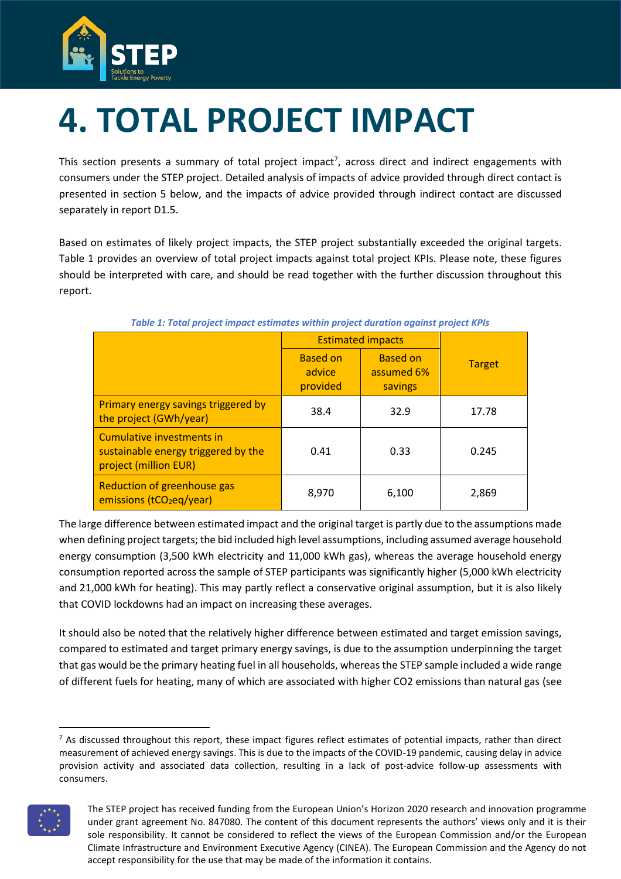# 4. TOTAL PROJECT IMPACT

This section presents a summary of total project impact[7], across direct and indirect engagements with consumers under the STEP project. Detailed analysis of impacts of advice provided through direct contact is presented in section 5 below, and the impacts of advice provided through indirect contact are discussed separately in report D1.5.

Based on estimates of likely project impacts, the STEP project substantially exceeded the original targets. Table 1 provides an overview of total project impacts against total project KPIs. Please note, these figures should be interpreted with care, and should be read together with the further discussion throughout this report.

*Table 1: Total project impact estimates within project duration against project KPIs*

| | Estimated impacts | | Target |
|---|---|---|---|
| | Based on advice provided | Based on assumed 6% savings | |
| Primary energy savings triggered by the project (GWh/year) | 38.4 | 32.9 | 17.78 |
| Cumulative investments in sustainable energy triggered by the project (million EUR) | 0.41 | 0.33 | 0.245 |
| Reduction of greenhouse gas emissions ($tCO_2eq$/year) | 8,970 | 6,100 | 2,869 |

The large difference between estimated impact and the original target is partly due to the assumptions made when defining project targets; the bid included high level assumptions, including assumed average household energy consumption (3,500 kWh electricity and 11,000 kWh gas), whereas the average household energy consumption reported across the sample of STEP participants was significantly higher (5,000 kWh electricity and 21,000 kWh for heating). This may partly reflect a conservative original assumption, but it is also likely that COVID lockdowns had an impact on increasing these averages.

It should also be noted that the relatively higher difference between estimated and target emission savings, compared to estimated and target primary energy savings, is due to the assumption underpinning the target that gas would be the primary heating fuel in all households, whereas the STEP sample included a wide range of different fuels for heating, many of which are associated with higher CO2 emissions than natural gas (see

[7] As discussed throughout this report, these impact figures reflect estimates of potential impacts, rather than direct measurement of achieved energy savings. This is due to the impacts of the COVID-19 pandemic, causing delay in advice provision activity and associated data collection, resulting in a lack of post-advice follow-up assessments with consumers.

The STEP project has received funding from the European Union's Horizon 2020 research and innovation programme under grant agreement No. 847080. The content of this document represents the authors' views only and it is their sole responsibility. It cannot be considered to reflect the views of the European Commission and/or the European Climate Infrastructure and Environment Executive Agency (CINEA). The European Commission and the Agency do not accept responsibility for the use that may be made of the information it contains.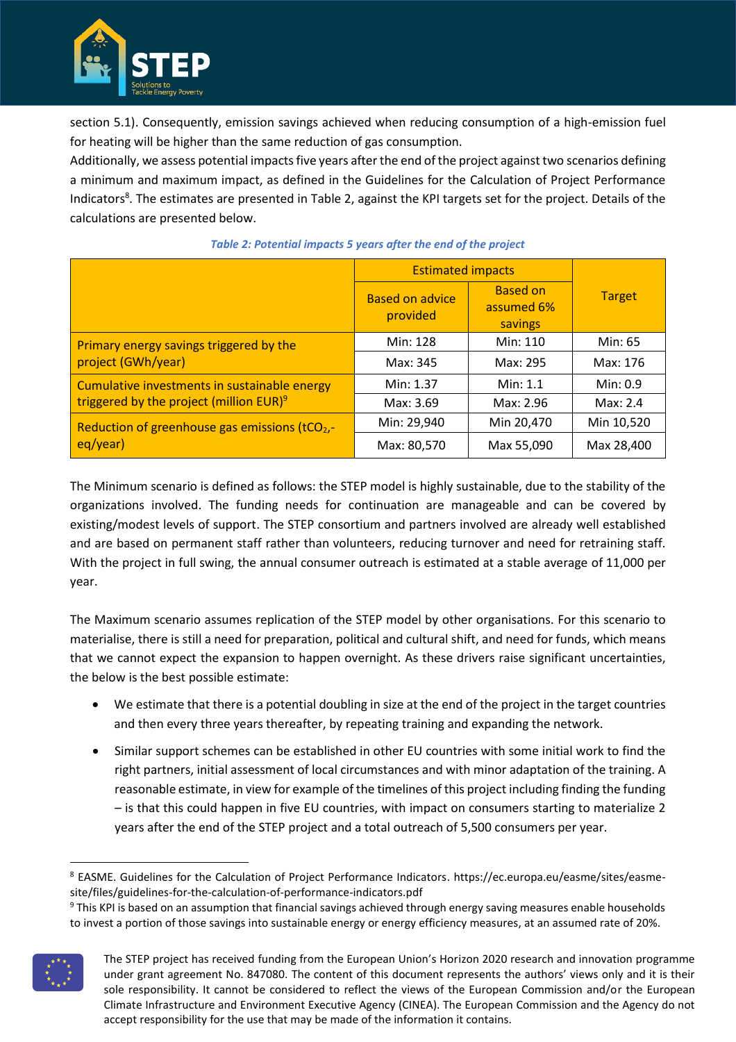section 5.1). Consequently, emission savings achieved when reducing consumption of a high-emission fuel for heating will be higher than the same reduction of gas consumption.

Additionally, we assess potential impacts five years after the end of the project against two scenarios defining a minimum and maximum impact, as defined in the Guidelines for the Calculation of Project Performance Indicators[8]. The estimates are presented in Table 2, against the KPI targets set for the project. Details of the calculations are presented below.

*Table 2: Potential impacts 5 years after the end of the project*

| | Estimated impacts | | Target |
|---|---|---|---|
| | Based on advice provided | Based on assumed 6% savings | |
| Primary energy savings triggered by the project (GWh/year) | Min: 128 | Min: 110 | Min: 65 |
| | Max: 345 | Max: 295 | Max: 176 |
| Cumulative investments in sustainable energy triggered by the project (million EUR)[9] | Min: 1.37 | Min: 1.1 | Min: 0.9 |
| | Max: 3.69 | Max: 2.96 | Max: 2.4 |
| Reduction of greenhouse gas emissions ($tCO_2$,-eq/year) | Min: 29,940 | Min 20,470 | Min 10,520 |
| | Max: 80,570 | Max 55,090 | Max 28,400 |

The Minimum scenario is defined as follows: the STEP model is highly sustainable, due to the stability of the organizations involved. The funding needs for continuation are manageable and can be covered by existing/modest levels of support. The STEP consortium and partners involved are already well established and are based on permanent staff rather than volunteers, reducing turnover and need for retraining staff. With the project in full swing, the annual consumer outreach is estimated at a stable average of 11,000 per year.

The Maximum scenario assumes replication of the STEP model by other organisations. For this scenario to materialise, there is still a need for preparation, political and cultural shift, and need for funds, which means that we cannot expect the expansion to happen overnight. As these drivers raise significant uncertainties, the below is the best possible estimate:

- We estimate that there is a potential doubling in size at the end of the project in the target countries and then every three years thereafter, by repeating training and expanding the network.
- Similar support schemes can be established in other EU countries with some initial work to find the right partners, initial assessment of local circumstances and with minor adaptation of the training. A reasonable estimate, in view for example of the timelines of this project including finding the funding – is that this could happen in five EU countries, with impact on consumers starting to materialize 2 years after the end of the STEP project and a total outreach of 5,500 consumers per year.

[8] EASME. Guidelines for the Calculation of Project Performance Indicators. https://ec.europa.eu/easme/sites/easme-site/files/guidelines-for-the-calculation-of-performance-indicators.pdf

[9] This KPI is based on an assumption that financial savings achieved through energy saving measures enable households to invest a portion of those savings into sustainable energy or energy efficiency measures, at an assumed rate of 20%.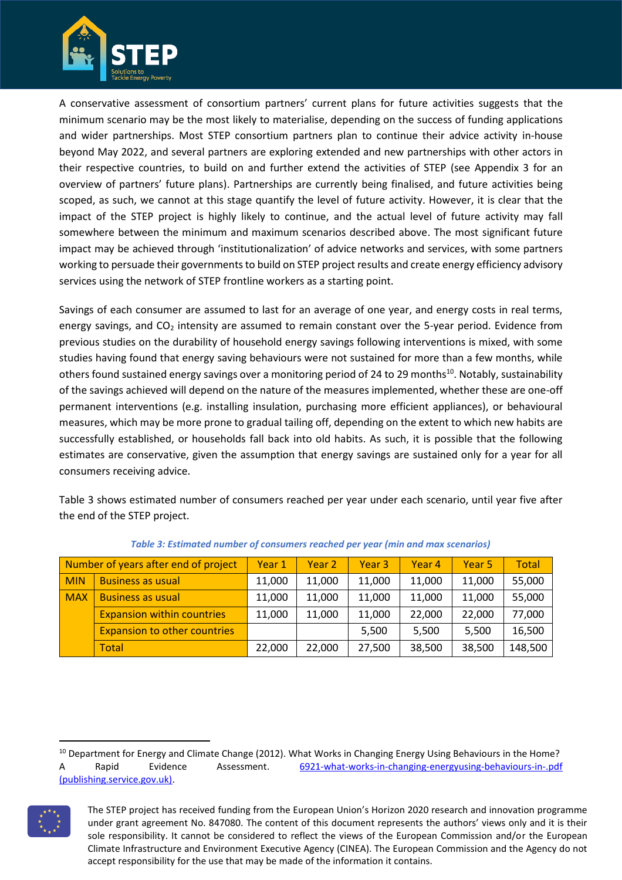A conservative assessment of consortium partners' current plans for future activities suggests that the minimum scenario may be the most likely to materialise, depending on the success of funding applications and wider partnerships. Most STEP consortium partners plan to continue their advice activity in-house beyond May 2022, and several partners are exploring extended and new partnerships with other actors in their respective countries, to build on and further extend the activities of STEP (see Appendix 3 for an overview of partners' future plans). Partnerships are currently being finalised, and future activities being scoped, as such, we cannot at this stage quantify the level of future activity. However, it is clear that the impact of the STEP project is highly likely to continue, and the actual level of future activity may fall somewhere between the minimum and maximum scenarios described above. The most significant future impact may be achieved through 'institutionalization' of advice networks and services, with some partners working to persuade their governments to build on STEP project results and create energy efficiency advisory services using the network of STEP frontline workers as a starting point.

Savings of each consumer are assumed to last for an average of one year, and energy costs in real terms, energy savings, and $CO_2$ intensity are assumed to remain constant over the 5-year period. Evidence from previous studies on the durability of household energy savings following interventions is mixed, with some studies having found that energy saving behaviours were not sustained for more than a few months, while others found sustained energy savings over a monitoring period of 24 to 29 months[10]. Notably, sustainability of the savings achieved will depend on the nature of the measures implemented, whether these are one-off permanent interventions (e.g. installing insulation, purchasing more efficient appliances), or behavioural measures, which may be more prone to gradual tailing off, depending on the extent to which new habits are successfully established, or households fall back into old habits. As such, it is possible that the following estimates are conservative, given the assumption that energy savings are sustained only for a year for all consumers receiving advice.

Table 3 shows estimated number of consumers reached per year under each scenario, until year five after the end of the STEP project.

*Table 3: Estimated number of consumers reached per year (min and max scenarios)*

| Number of years after end of project | | Year 1 | Year 2 | Year 3 | Year 4 | Year 5 | Total |
|---|---|---|---|---|---|---|---|
| MIN | Business as usual | 11,000 | 11,000 | 11,000 | 11,000 | 11,000 | 55,000 |
| MAX | Business as usual | 11,000 | 11,000 | 11,000 | 11,000 | 11,000 | 55,000 |
| | Expansion within countries | 11,000 | 11,000 | 11,000 | 22,000 | 22,000 | 77,000 |
| | Expansion to other countries | | | 5,500 | 5,500 | 5,500 | 16,500 |
| | Total | 22,000 | 22,000 | 27,500 | 38,500 | 38,500 | 148,500 |

[10] Department for Energy and Climate Change (2012). What Works in Changing Energy Using Behaviours in the Home? A Rapid Evidence Assessment. 6921-what-works-in-changing-energyusing-behaviours-in-.pdf (publishing.service.gov.uk).

The STEP project has received funding from the European Union's Horizon 2020 research and innovation programme under grant agreement No. 847080. The content of this document represents the authors' views only and it is their sole responsibility. It cannot be considered to reflect the views of the European Commission and/or the European Climate Infrastructure and Environment Executive Agency (CINEA). The European Commission and the Agency do not accept responsibility for the use that may be made of the information it contains.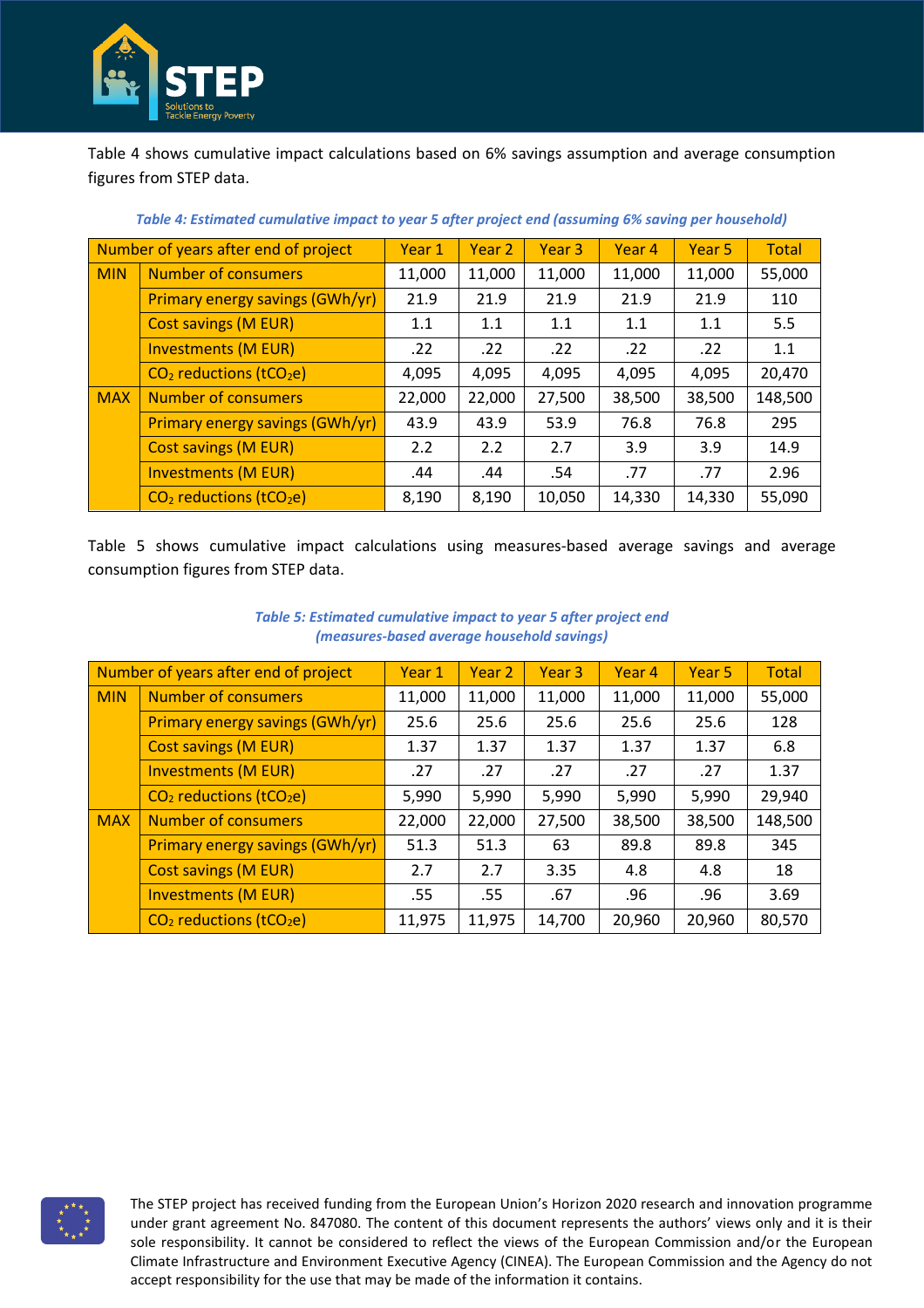Table 4 shows cumulative impact calculations based on 6% savings assumption and average consumption figures from STEP data.

*Table 4: Estimated cumulative impact to year 5 after project end (assuming 6% saving per household)*

| Number of years after end of project | | Year 1 | Year 2 | Year 3 | Year 4 | Year 5 | Total |
|---|---|---|---|---|---|---|---|
| MIN | Number of consumers | 11,000 | 11,000 | 11,000 | 11,000 | 11,000 | 55,000 |
| | Primary energy savings (GWh/yr) | 21.9 | 21.9 | 21.9 | 21.9 | 21.9 | 110 |
| | Cost savings (M EUR) | 1.1 | 1.1 | 1.1 | 1.1 | 1.1 | 5.5 |
| | Investments (M EUR) | .22 | .22 | .22 | .22 | .22 | 1.1 |
| | $CO_2$ reductions ($tCO_2e$) | 4,095 | 4,095 | 4,095 | 4,095 | 4,095 | 20,470 |
| MAX | Number of consumers | 22,000 | 22,000 | 27,500 | 38,500 | 38,500 | 148,500 |
| | Primary energy savings (GWh/yr) | 43.9 | 43.9 | 53.9 | 76.8 | 76.8 | 295 |
| | Cost savings (M EUR) | 2.2 | 2.2 | 2.7 | 3.9 | 3.9 | 14.9 |
| | Investments (M EUR) | .44 | .44 | .54 | .77 | .77 | 2.96 |
| | $CO_2$ reductions ($tCO_2e$) | 8,190 | 8,190 | 10,050 | 14,330 | 14,330 | 55,090 |

Table 5 shows cumulative impact calculations using measures-based average savings and average consumption figures from STEP data.

*Table 5: Estimated cumulative impact to year 5 after project end (measures-based average household savings)*

| Number of years after end of project | | Year 1 | Year 2 | Year 3 | Year 4 | Year 5 | Total |
|---|---|---|---|---|---|---|---|
| MIN | Number of consumers | 11,000 | 11,000 | 11,000 | 11,000 | 11,000 | 55,000 |
| | Primary energy savings (GWh/yr) | 25.6 | 25.6 | 25.6 | 25.6 | 25.6 | 128 |
| | Cost savings (M EUR) | 1.37 | 1.37 | 1.37 | 1.37 | 1.37 | 6.8 |
| | Investments (M EUR) | .27 | .27 | .27 | .27 | .27 | 1.37 |
| | $CO_2$ reductions ($tCO_2e$) | 5,990 | 5,990 | 5,990 | 5,990 | 5,990 | 29,940 |
| MAX | Number of consumers | 22,000 | 22,000 | 27,500 | 38,500 | 38,500 | 148,500 |
| | Primary energy savings (GWh/yr) | 51.3 | 51.3 | 63 | 89.8 | 89.8 | 345 |
| | Cost savings (M EUR) | 2.7 | 2.7 | 3.35 | 4.8 | 4.8 | 18 |
| | Investments (M EUR) | .55 | .55 | .67 | .96 | .96 | 3.69 |
| | $CO_2$ reductions ($tCO_2e$) | 11,975 | 11,975 | 14,700 | 20,960 | 20,960 | 80,570 |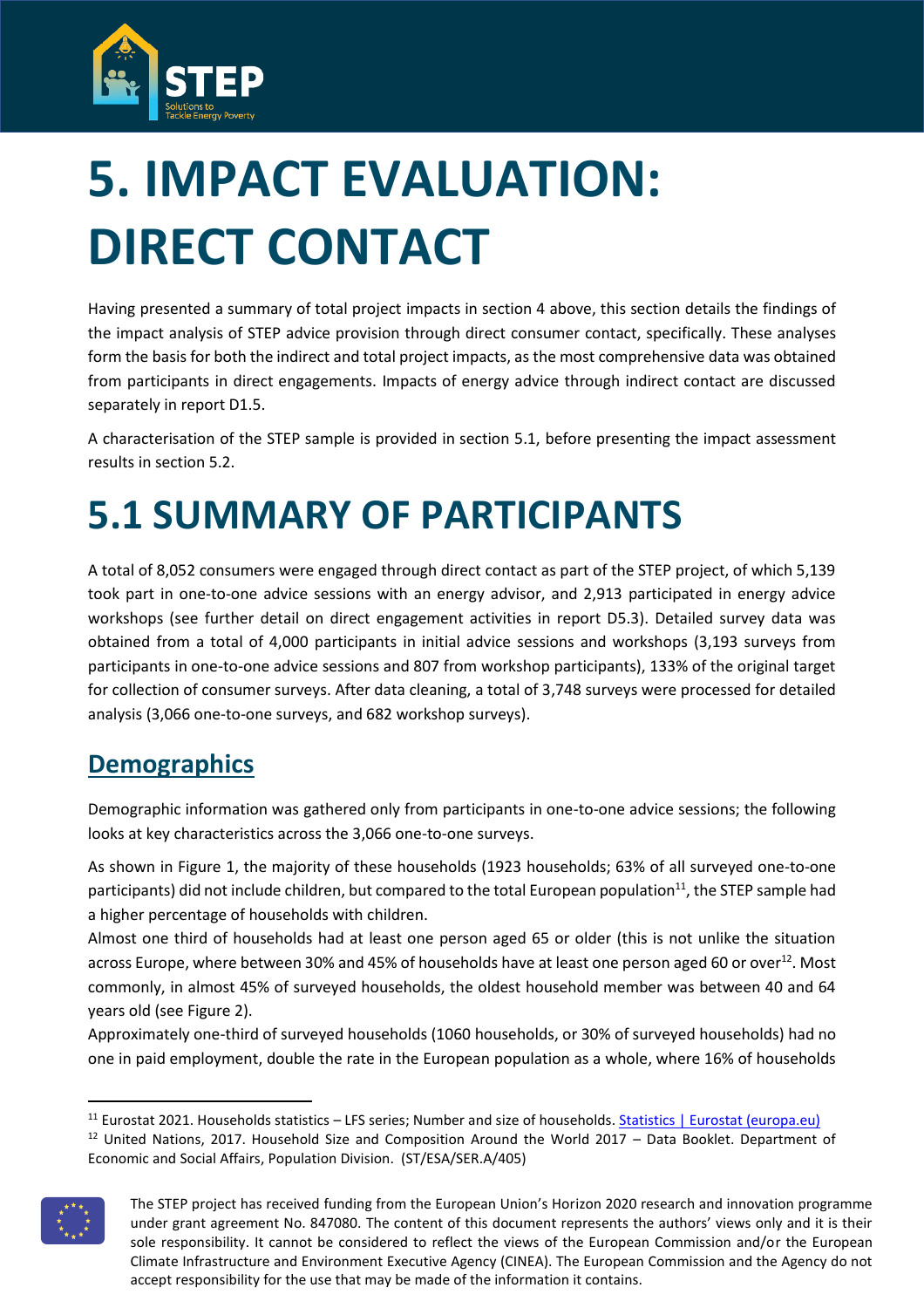# 5. IMPACT EVALUATION: DIRECT CONTACT

Having presented a summary of total project impacts in section 4 above, this section details the findings of the impact analysis of STEP advice provision through direct consumer contact, specifically. These analyses form the basis for both the indirect and total project impacts, as the most comprehensive data was obtained from participants in direct engagements. Impacts of energy advice through indirect contact are discussed separately in report D1.5.

A characterisation of the STEP sample is provided in section 5.1, before presenting the impact assessment results in section 5.2.

# 5.1 SUMMARY OF PARTICIPANTS

A total of 8,052 consumers were engaged through direct contact as part of the STEP project, of which 5,139 took part in one-to-one advice sessions with an energy advisor, and 2,913 participated in energy advice workshops (see further detail on direct engagement activities in report D5.3). Detailed survey data was obtained from a total of 4,000 participants in initial advice sessions and workshops (3,193 surveys from participants in one-to-one advice sessions and 807 from workshop participants), 133% of the original target for collection of consumer surveys. After data cleaning, a total of 3,748 surveys were processed for detailed analysis (3,066 one-to-one surveys, and 682 workshop surveys).

## Demographics

Demographic information was gathered only from participants in one-to-one advice sessions; the following looks at key characteristics across the 3,066 one-to-one surveys.

As shown in Figure 1, the majority of these households (1923 households; 63% of all surveyed one-to-one participants) did not include children, but compared to the total European population[11], the STEP sample had a higher percentage of households with children.

Almost one third of households had at least one person aged 65 or older (this is not unlike the situation across Europe, where between 30% and 45% of households have at least one person aged 60 or over[12]. Most commonly, in almost 45% of surveyed households, the oldest household member was between 40 and 64 years old (see Figure 2).

Approximately one-third of surveyed households (1060 households, or 30% of surveyed households) had no one in paid employment, double the rate in the European population as a whole, where 16% of households

[11] Eurostat 2021. Households statistics – LFS series; Number and size of households. Statistics | Eurostat (europa.eu)

[12] United Nations, 2017. Household Size and Composition Around the World 2017 – Data Booklet. Department of Economic and Social Affairs, Population Division. (ST/ESA/SER.A/405)

The STEP project has received funding from the European Union's Horizon 2020 research and innovation programme under grant agreement No. 847080. The content of this document represents the authors' views only and it is their sole responsibility. It cannot be considered to reflect the views of the European Commission and/or the European Climate Infrastructure and Environment Executive Agency (CINEA). The European Commission and the Agency do not accept responsibility for the use that may be made of the information it contains.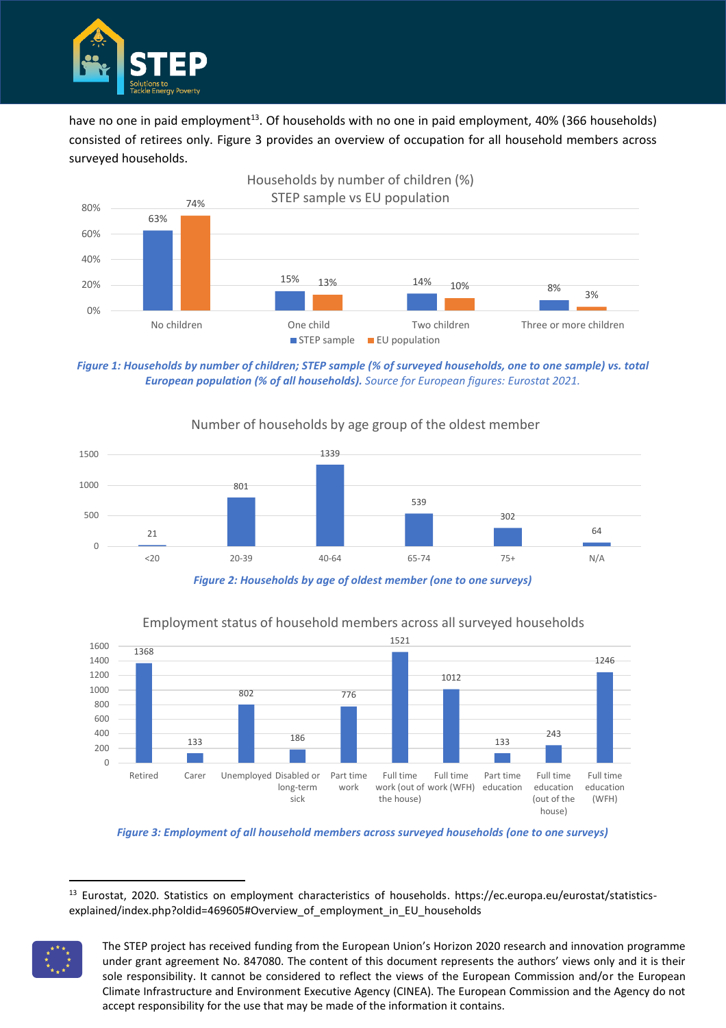have no one in paid employment[13]. Of households with no one in paid employment, 40% (366 households) consisted of retirees only. Figure 3 provides an overview of occupation for all household members across surveyed households.

Households by number of children (%)
STEP sample vs EU population

| | STEP sample | EU population |
|---|---|---|
| No children | 63% | 74% |
| One child | 15% | 13% |
| Two children | 14% | 10% |
| Three or more children | 8% | 3% |

***Figure 1: Households by number of children; STEP sample (% of surveyed households, one to one sample) vs. total European population (% of all households).*** *Source for European figures: Eurostat 2021.*

Number of households by age group of the oldest member

| Age group | Number of households |
|---|---|
| <20 | 21 |
| 20-39 | 801 |
| 40-64 | 1339 |
| 65-74 | 539 |
| 75+ | 302 |
| N/A | 64 |

***Figure 2: Households by age of oldest member (one to one surveys)***

Employment status of household members across all surveyed households

| Employment status | Number |
|---|---|
| Retired | 1368 |
| Carer | 133 |
| Unemployed | 802 |
| Disabled or long-term sick | 186 |
| Part time work | 776 |
| Full time work (out of the house) | 1521 |
| Full time work (WFH) | 1012 |
| Part time education | 133 |
| Full time education (out of the house) | 243 |
| Full time education (WFH) | 1246 |

***Figure 3: Employment of all household members across surveyed households (one to one surveys)***

---

[13] Eurostat, 2020. Statistics on employment characteristics of households. https://ec.europa.eu/eurostat/statistics-explained/index.php?oldid=469605#Overview_of_employment_in_EU_households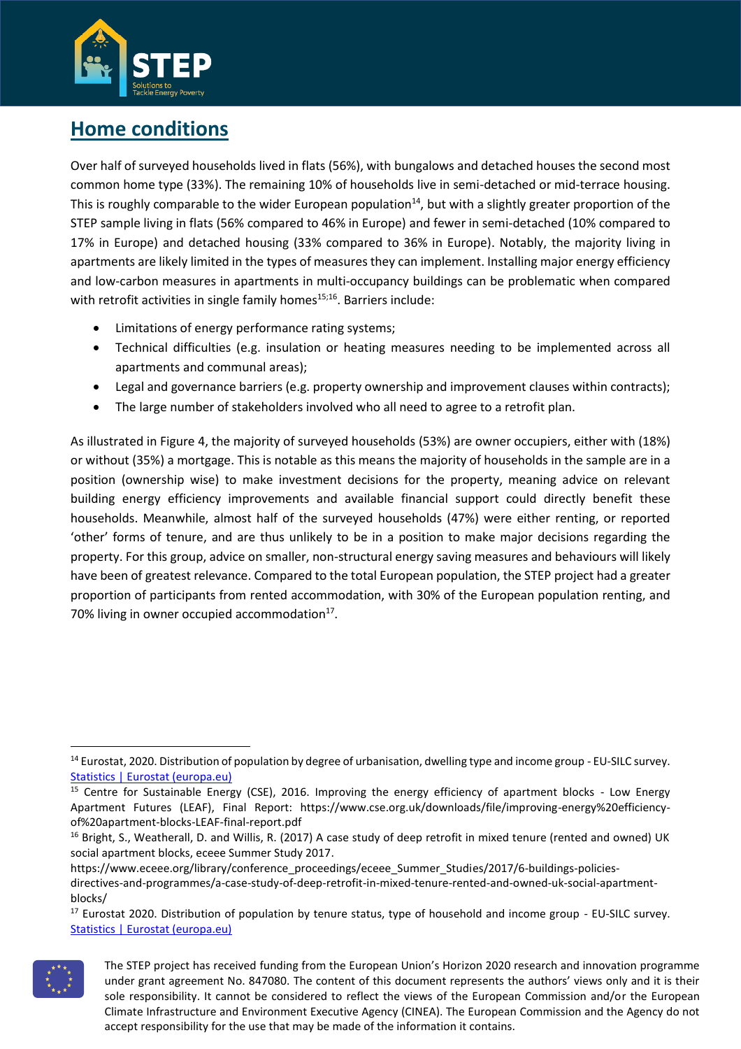## Home conditions

Over half of surveyed households lived in flats (56%), with bungalows and detached houses the second most common home type (33%). The remaining 10% of households live in semi-detached or mid-terrace housing. This is roughly comparable to the wider European population[14], but with a slightly greater proportion of the STEP sample living in flats (56% compared to 46% in Europe) and fewer in semi-detached (10% compared to 17% in Europe) and detached housing (33% compared to 36% in Europe). Notably, the majority living in apartments are likely limited in the types of measures they can implement. Installing major energy efficiency and low-carbon measures in apartments in multi-occupancy buildings can be problematic when compared with retrofit activities in single family homes[15;16]. Barriers include:

- Limitations of energy performance rating systems;
- Technical difficulties (e.g. insulation or heating measures needing to be implemented across all apartments and communal areas);
- Legal and governance barriers (e.g. property ownership and improvement clauses within contracts);
- The large number of stakeholders involved who all need to agree to a retrofit plan.

As illustrated in Figure 4, the majority of surveyed households (53%) are owner occupiers, either with (18%) or without (35%) a mortgage. This is notable as this means the majority of households in the sample are in a position (ownership wise) to make investment decisions for the property, meaning advice on relevant building energy efficiency improvements and available financial support could directly benefit these households. Meanwhile, almost half of the surveyed households (47%) were either renting, or reported 'other' forms of tenure, and are thus unlikely to be in a position to make major decisions regarding the property. For this group, advice on smaller, non-structural energy saving measures and behaviours will likely have been of greatest relevance. Compared to the total European population, the STEP project had a greater proportion of participants from rented accommodation, with 30% of the European population renting, and 70% living in owner occupied accommodation[17].

---

[14] Eurostat, 2020. Distribution of population by degree of urbanisation, dwelling type and income group - EU-SILC survey. Statistics | Eurostat (europa.eu)

[15] Centre for Sustainable Energy (CSE), 2016. Improving the energy efficiency of apartment blocks - Low Energy Apartment Futures (LEAF), Final Report: https://www.cse.org.uk/downloads/file/improving-energy%20efficiency-of%20apartment-blocks-LEAF-final-report.pdf

[16] Bright, S., Weatherall, D. and Willis, R. (2017) A case study of deep retrofit in mixed tenure (rented and owned) UK social apartment blocks, eceee Summer Study 2017. https://www.eceee.org/library/conference_proceedings/eceee_Summer_Studies/2017/6-buildings-policies-directives-and-programmes/a-case-study-of-deep-retrofit-in-mixed-tenure-rented-and-owned-uk-social-apartment-blocks/

[17] Eurostat 2020. Distribution of population by tenure status, type of household and income group - EU-SILC survey. Statistics | Eurostat (europa.eu)

The STEP project has received funding from the European Union's Horizon 2020 research and innovation programme under grant agreement No. 847080. The content of this document represents the authors' views only and it is their sole responsibility. It cannot be considered to reflect the views of the European Commission and/or the European Climate Infrastructure and Environment Executive Agency (CINEA). The European Commission and the Agency do not accept responsibility for the use that may be made of the information it contains.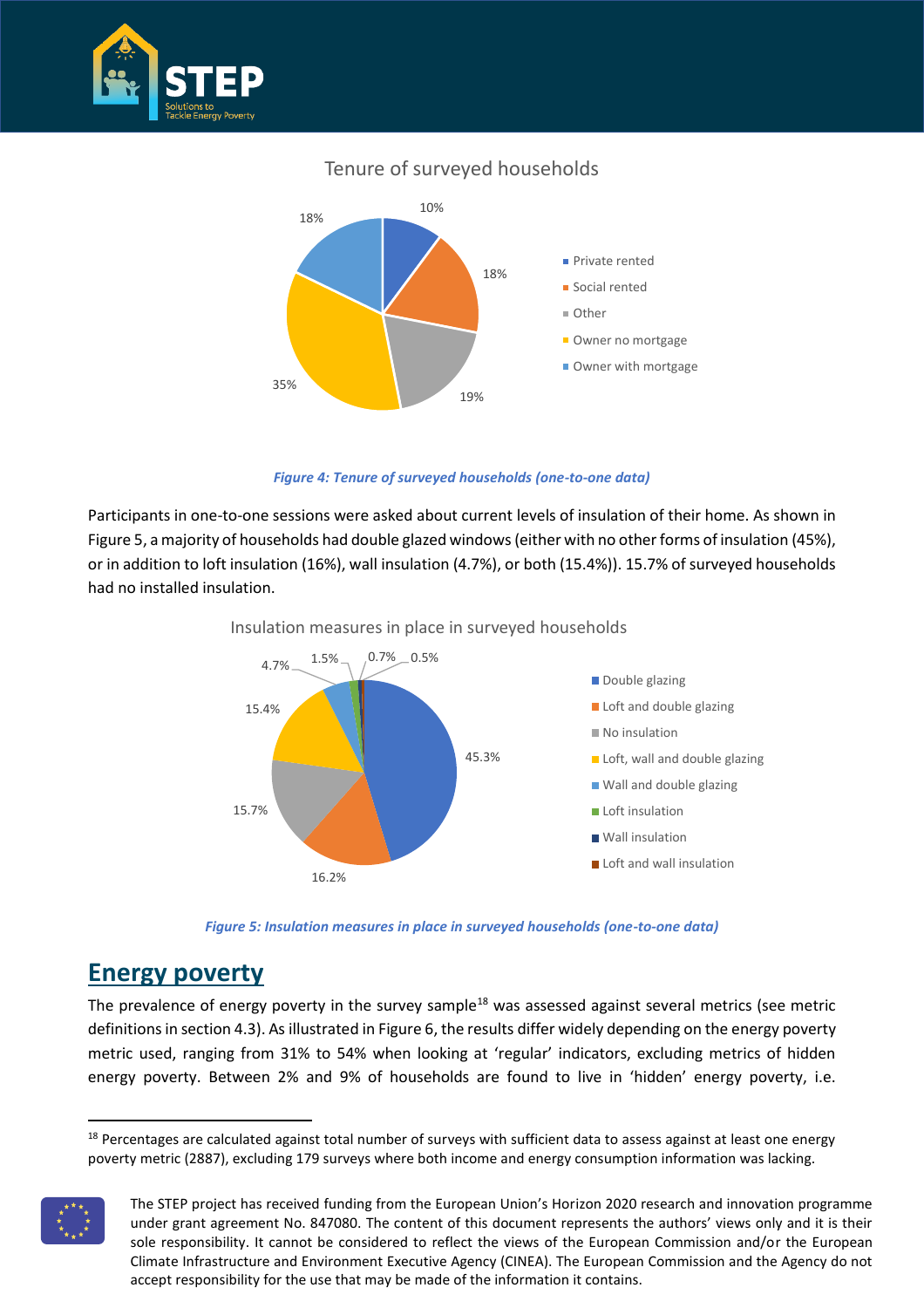Tenure of surveyed households

*Figure 4: Tenure of surveyed households (one-to-one data)*

Participants in one-to-one sessions were asked about current levels of insulation of their home. As shown in Figure 5, a majority of households had double glazed windows (either with no other forms of insulation (45%), or in addition to loft insulation (16%), wall insulation (4.7%), or both (15.4%)). 15.7% of surveyed households had no installed insulation.

Insulation measures in place in surveyed households

*Figure 5: Insulation measures in place in surveyed households (one-to-one data)*

## Energy poverty

The prevalence of energy poverty in the survey sample[18] was assessed against several metrics (see metric definitions in section 4.3). As illustrated in Figure 6, the results differ widely depending on the energy poverty metric used, ranging from 31% to 54% when looking at 'regular' indicators, excluding metrics of hidden energy poverty. Between 2% and 9% of households are found to live in 'hidden' energy poverty, i.e.

[18] Percentages are calculated against total number of surveys with sufficient data to assess against at least one energy poverty metric (2887), excluding 179 surveys where both income and energy consumption information was lacking.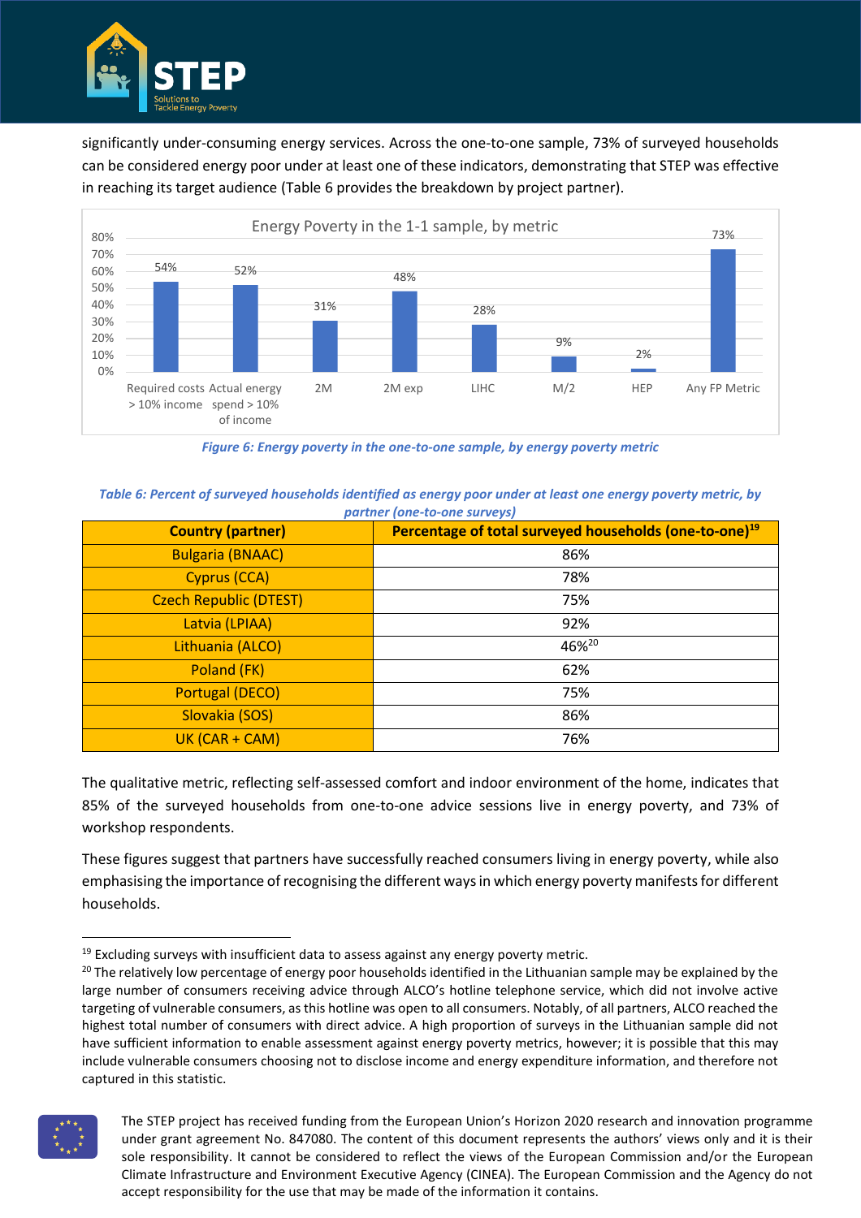significantly under-consuming energy services. Across the one-to-one sample, 73% of surveyed households can be considered energy poor under at least one of these indicators, demonstrating that STEP was effective in reaching its target audience (Table 6 provides the breakdown by project partner).

Energy Poverty in the 1-1 sample, by metric

| Metric | Percentage |
|---|---|
| Required costs > 10% income | 54% |
| Actual energy spend > 10% of income | 52% |
| 2M | 31% |
| 2M exp | 48% |
| LIHC | 28% |
| M/2 | 9% |
| HEP | 2% |
| Any FP Metric | 73% |

*Figure 6: Energy poverty in the one-to-one sample, by energy poverty metric*

*Table 6: Percent of surveyed households identified as energy poor under at least one energy poverty metric, by partner (one-to-one surveys)*

| Country (partner) | Percentage of total surveyed households (one-to-one)[19] |
|---|---|
| Bulgaria (BNAAC) | 86% |
| Cyprus (CCA) | 78% |
| Czech Republic (DTEST) | 75% |
| Latvia (LPIAA) | 92% |
| Lithuania (ALCO) | 46%[20] |
| Poland (FK) | 62% |
| Portugal (DECO) | 75% |
| Slovakia (SOS) | 86% |
| UK (CAR + CAM) | 76% |

The qualitative metric, reflecting self-assessed comfort and indoor environment of the home, indicates that 85% of the surveyed households from one-to-one advice sessions live in energy poverty, and 73% of workshop respondents.

These figures suggest that partners have successfully reached consumers living in energy poverty, while also emphasising the importance of recognising the different ways in which energy poverty manifests for different households.

[19] Excluding surveys with insufficient data to assess against any energy poverty metric.

[20] The relatively low percentage of energy poor households identified in the Lithuanian sample may be explained by the large number of consumers receiving advice through ALCO's hotline telephone service, which did not involve active targeting of vulnerable consumers, as this hotline was open to all consumers. Notably, of all partners, ALCO reached the highest total number of consumers with direct advice. A high proportion of surveys in the Lithuanian sample did not have sufficient information to enable assessment against energy poverty metrics, however; it is possible that this may include vulnerable consumers choosing not to disclose income and energy expenditure information, and therefore not captured in this statistic.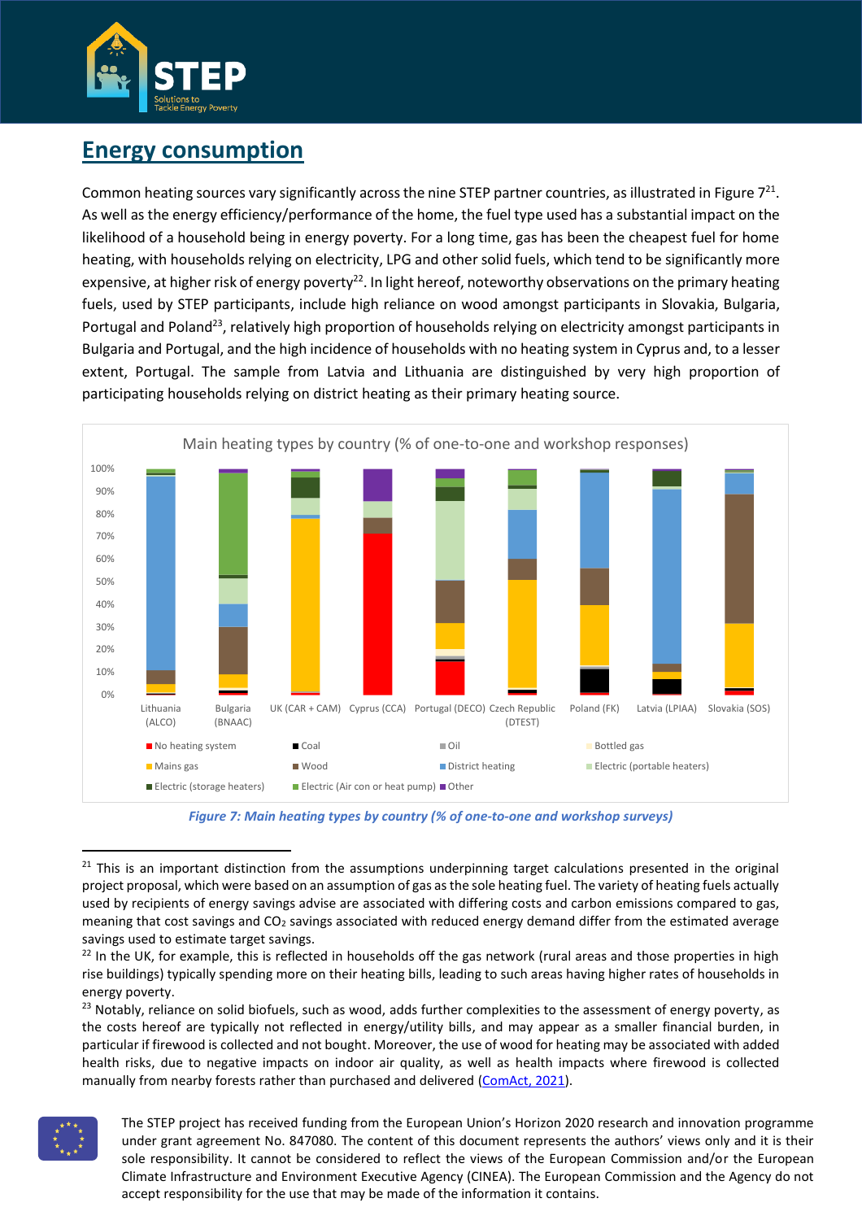## Energy consumption

Common heating sources vary significantly across the nine STEP partner countries, as illustrated in Figure 7[21]. As well as the energy efficiency/performance of the home, the fuel type used has a substantial impact on the likelihood of a household being in energy poverty. For a long time, gas has been the cheapest fuel for home heating, with households relying on electricity, LPG and other solid fuels, which tend to be significantly more expensive, at higher risk of energy poverty[22]. In light hereof, noteworthy observations on the primary heating fuels, used by STEP participants, include high reliance on wood amongst participants in Slovakia, Bulgaria, Portugal and Poland[23], relatively high proportion of households relying on electricity amongst participants in Bulgaria and Portugal, and the high incidence of households with no heating system in Cyprus and, to a lesser extent, Portugal. The sample from Latvia and Lithuania are distinguished by very high proportion of participating households relying on district heating as their primary heating source.

*Figure 7: Main heating types by country (% of one-to-one and workshop surveys)*

[21] This is an important distinction from the assumptions underpinning target calculations presented in the original project proposal, which were based on an assumption of gas as the sole heating fuel. The variety of heating fuels actually used by recipients of energy savings advise are associated with differing costs and carbon emissions compared to gas, meaning that cost savings and $CO_2$ savings associated with reduced energy demand differ from the estimated average savings used to estimate target savings.

[22] In the UK, for example, this is reflected in households off the gas network (rural areas and those properties in high rise buildings) typically spending more on their heating bills, leading to such areas having higher rates of households in energy poverty.

[23] Notably, reliance on solid biofuels, such as wood, adds further complexities to the assessment of energy poverty, as the costs hereof are typically not reflected in energy/utility bills, and may appear as a smaller financial burden, in particular if firewood is collected and not bought. Moreover, the use of wood for heating may be associated with added health risks, due to negative impacts on indoor air quality, as well as health impacts where firewood is collected manually from nearby forests rather than purchased and delivered (ComAct, 2021).

The STEP project has received funding from the European Union's Horizon 2020 research and innovation programme under grant agreement No. 847080. The content of this document represents the authors' views only and it is their sole responsibility. It cannot be considered to reflect the views of the European Commission and/or the European Climate Infrastructure and Environment Executive Agency (CINEA). The European Commission and the Agency do not accept responsibility for the use that may be made of the information it contains.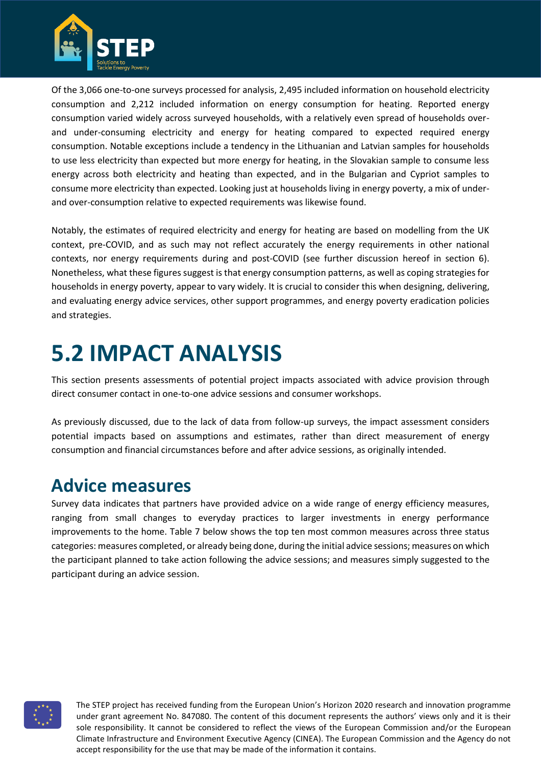Of the 3,066 one-to-one surveys processed for analysis, 2,495 included information on household electricity consumption and 2,212 included information on energy consumption for heating. Reported energy consumption varied widely across surveyed households, with a relatively even spread of households over- and under-consuming electricity and energy for heating compared to expected required energy consumption. Notable exceptions include a tendency in the Lithuanian and Latvian samples for households to use less electricity than expected but more energy for heating, in the Slovakian sample to consume less energy across both electricity and heating than expected, and in the Bulgarian and Cypriot samples to consume more electricity than expected. Looking just at households living in energy poverty, a mix of under- and over-consumption relative to expected requirements was likewise found.

Notably, the estimates of required electricity and energy for heating are based on modelling from the UK context, pre-COVID, and as such may not reflect accurately the energy requirements in other national contexts, nor energy requirements during and post-COVID (see further discussion hereof in section 6). Nonetheless, what these figures suggest is that energy consumption patterns, as well as coping strategies for households in energy poverty, appear to vary widely. It is crucial to consider this when designing, delivering, and evaluating energy advice services, other support programmes, and energy poverty eradication policies and strategies.

# 5.2 IMPACT ANALYSIS

This section presents assessments of potential project impacts associated with advice provision through direct consumer contact in one-to-one advice sessions and consumer workshops.

As previously discussed, due to the lack of data from follow-up surveys, the impact assessment considers potential impacts based on assumptions and estimates, rather than direct measurement of energy consumption and financial circumstances before and after advice sessions, as originally intended.

## Advice measures

Survey data indicates that partners have provided advice on a wide range of energy efficiency measures, ranging from small changes to everyday practices to larger investments in energy performance improvements to the home. Table 7 below shows the top ten most common measures across three status categories: measures completed, or already being done, during the initial advice sessions; measures on which the participant planned to take action following the advice sessions; and measures simply suggested to the participant during an advice session.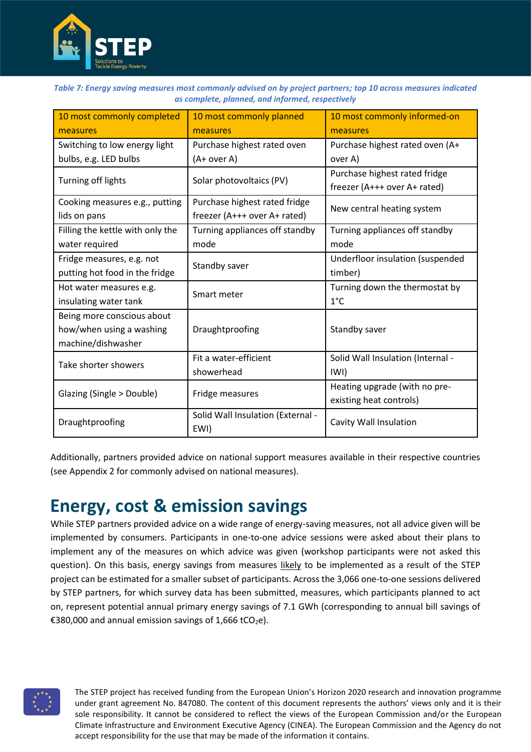*Table 7: Energy saving measures most commonly advised on by project partners; top 10 across measures indicated as complete, planned, and informed, respectively*

| 10 most commonly completed measures | 10 most commonly planned measures | 10 most commonly informed-on measures |
|---|---|---|
| Switching to low energy light bulbs, e.g. LED bulbs | Purchase highest rated oven (A+ over A) | Purchase highest rated oven (A+ over A) |
| Turning off lights | Solar photovoltaics (PV) | Purchase highest rated fridge freezer (A+++ over A+ rated) |
| Cooking measures e.g., putting lids on pans | Purchase highest rated fridge freezer (A+++ over A+ rated) | New central heating system |
| Filling the kettle with only the water required | Turning appliances off standby mode | Turning appliances off standby mode |
| Fridge measures, e.g. not putting hot food in the fridge | Standby saver | Underfloor insulation (suspended timber) |
| Hot water measures e.g. insulating water tank | Smart meter | Turning down the thermostat by 1°C |
| Being more conscious about how/when using a washing machine/dishwasher | Draughtproofing | Standby saver |
| Take shorter showers | Fit a water-efficient showerhead | Solid Wall Insulation (Internal - IWI) |
| Glazing (Single > Double) | Fridge measures | Heating upgrade (with no pre-existing heat controls) |
| Draughtproofing | Solid Wall Insulation (External - EWI) | Cavity Wall Insulation |

Additionally, partners provided advice on national support measures available in their respective countries (see Appendix 2 for commonly advised on national measures).

# Energy, cost & emission savings

While STEP partners provided advice on a wide range of energy-saving measures, not all advice given will be implemented by consumers. Participants in one-to-one advice sessions were asked about their plans to implement any of the measures on which advice was given (workshop participants were not asked this question). On this basis, energy savings from measures likely to be implemented as a result of the STEP project can be estimated for a smaller subset of participants. Across the 3,066 one-to-one sessions delivered by STEP partners, for which survey data has been submitted, measures, which participants planned to act on, represent potential annual primary energy savings of 7.1 GWh (corresponding to annual bill savings of €380,000 and annual emission savings of 1,666 $tCO_2e$).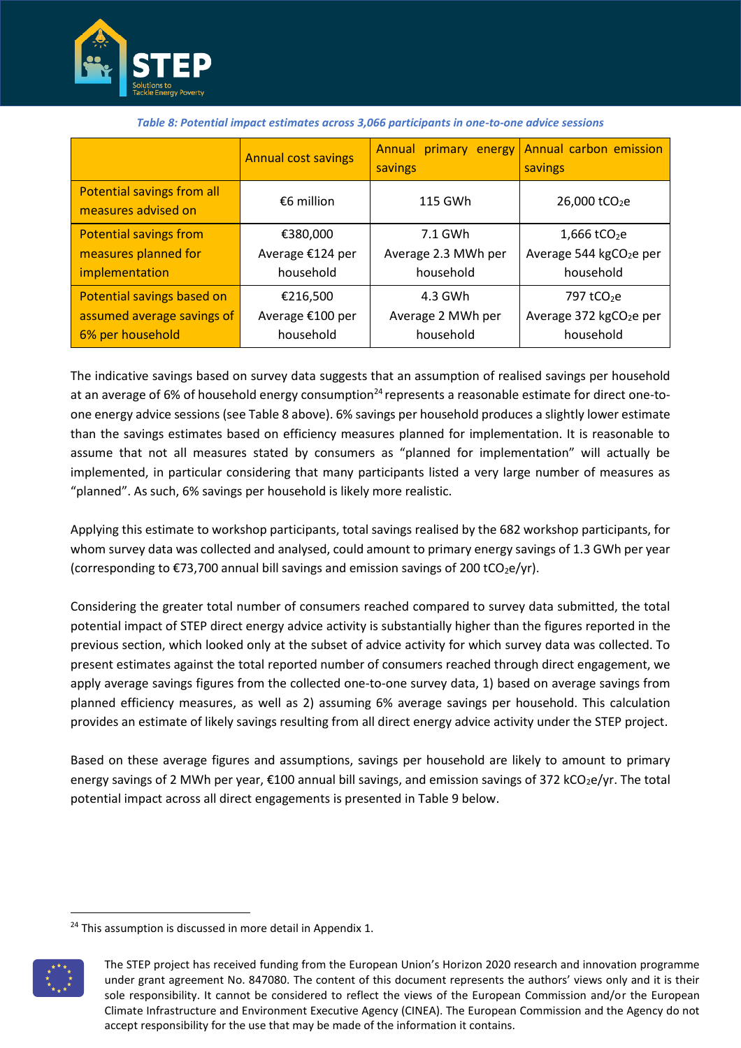*Table 8: Potential impact estimates across 3,066 participants in one-to-one advice sessions*

| | Annual cost savings | Annual primary energy savings | Annual carbon emission savings |
|---|---|---|---|
| Potential savings from all measures advised on | €6 million | 115 GWh | 26,000 $tCO_2e$ |
| Potential savings from measures planned for implementation | €380,000<br>Average €124 per household | 7.1 GWh<br>Average 2.3 MWh per household | 1,666 $tCO_2e$<br>Average 544 $kgCO_2e$ per household |
| Potential savings based on assumed average savings of 6% per household | €216,500<br>Average €100 per household | 4.3 GWh<br>Average 2 MWh per household | 797 $tCO_2e$<br>Average 372 $kgCO_2e$ per household |

The indicative savings based on survey data suggests that an assumption of realised savings per household at an average of 6% of household energy consumption[24] represents a reasonable estimate for direct one-to-one energy advice sessions (see Table 8 above). 6% savings per household produces a slightly lower estimate than the savings estimates based on efficiency measures planned for implementation. It is reasonable to assume that not all measures stated by consumers as "planned for implementation" will actually be implemented, in particular considering that many participants listed a very large number of measures as "planned". As such, 6% savings per household is likely more realistic.

Applying this estimate to workshop participants, total savings realised by the 682 workshop participants, for whom survey data was collected and analysed, could amount to primary energy savings of 1.3 GWh per year (corresponding to €73,700 annual bill savings and emission savings of 200 $tCO_2e$/yr).

Considering the greater total number of consumers reached compared to survey data submitted, the total potential impact of STEP direct energy advice activity is substantially higher than the figures reported in the previous section, which looked only at the subset of advice activity for which survey data was collected. To present estimates against the total reported number of consumers reached through direct engagement, we apply average savings figures from the collected one-to-one survey data, 1) based on average savings from planned efficiency measures, as well as 2) assuming 6% average savings per household. This calculation provides an estimate of likely savings resulting from all direct energy advice activity under the STEP project.

Based on these average figures and assumptions, savings per household are likely to amount to primary energy savings of 2 MWh per year, €100 annual bill savings, and emission savings of 372 $kCO_2e$/yr. The total potential impact across all direct engagements is presented in Table 9 below.

[24] This assumption is discussed in more detail in Appendix 1.

The STEP project has received funding from the European Union's Horizon 2020 research and innovation programme under grant agreement No. 847080. The content of this document represents the authors' views only and it is their sole responsibility. It cannot be considered to reflect the views of the European Commission and/or the European Climate Infrastructure and Environment Executive Agency (CINEA). The European Commission and the Agency do not accept responsibility for the use that may be made of the information it contains.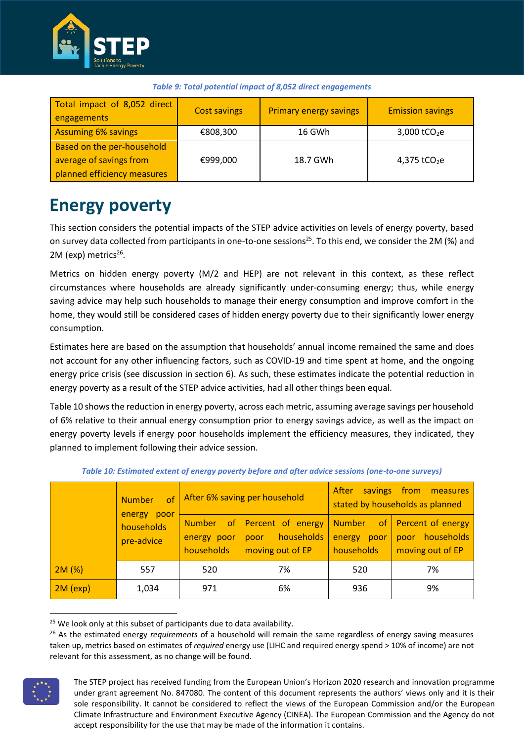*Table 9: Total potential impact of 8,052 direct engagements*

| Total impact of 8,052 direct engagements | Cost savings | Primary energy savings | Emission savings |
|---|---|---|---|
| Assuming 6% savings | €808,300 | 16 GWh | 3,000 $tCO_2e$ |
| Based on the per-household average of savings from planned efficiency measures | €999,000 | 18.7 GWh | 4,375 $tCO_2e$ |

# Energy poverty

This section considers the potential impacts of the STEP advice activities on levels of energy poverty, based on survey data collected from participants in one-to-one sessions[25]. To this end, we consider the 2M (%) and 2M (exp) metrics[26].

Metrics on hidden energy poverty (M/2 and HEP) are not relevant in this context, as these reflect circumstances where households are already significantly under-consuming energy; thus, while energy saving advice may help such households to manage their energy consumption and improve comfort in the home, they would still be considered cases of hidden energy poverty due to their significantly lower energy consumption.

Estimates here are based on the assumption that households' annual income remained the same and does not account for any other influencing factors, such as COVID-19 and time spent at home, and the ongoing energy price crisis (see discussion in section 6). As such, these estimates indicate the potential reduction in energy poverty as a result of the STEP advice activities, had all other things been equal.

Table 10 shows the reduction in energy poverty, across each metric, assuming average savings per household of 6% relative to their annual energy consumption prior to energy savings advice, as well as the impact on energy poverty levels if energy poor households implement the efficiency measures, they indicated, they planned to implement following their advice session.

*Table 10: Estimated extent of energy poverty before and after advice sessions (one-to-one surveys)*

| | Number of energy poor households pre-advice | After 6% saving per household | | After savings from measures stated by households as planned | |
|---|---|---|---|---|---|
| | | Number of energy poor households | Percent of energy poor households moving out of EP | Number of energy poor households | Percent of energy poor households moving out of EP |
| 2M (%) | 557 | 520 | 7% | 520 | 7% |
| 2M (exp) | 1,034 | 971 | 6% | 936 | 9% |

[25] We look only at this subset of participants due to data availability.

[26] As the estimated energy *requirements* of a household will remain the same regardless of energy saving measures taken up, metrics based on estimates of *required* energy use (LIHC and required energy spend > 10% of income) are not relevant for this assessment, as no change will be found.

The STEP project has received funding from the European Union's Horizon 2020 research and innovation programme under grant agreement No. 847080. The content of this document represents the authors' views only and it is their sole responsibility. It cannot be considered to reflect the views of the European Commission and/or the European Climate Infrastructure and Environment Executive Agency (CINEA). The European Commission and the Agency do not accept responsibility for the use that may be made of the information it contains.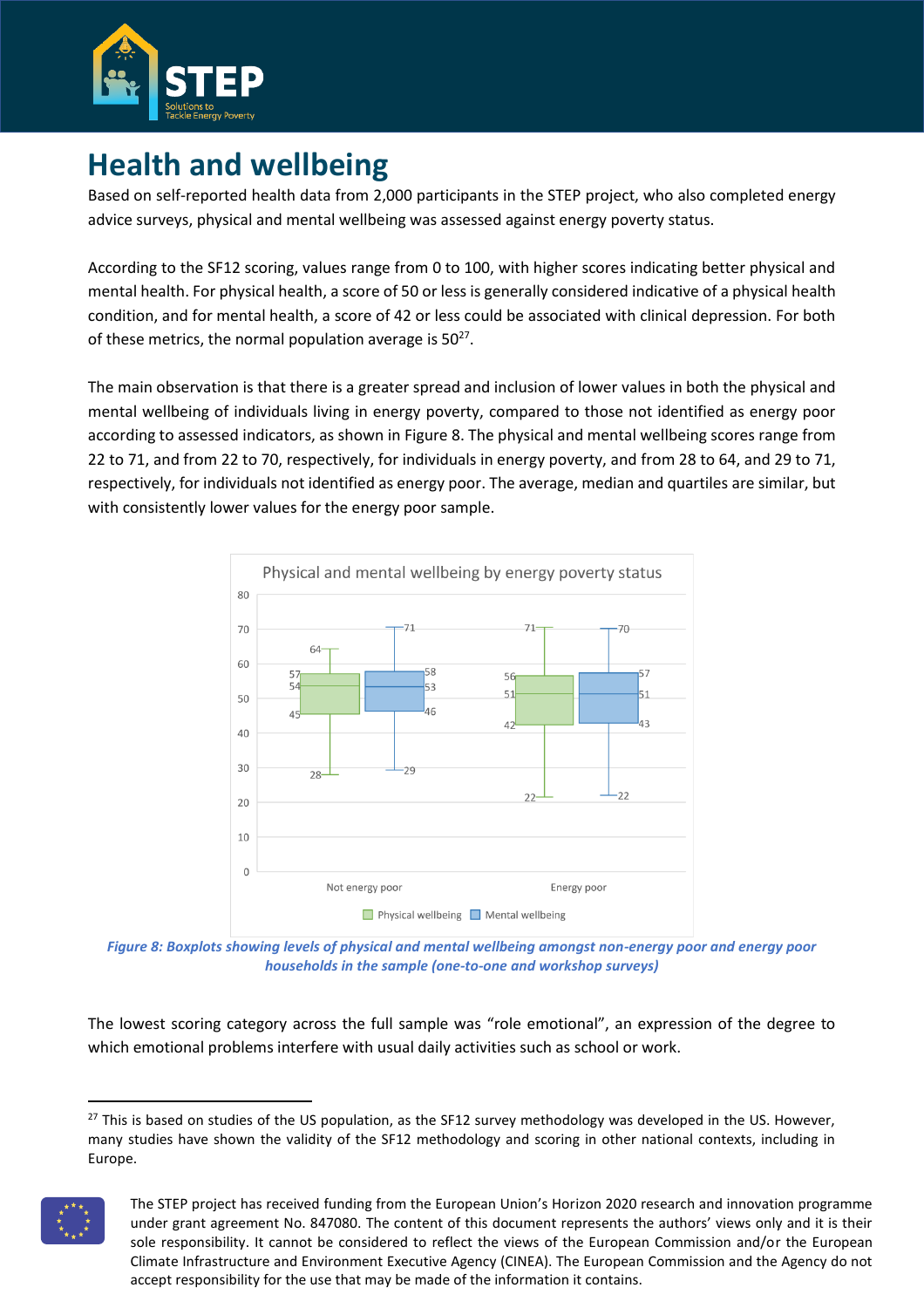# Health and wellbeing

Based on self-reported health data from 2,000 participants in the STEP project, who also completed energy advice surveys, physical and mental wellbeing was assessed against energy poverty status.

According to the SF12 scoring, values range from 0 to 100, with higher scores indicating better physical and mental health. For physical health, a score of 50 or less is generally considered indicative of a physical health condition, and for mental health, a score of 42 or less could be associated with clinical depression. For both of these metrics, the normal population average is 50[27].

The main observation is that there is a greater spread and inclusion of lower values in both the physical and mental wellbeing of individuals living in energy poverty, compared to those not identified as energy poor according to assessed indicators, as shown in Figure 8. The physical and mental wellbeing scores range from 22 to 71, and from 22 to 70, respectively, for individuals in energy poverty, and from 28 to 64, and 29 to 71, respectively, for individuals not identified as energy poor. The average, median and quartiles are similar, but with consistently lower values for the energy poor sample.

*Figure 8: Boxplots showing levels of physical and mental wellbeing amongst non-energy poor and energy poor households in the sample (one-to-one and workshop surveys)*

The lowest scoring category across the full sample was "role emotional", an expression of the degree to which emotional problems interfere with usual daily activities such as school or work.

---

[27] This is based on studies of the US population, as the SF12 survey methodology was developed in the US. However, many studies have shown the validity of the SF12 methodology and scoring in other national contexts, including in Europe.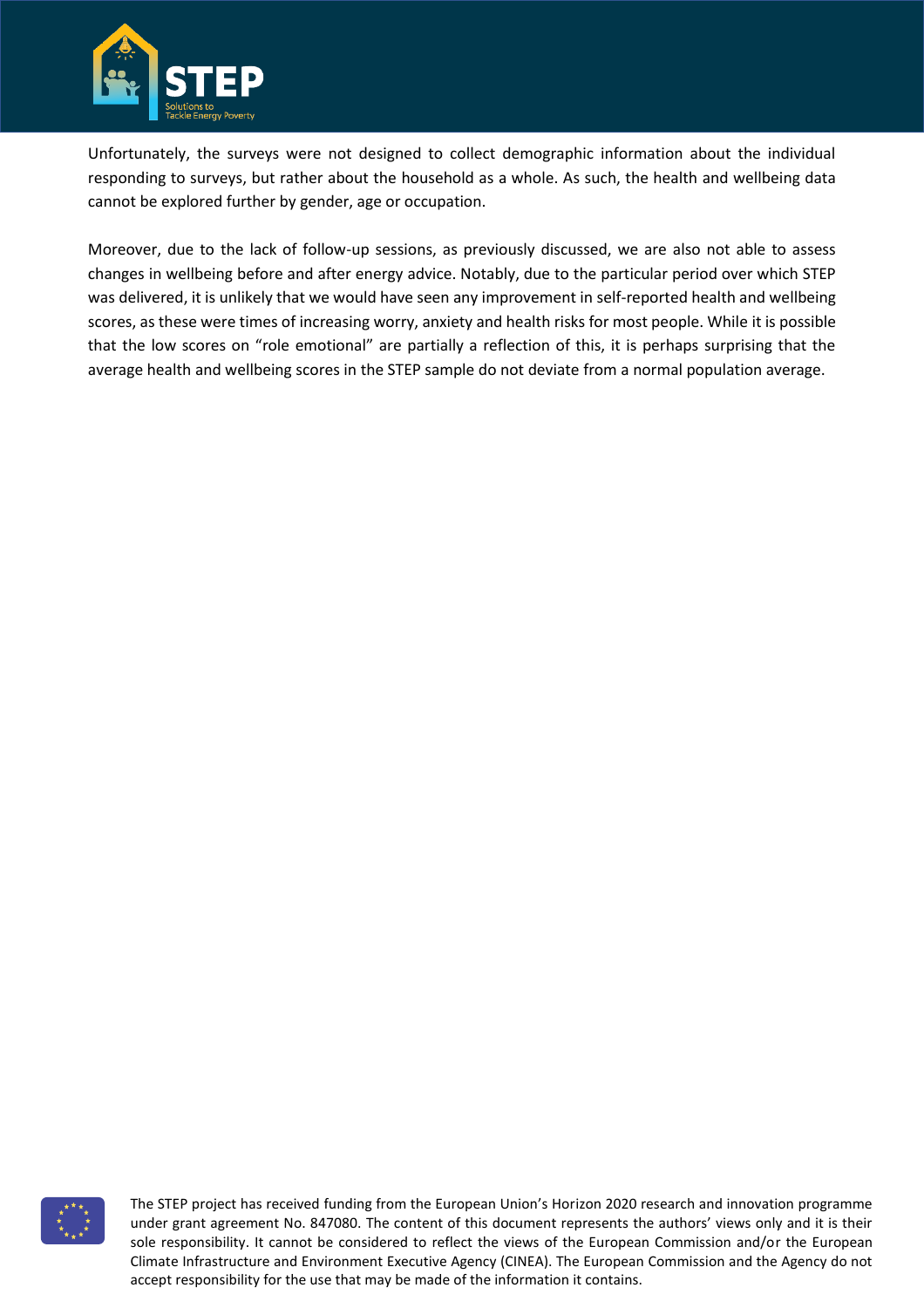Unfortunately, the surveys were not designed to collect demographic information about the individual responding to surveys, but rather about the household as a whole. As such, the health and wellbeing data cannot be explored further by gender, age or occupation.

Moreover, due to the lack of follow-up sessions, as previously discussed, we are also not able to assess changes in wellbeing before and after energy advice. Notably, due to the particular period over which STEP was delivered, it is unlikely that we would have seen any improvement in self-reported health and wellbeing scores, as these were times of increasing worry, anxiety and health risks for most people. While it is possible that the low scores on "role emotional" are partially a reflection of this, it is perhaps surprising that the average health and wellbeing scores in the STEP sample do not deviate from a normal population average.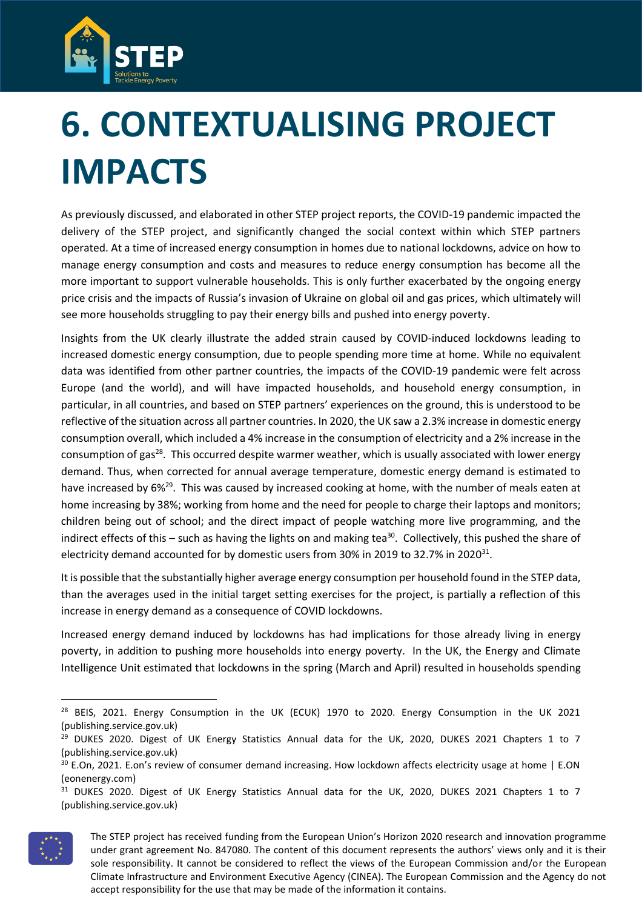# 6. CONTEXTUALISING PROJECT IMPACTS

As previously discussed, and elaborated in other STEP project reports, the COVID-19 pandemic impacted the delivery of the STEP project, and significantly changed the social context within which STEP partners operated. At a time of increased energy consumption in homes due to national lockdowns, advice on how to manage energy consumption and costs and measures to reduce energy consumption has become all the more important to support vulnerable households. This is only further exacerbated by the ongoing energy price crisis and the impacts of Russia's invasion of Ukraine on global oil and gas prices, which ultimately will see more households struggling to pay their energy bills and pushed into energy poverty.

Insights from the UK clearly illustrate the added strain caused by COVID-induced lockdowns leading to increased domestic energy consumption, due to people spending more time at home. While no equivalent data was identified from other partner countries, the impacts of the COVID-19 pandemic were felt across Europe (and the world), and will have impacted households, and household energy consumption, in particular, in all countries, and based on STEP partners' experiences on the ground, this is understood to be reflective of the situation across all partner countries. In 2020, the UK saw a 2.3% increase in domestic energy consumption overall, which included a 4% increase in the consumption of electricity and a 2% increase in the consumption of gas[28]. This occurred despite warmer weather, which is usually associated with lower energy demand. Thus, when corrected for annual average temperature, domestic energy demand is estimated to have increased by 6%[29]. This was caused by increased cooking at home, with the number of meals eaten at home increasing by 38%; working from home and the need for people to charge their laptops and monitors; children being out of school; and the direct impact of people watching more live programming, and the indirect effects of this – such as having the lights on and making tea[30]. Collectively, this pushed the share of electricity demand accounted for by domestic users from 30% in 2019 to 32.7% in 2020[31].

It is possible that the substantially higher average energy consumption per household found in the STEP data, than the averages used in the initial target setting exercises for the project, is partially a reflection of this increase in energy demand as a consequence of COVID lockdowns.

Increased energy demand induced by lockdowns has had implications for those already living in energy poverty, in addition to pushing more households into energy poverty. In the UK, the Energy and Climate Intelligence Unit estimated that lockdowns in the spring (March and April) resulted in households spending

---

[28] BEIS, 2021. Energy Consumption in the UK (ECUK) 1970 to 2020. Energy Consumption in the UK 2021 (publishing.service.gov.uk)

[29] DUKES 2020. Digest of UK Energy Statistics Annual data for the UK, 2020, DUKES 2021 Chapters 1 to 7 (publishing.service.gov.uk)

[30] E.On, 2021. E.on's review of consumer demand increasing. How lockdown affects electricity usage at home | E.ON (eonenergy.com)

[31] DUKES 2020. Digest of UK Energy Statistics Annual data for the UK, 2020, DUKES 2021 Chapters 1 to 7 (publishing.service.gov.uk)

The STEP project has received funding from the European Union's Horizon 2020 research and innovation programme under grant agreement No. 847080. The content of this document represents the authors' views only and it is their sole responsibility. It cannot be considered to reflect the views of the European Commission and/or the European Climate Infrastructure and Environment Executive Agency (CINEA). The European Commission and the Agency do not accept responsibility for the use that may be made of the information it contains.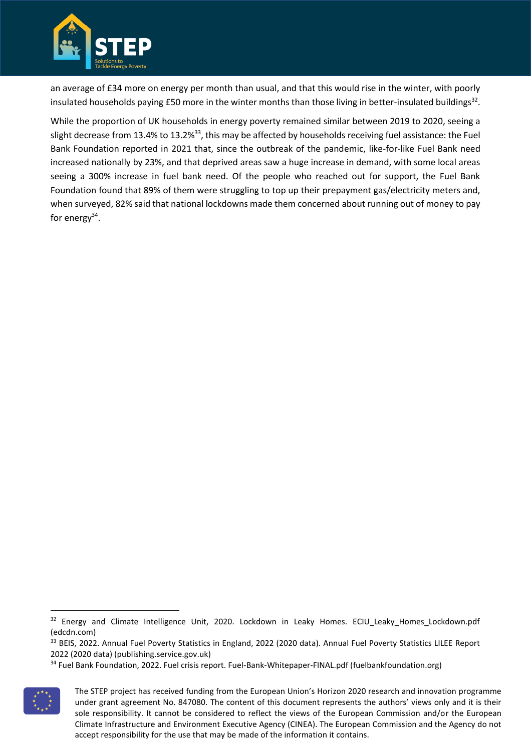an average of £34 more on energy per month than usual, and that this would rise in the winter, with poorly insulated households paying £50 more in the winter months than those living in better-insulated buildings[32].

While the proportion of UK households in energy poverty remained similar between 2019 to 2020, seeing a slight decrease from 13.4% to 13.2%[33], this may be affected by households receiving fuel assistance: the Fuel Bank Foundation reported in 2021 that, since the outbreak of the pandemic, like-for-like Fuel Bank need increased nationally by 23%, and that deprived areas saw a huge increase in demand, with some local areas seeing a 300% increase in fuel bank need. Of the people who reached out for support, the Fuel Bank Foundation found that 89% of them were struggling to top up their prepayment gas/electricity meters and, when surveyed, 82% said that national lockdowns made them concerned about running out of money to pay for energy[34].

[32] Energy and Climate Intelligence Unit, 2020. Lockdown in Leaky Homes. ECIU_Leaky_Homes_Lockdown.pdf (edcdn.com)

[33] BEIS, 2022. Annual Fuel Poverty Statistics in England, 2022 (2020 data). Annual Fuel Poverty Statistics LILEE Report 2022 (2020 data) (publishing.service.gov.uk)

[34] Fuel Bank Foundation, 2022. Fuel crisis report. Fuel-Bank-Whitepaper-FINAL.pdf (fuelbankfoundation.org)

The STEP project has received funding from the European Union's Horizon 2020 research and innovation programme under grant agreement No. 847080. The content of this document represents the authors' views only and it is their sole responsibility. It cannot be considered to reflect the views of the European Commission and/or the European Climate Infrastructure and Environment Executive Agency (CINEA). The European Commission and the Agency do not accept responsibility for the use that may be made of the information it contains.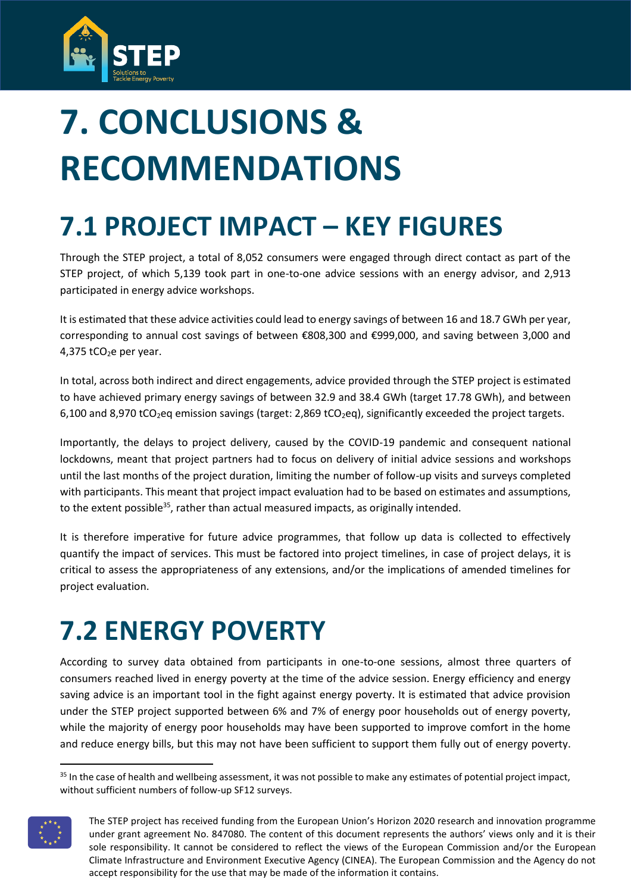# 7. CONCLUSIONS & RECOMMENDATIONS

## 7.1 PROJECT IMPACT – KEY FIGURES

Through the STEP project, a total of 8,052 consumers were engaged through direct contact as part of the STEP project, of which 5,139 took part in one-to-one advice sessions with an energy advisor, and 2,913 participated in energy advice workshops.

It is estimated that these advice activities could lead to energy savings of between 16 and 18.7 GWh per year, corresponding to annual cost savings of between €808,300 and €999,000, and saving between 3,000 and 4,375 $tCO_2e$ per year.

In total, across both indirect and direct engagements, advice provided through the STEP project is estimated to have achieved primary energy savings of between 32.9 and 38.4 GWh (target 17.78 GWh), and between 6,100 and 8,970 $tCO_2eq$ emission savings (target: 2,869 $tCO_2eq$), significantly exceeded the project targets.

Importantly, the delays to project delivery, caused by the COVID-19 pandemic and consequent national lockdowns, meant that project partners had to focus on delivery of initial advice sessions and workshops until the last months of the project duration, limiting the number of follow-up visits and surveys completed with participants. This meant that project impact evaluation had to be based on estimates and assumptions, to the extent possible[35], rather than actual measured impacts, as originally intended.

It is therefore imperative for future advice programmes, that follow up data is collected to effectively quantify the impact of services. This must be factored into project timelines, in case of project delays, it is critical to assess the appropriateness of any extensions, and/or the implications of amended timelines for project evaluation.

## 7.2 ENERGY POVERTY

According to survey data obtained from participants in one-to-one sessions, almost three quarters of consumers reached lived in energy poverty at the time of the advice session. Energy efficiency and energy saving advice is an important tool in the fight against energy poverty. It is estimated that advice provision under the STEP project supported between 6% and 7% of energy poor households out of energy poverty, while the majority of energy poor households may have been supported to improve comfort in the home and reduce energy bills, but this may not have been sufficient to support them fully out of energy poverty.

[35] In the case of health and wellbeing assessment, it was not possible to make any estimates of potential project impact, without sufficient numbers of follow-up SF12 surveys.

The STEP project has received funding from the European Union's Horizon 2020 research and innovation programme under grant agreement No. 847080. The content of this document represents the authors' views only and it is their sole responsibility. It cannot be considered to reflect the views of the European Commission and/or the European Climate Infrastructure and Environment Executive Agency (CINEA). The European Commission and the Agency do not accept responsibility for the use that may be made of the information it contains.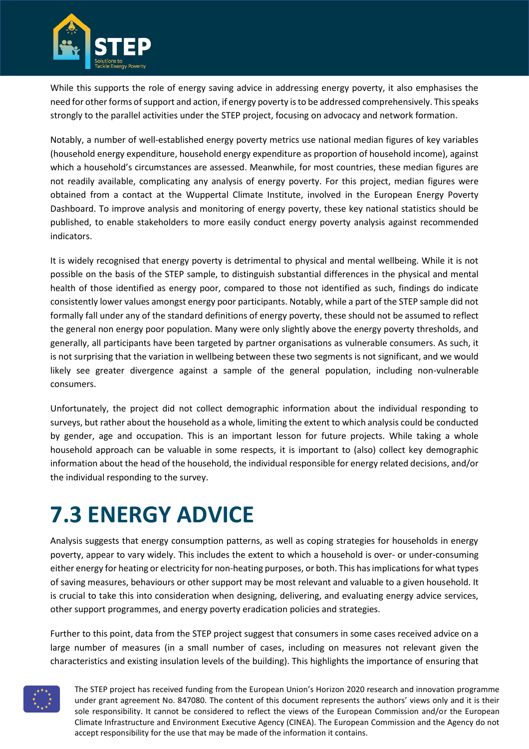While this supports the role of energy saving advice in addressing energy poverty, it also emphasises the need for other forms of support and action, if energy poverty is to be addressed comprehensively. This speaks strongly to the parallel activities under the STEP project, focusing on advocacy and network formation.

Notably, a number of well-established energy poverty metrics use national median figures of key variables (household energy expenditure, household energy expenditure as proportion of household income), against which a household's circumstances are assessed. Meanwhile, for most countries, these median figures are not readily available, complicating any analysis of energy poverty. For this project, median figures were obtained from a contact at the Wuppertal Climate Institute, involved in the European Energy Poverty Dashboard. To improve analysis and monitoring of energy poverty, these key national statistics should be published, to enable stakeholders to more easily conduct energy poverty analysis against recommended indicators.

It is widely recognised that energy poverty is detrimental to physical and mental wellbeing. While it is not possible on the basis of the STEP sample, to distinguish substantial differences in the physical and mental health of those identified as energy poor, compared to those not identified as such, findings do indicate consistently lower values amongst energy poor participants. Notably, while a part of the STEP sample did not formally fall under any of the standard definitions of energy poverty, these should not be assumed to reflect the general non energy poor population. Many were only slightly above the energy poverty thresholds, and generally, all participants have been targeted by partner organisations as vulnerable consumers. As such, it is not surprising that the variation in wellbeing between these two segments is not significant, and we would likely see greater divergence against a sample of the general population, including non-vulnerable consumers.

Unfortunately, the project did not collect demographic information about the individual responding to surveys, but rather about the household as a whole, limiting the extent to which analysis could be conducted by gender, age and occupation. This is an important lesson for future projects. While taking a whole household approach can be valuable in some respects, it is important to (also) collect key demographic information about the head of the household, the individual responsible for energy related decisions, and/or the individual responding to the survey.

# 7.3 ENERGY ADVICE

Analysis suggests that energy consumption patterns, as well as coping strategies for households in energy poverty, appear to vary widely. This includes the extent to which a household is over- or under-consuming either energy for heating or electricity for non-heating purposes, or both. This has implications for what types of saving measures, behaviours or other support may be most relevant and valuable to a given household. It is crucial to take this into consideration when designing, delivering, and evaluating energy advice services, other support programmes, and energy poverty eradication policies and strategies.

Further to this point, data from the STEP project suggest that consumers in some cases received advice on a large number of measures (in a small number of cases, including on measures not relevant given the characteristics and existing insulation levels of the building). This highlights the importance of ensuring that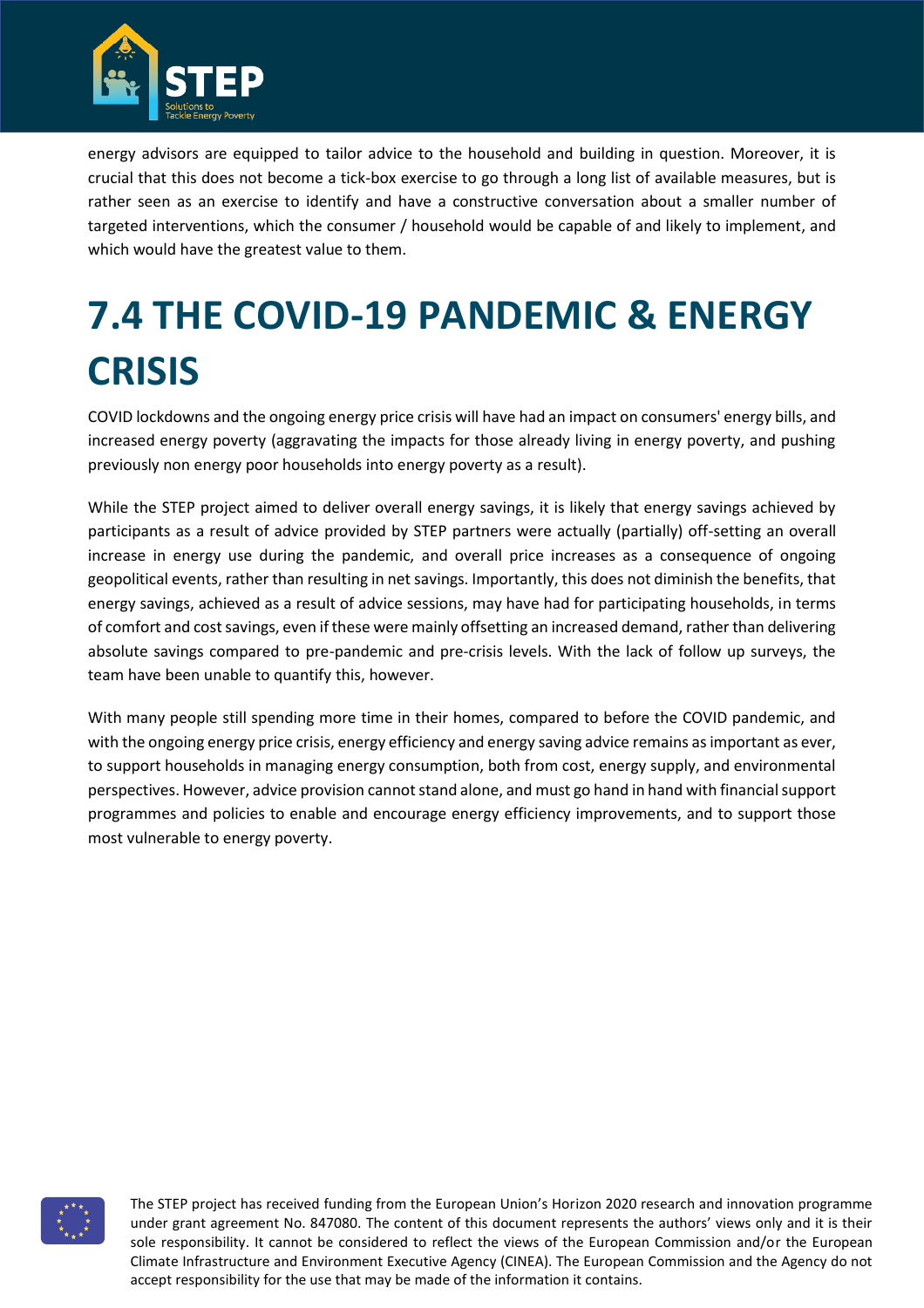energy advisors are equipped to tailor advice to the household and building in question. Moreover, it is crucial that this does not become a tick-box exercise to go through a long list of available measures, but is rather seen as an exercise to identify and have a constructive conversation about a smaller number of targeted interventions, which the consumer / household would be capable of and likely to implement, and which would have the greatest value to them.

# 7.4 THE COVID-19 PANDEMIC & ENERGY CRISIS

COVID lockdowns and the ongoing energy price crisis will have had an impact on consumers' energy bills, and increased energy poverty (aggravating the impacts for those already living in energy poverty, and pushing previously non energy poor households into energy poverty as a result).

While the STEP project aimed to deliver overall energy savings, it is likely that energy savings achieved by participants as a result of advice provided by STEP partners were actually (partially) off-setting an overall increase in energy use during the pandemic, and overall price increases as a consequence of ongoing geopolitical events, rather than resulting in net savings. Importantly, this does not diminish the benefits, that energy savings, achieved as a result of advice sessions, may have had for participating households, in terms of comfort and cost savings, even if these were mainly offsetting an increased demand, rather than delivering absolute savings compared to pre-pandemic and pre-crisis levels. With the lack of follow up surveys, the team have been unable to quantify this, however.

With many people still spending more time in their homes, compared to before the COVID pandemic, and with the ongoing energy price crisis, energy efficiency and energy saving advice remains as important as ever, to support households in managing energy consumption, both from cost, energy supply, and environmental perspectives. However, advice provision cannot stand alone, and must go hand in hand with financial support programmes and policies to enable and encourage energy efficiency improvements, and to support those most vulnerable to energy poverty.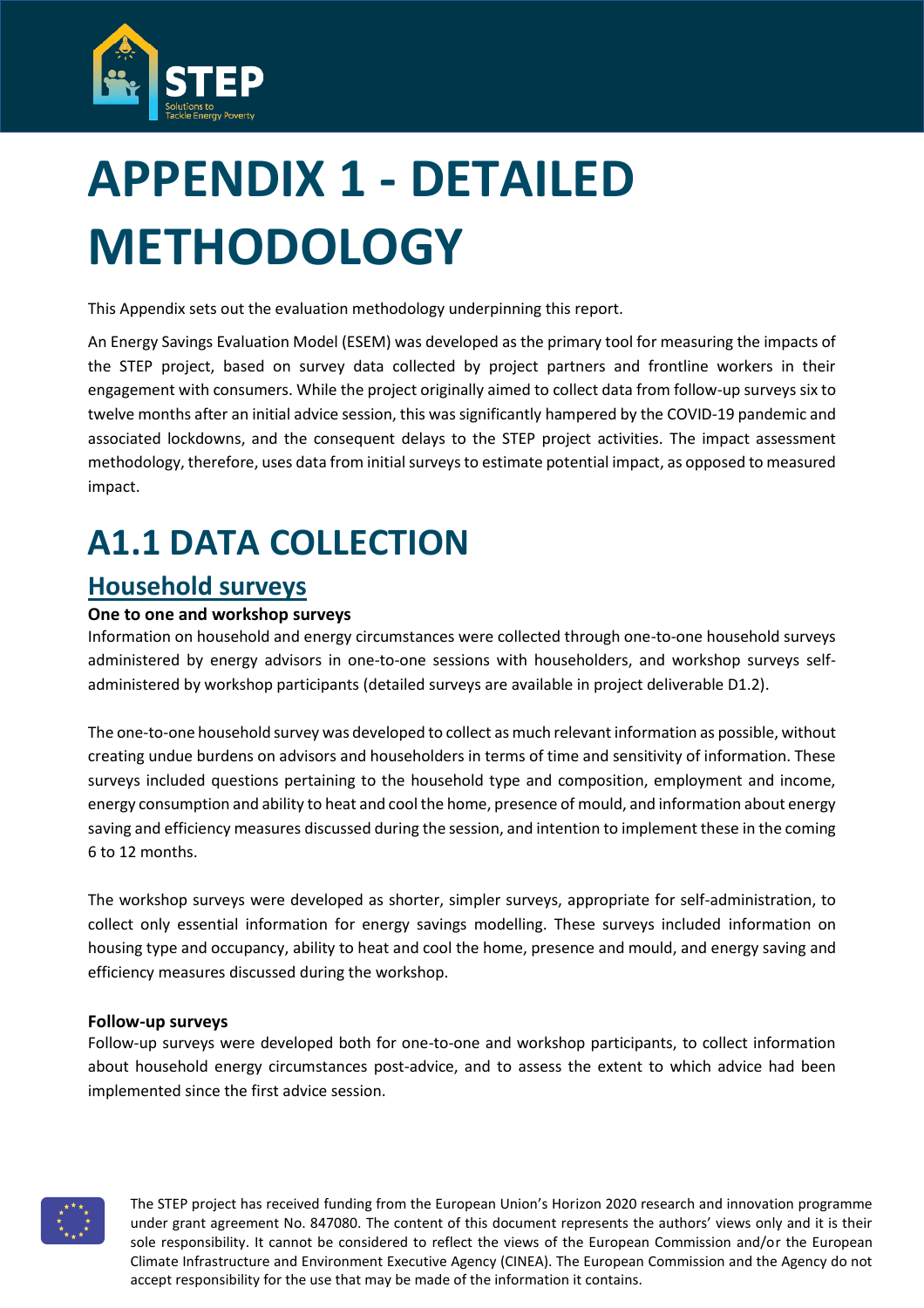# APPENDIX 1 - DETAILED METHODOLOGY

This Appendix sets out the evaluation methodology underpinning this report.

An Energy Savings Evaluation Model (ESEM) was developed as the primary tool for measuring the impacts of the STEP project, based on survey data collected by project partners and frontline workers in their engagement with consumers. While the project originally aimed to collect data from follow-up surveys six to twelve months after an initial advice session, this was significantly hampered by the COVID-19 pandemic and associated lockdowns, and the consequent delays to the STEP project activities. The impact assessment methodology, therefore, uses data from initial surveys to estimate potential impact, as opposed to measured impact.

## A1.1 DATA COLLECTION

### Household surveys

**One to one and workshop surveys**

Information on household and energy circumstances were collected through one-to-one household surveys administered by energy advisors in one-to-one sessions with householders, and workshop surveys self-administered by workshop participants (detailed surveys are available in project deliverable D1.2).

The one-to-one household survey was developed to collect as much relevant information as possible, without creating undue burdens on advisors and householders in terms of time and sensitivity of information. These surveys included questions pertaining to the household type and composition, employment and income, energy consumption and ability to heat and cool the home, presence of mould, and information about energy saving and efficiency measures discussed during the session, and intention to implement these in the coming 6 to 12 months.

The workshop surveys were developed as shorter, simpler surveys, appropriate for self-administration, to collect only essential information for energy savings modelling. These surveys included information on housing type and occupancy, ability to heat and cool the home, presence and mould, and energy saving and efficiency measures discussed during the workshop.

**Follow-up surveys**

Follow-up surveys were developed both for one-to-one and workshop participants, to collect information about household energy circumstances post-advice, and to assess the extent to which advice had been implemented since the first advice session.

The STEP project has received funding from the European Union's Horizon 2020 research and innovation programme under grant agreement No. 847080. The content of this document represents the authors' views only and it is their sole responsibility. It cannot be considered to reflect the views of the European Commission and/or the European Climate Infrastructure and Environment Executive Agency (CINEA). The European Commission and the Agency do not accept responsibility for the use that may be made of the information it contains.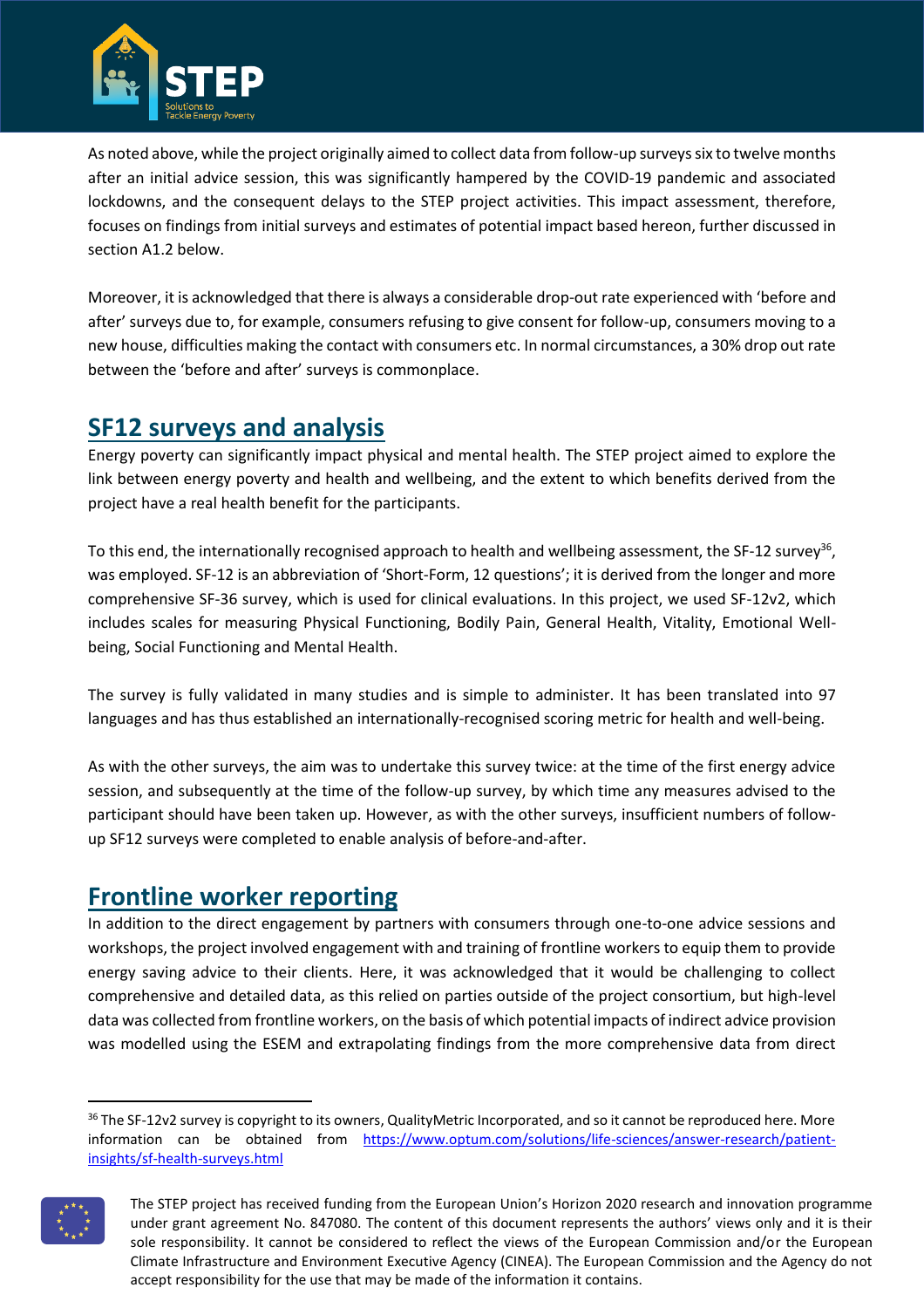As noted above, while the project originally aimed to collect data from follow-up surveys six to twelve months after an initial advice session, this was significantly hampered by the COVID-19 pandemic and associated lockdowns, and the consequent delays to the STEP project activities. This impact assessment, therefore, focuses on findings from initial surveys and estimates of potential impact based hereon, further discussed in section A1.2 below.

Moreover, it is acknowledged that there is always a considerable drop-out rate experienced with 'before and after' surveys due to, for example, consumers refusing to give consent for follow-up, consumers moving to a new house, difficulties making the contact with consumers etc. In normal circumstances, a 30% drop out rate between the 'before and after' surveys is commonplace.

## SF12 surveys and analysis

Energy poverty can significantly impact physical and mental health. The STEP project aimed to explore the link between energy poverty and health and wellbeing, and the extent to which benefits derived from the project have a real health benefit for the participants.

To this end, the internationally recognised approach to health and wellbeing assessment, the SF-12 survey[36], was employed. SF-12 is an abbreviation of 'Short-Form, 12 questions'; it is derived from the longer and more comprehensive SF-36 survey, which is used for clinical evaluations. In this project, we used SF-12v2, which includes scales for measuring Physical Functioning, Bodily Pain, General Health, Vitality, Emotional Well-being, Social Functioning and Mental Health.

The survey is fully validated in many studies and is simple to administer. It has been translated into 97 languages and has thus established an internationally-recognised scoring metric for health and well-being.

As with the other surveys, the aim was to undertake this survey twice: at the time of the first energy advice session, and subsequently at the time of the follow-up survey, by which time any measures advised to the participant should have been taken up. However, as with the other surveys, insufficient numbers of follow-up SF12 surveys were completed to enable analysis of before-and-after.

## Frontline worker reporting

In addition to the direct engagement by partners with consumers through one-to-one advice sessions and workshops, the project involved engagement with and training of frontline workers to equip them to provide energy saving advice to their clients. Here, it was acknowledged that it would be challenging to collect comprehensive and detailed data, as this relied on parties outside of the project consortium, but high-level data was collected from frontline workers, on the basis of which potential impacts of indirect advice provision was modelled using the ESEM and extrapolating findings from the more comprehensive data from direct

---

[36] The SF-12v2 survey is copyright to its owners, QualityMetric Incorporated, and so it cannot be reproduced here. More information can be obtained from https://www.optum.com/solutions/life-sciences/answer-research/patient-insights/sf-health-surveys.html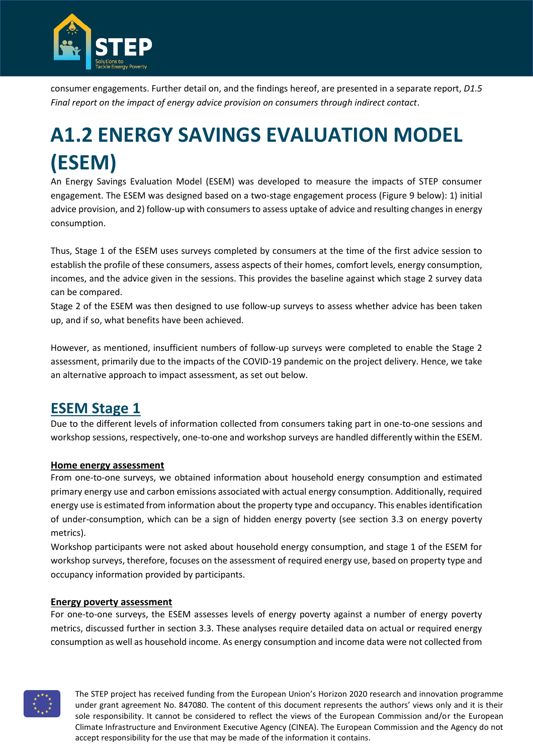consumer engagements. Further detail on, and the findings hereof, are presented in a separate report, *D1.5 Final report on the impact of energy advice provision on consumers through indirect contact*.

# A1.2 ENERGY SAVINGS EVALUATION MODEL (ESEM)

An Energy Savings Evaluation Model (ESEM) was developed to measure the impacts of STEP consumer engagement. The ESEM was designed based on a two-stage engagement process (Figure 9 below): 1) initial advice provision, and 2) follow-up with consumers to assess uptake of advice and resulting changes in energy consumption.

Thus, Stage 1 of the ESEM uses surveys completed by consumers at the time of the first advice session to establish the profile of these consumers, assess aspects of their homes, comfort levels, energy consumption, incomes, and the advice given in the sessions. This provides the baseline against which stage 2 survey data can be compared.

Stage 2 of the ESEM was then designed to use follow-up surveys to assess whether advice has been taken up, and if so, what benefits have been achieved.

However, as mentioned, insufficient numbers of follow-up surveys were completed to enable the Stage 2 assessment, primarily due to the impacts of the COVID-19 pandemic on the project delivery. Hence, we take an alternative approach to impact assessment, as set out below.

## ESEM Stage 1

Due to the different levels of information collected from consumers taking part in one-to-one sessions and workshop sessions, respectively, one-to-one and workshop surveys are handled differently within the ESEM.

### Home energy assessment

From one-to-one surveys, we obtained information about household energy consumption and estimated primary energy use and carbon emissions associated with actual energy consumption. Additionally, required energy use is estimated from information about the property type and occupancy. This enables identification of under-consumption, which can be a sign of hidden energy poverty (see section 3.3 on energy poverty metrics).

Workshop participants were not asked about household energy consumption, and stage 1 of the ESEM for workshop surveys, therefore, focuses on the assessment of required energy use, based on property type and occupancy information provided by participants.

### Energy poverty assessment

For one-to-one surveys, the ESEM assesses levels of energy poverty against a number of energy poverty metrics, discussed further in section 3.3. These analyses require detailed data on actual or required energy consumption as well as household income. As energy consumption and income data were not collected from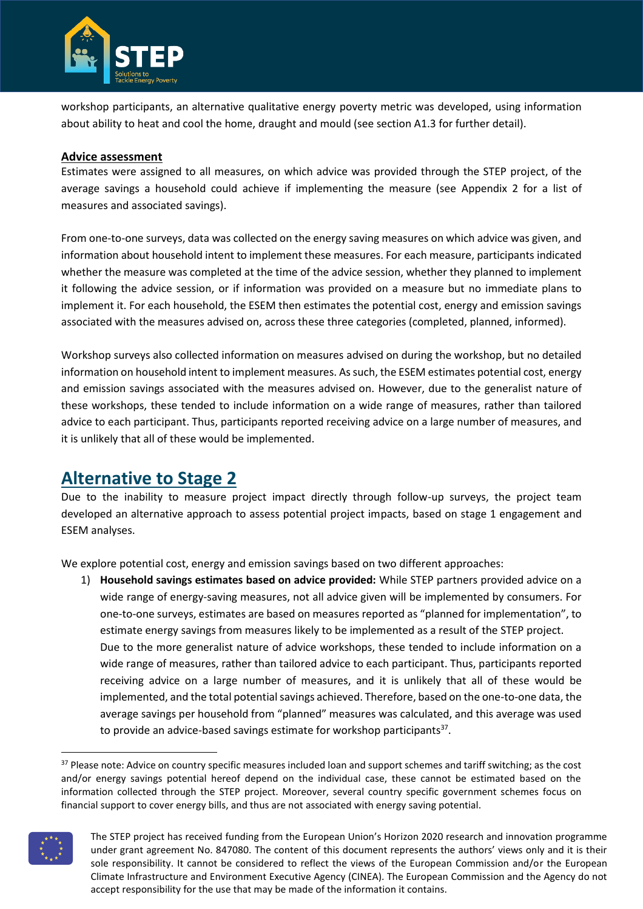workshop participants, an alternative qualitative energy poverty metric was developed, using information about ability to heat and cool the home, draught and mould (see section A1.3 for further detail).

**Advice assessment**

Estimates were assigned to all measures, on which advice was provided through the STEP project, of the average savings a household could achieve if implementing the measure (see Appendix 2 for a list of measures and associated savings).

From one-to-one surveys, data was collected on the energy saving measures on which advice was given, and information about household intent to implement these measures. For each measure, participants indicated whether the measure was completed at the time of the advice session, whether they planned to implement it following the advice session, or if information was provided on a measure but no immediate plans to implement it. For each household, the ESEM then estimates the potential cost, energy and emission savings associated with the measures advised on, across these three categories (completed, planned, informed).

Workshop surveys also collected information on measures advised on during the workshop, but no detailed information on household intent to implement measures. As such, the ESEM estimates potential cost, energy and emission savings associated with the measures advised on. However, due to the generalist nature of these workshops, these tended to include information on a wide range of measures, rather than tailored advice to each participant. Thus, participants reported receiving advice on a large number of measures, and it is unlikely that all of these would be implemented.

## Alternative to Stage 2

Due to the inability to measure project impact directly through follow-up surveys, the project team developed an alternative approach to assess potential project impacts, based on stage 1 engagement and ESEM analyses.

We explore potential cost, energy and emission savings based on two different approaches:

1) **Household savings estimates based on advice provided:** While STEP partners provided advice on a wide range of energy-saving measures, not all advice given will be implemented by consumers. For one-to-one surveys, estimates are based on measures reported as "planned for implementation", to estimate energy savings from measures likely to be implemented as a result of the STEP project.
   Due to the more generalist nature of advice workshops, these tended to include information on a wide range of measures, rather than tailored advice to each participant. Thus, participants reported receiving advice on a large number of measures, and it is unlikely that all of these would be implemented, and the total potential savings achieved. Therefore, based on the one-to-one data, the average savings per household from "planned" measures was calculated, and this average was used to provide an advice-based savings estimate for workshop participants[37].

[37] Please note: Advice on country specific measures included loan and support schemes and tariff switching; as the cost and/or energy savings potential hereof depend on the individual case, these cannot be estimated based on the information collected through the STEP project. Moreover, several country specific government schemes focus on financial support to cover energy bills, and thus are not associated with energy saving potential.

The STEP project has received funding from the European Union's Horizon 2020 research and innovation programme under grant agreement No. 847080. The content of this document represents the authors' views only and it is their sole responsibility. It cannot be considered to reflect the views of the European Commission and/or the European Climate Infrastructure and Environment Executive Agency (CINEA). The European Commission and the Agency do not accept responsibility for the use that may be made of the information it contains.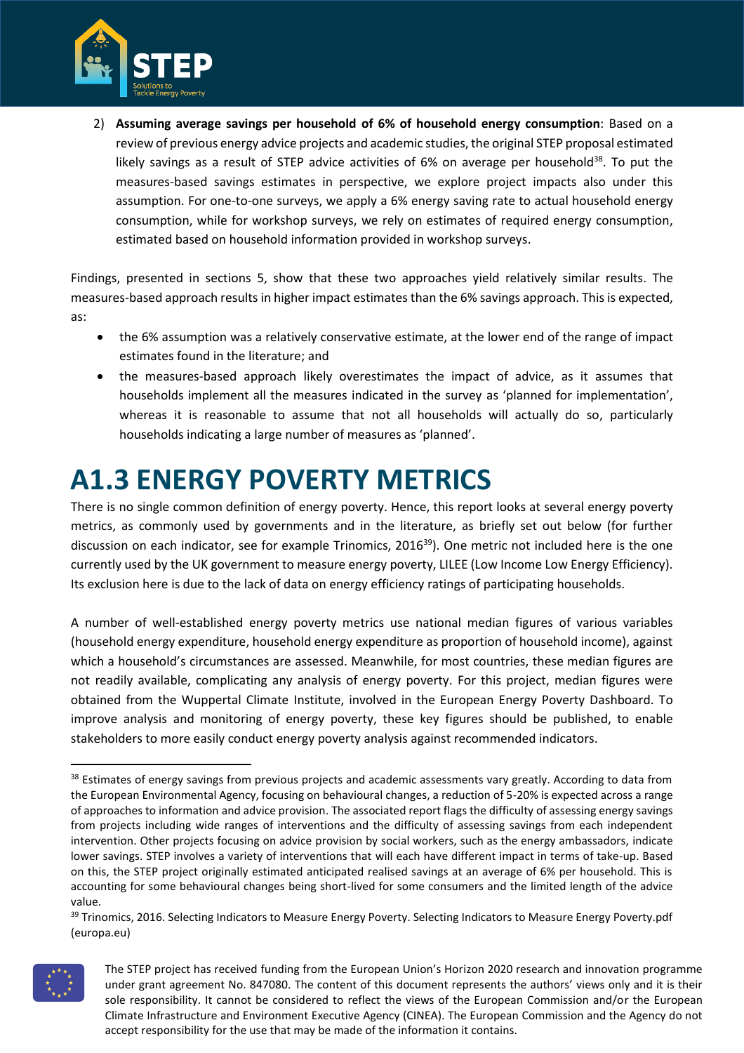2) **Assuming average savings per household of 6% of household energy consumption**: Based on a review of previous energy advice projects and academic studies, the original STEP proposal estimated likely savings as a result of STEP advice activities of 6% on average per household[38]. To put the measures-based savings estimates in perspective, we explore project impacts also under this assumption. For one-to-one surveys, we apply a 6% energy saving rate to actual household energy consumption, while for workshop surveys, we rely on estimates of required energy consumption, estimated based on household information provided in workshop surveys.

Findings, presented in sections 5, show that these two approaches yield relatively similar results. The measures-based approach results in higher impact estimates than the 6% savings approach. This is expected, as:

- the 6% assumption was a relatively conservative estimate, at the lower end of the range of impact estimates found in the literature; and
- the measures-based approach likely overestimates the impact of advice, as it assumes that households implement all the measures indicated in the survey as 'planned for implementation', whereas it is reasonable to assume that not all households will actually do so, particularly households indicating a large number of measures as 'planned'.

# A1.3 ENERGY POVERTY METRICS

There is no single common definition of energy poverty. Hence, this report looks at several energy poverty metrics, as commonly used by governments and in the literature, as briefly set out below (for further discussion on each indicator, see for example Trinomics, 2016[39]). One metric not included here is the one currently used by the UK government to measure energy poverty, LILEE (Low Income Low Energy Efficiency). Its exclusion here is due to the lack of data on energy efficiency ratings of participating households.

A number of well-established energy poverty metrics use national median figures of various variables (household energy expenditure, household energy expenditure as proportion of household income), against which a household's circumstances are assessed. Meanwhile, for most countries, these median figures are not readily available, complicating any analysis of energy poverty. For this project, median figures were obtained from the Wuppertal Climate Institute, involved in the European Energy Poverty Dashboard. To improve analysis and monitoring of energy poverty, these key figures should be published, to enable stakeholders to more easily conduct energy poverty analysis against recommended indicators.

---

[38] Estimates of energy savings from previous projects and academic assessments vary greatly. According to data from the European Environmental Agency, focusing on behavioural changes, a reduction of 5-20% is expected across a range of approaches to information and advice provision. The associated report flags the difficulty of assessing energy savings from projects including wide ranges of interventions and the difficulty of assessing savings from each independent intervention. Other projects focusing on advice provision by social workers, such as the energy ambassadors, indicate lower savings. STEP involves a variety of interventions that will each have different impact in terms of take-up. Based on this, the STEP project originally estimated anticipated realised savings at an average of 6% per household. This is accounting for some behavioural changes being short-lived for some consumers and the limited length of the advice value.

[39] Trinomics, 2016. Selecting Indicators to Measure Energy Poverty. Selecting Indicators to Measure Energy Poverty.pdf (europa.eu)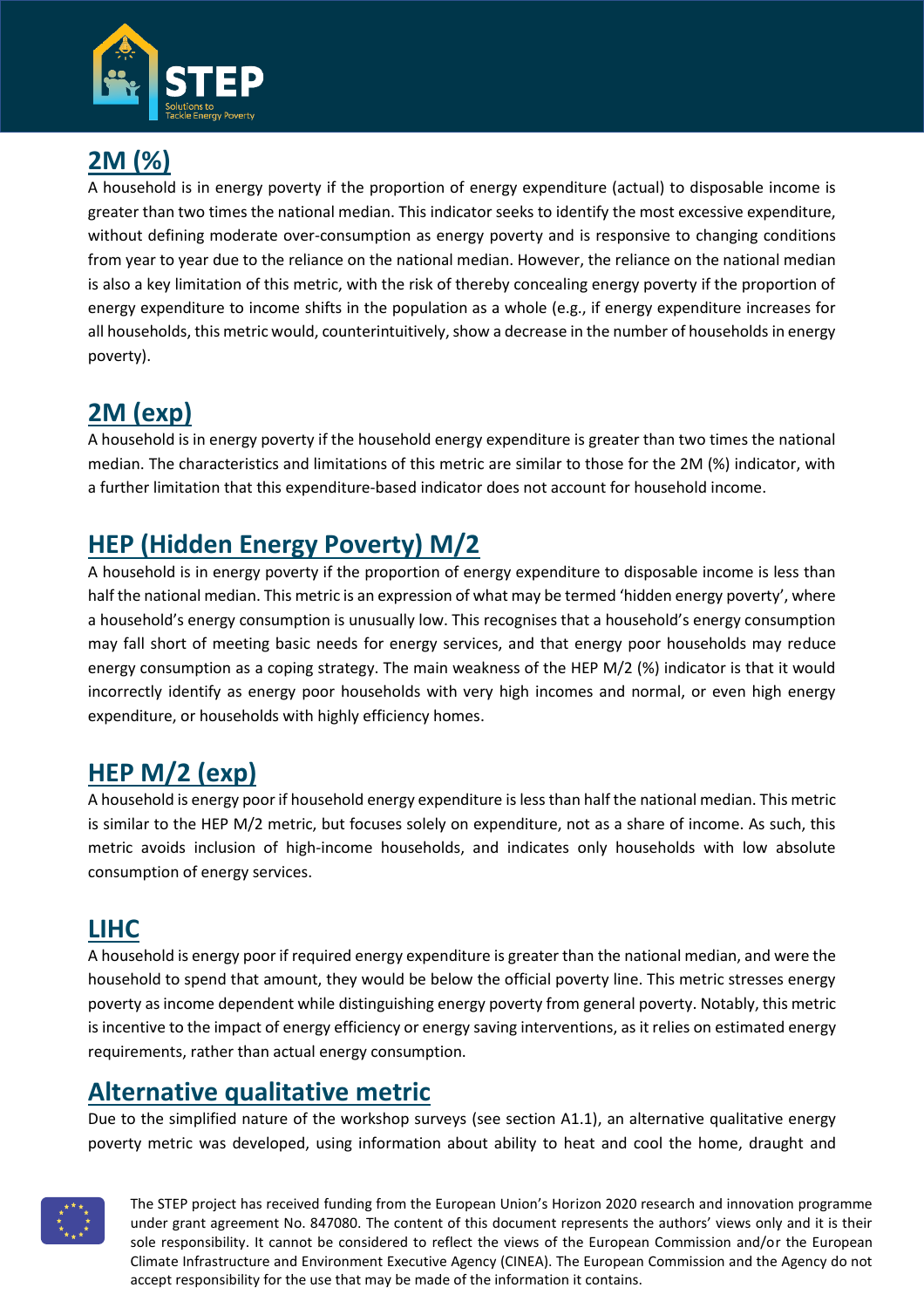## 2M (%)

A household is in energy poverty if the proportion of energy expenditure (actual) to disposable income is greater than two times the national median. This indicator seeks to identify the most excessive expenditure, without defining moderate over-consumption as energy poverty and is responsive to changing conditions from year to year due to the reliance on the national median. However, the reliance on the national median is also a key limitation of this metric, with the risk of thereby concealing energy poverty if the proportion of energy expenditure to income shifts in the population as a whole (e.g., if energy expenditure increases for all households, this metric would, counterintuitively, show a decrease in the number of households in energy poverty).

## 2M (exp)

A household is in energy poverty if the household energy expenditure is greater than two times the national median. The characteristics and limitations of this metric are similar to those for the 2M (%) indicator, with a further limitation that this expenditure-based indicator does not account for household income.

## HEP (Hidden Energy Poverty) M/2

A household is in energy poverty if the proportion of energy expenditure to disposable income is less than half the national median. This metric is an expression of what may be termed 'hidden energy poverty', where a household's energy consumption is unusually low. This recognises that a household's energy consumption may fall short of meeting basic needs for energy services, and that energy poor households may reduce energy consumption as a coping strategy. The main weakness of the HEP M/2 (%) indicator is that it would incorrectly identify as energy poor households with very high incomes and normal, or even high energy expenditure, or households with highly efficiency homes.

## HEP M/2 (exp)

A household is energy poor if household energy expenditure is less than half the national median. This metric is similar to the HEP M/2 metric, but focuses solely on expenditure, not as a share of income. As such, this metric avoids inclusion of high-income households, and indicates only households with low absolute consumption of energy services.

## LIHC

A household is energy poor if required energy expenditure is greater than the national median, and were the household to spend that amount, they would be below the official poverty line. This metric stresses energy poverty as income dependent while distinguishing energy poverty from general poverty. Notably, this metric is incentive to the impact of energy efficiency or energy saving interventions, as it relies on estimated energy requirements, rather than actual energy consumption.

## Alternative qualitative metric

Due to the simplified nature of the workshop surveys (see section A1.1), an alternative qualitative energy poverty metric was developed, using information about ability to heat and cool the home, draught and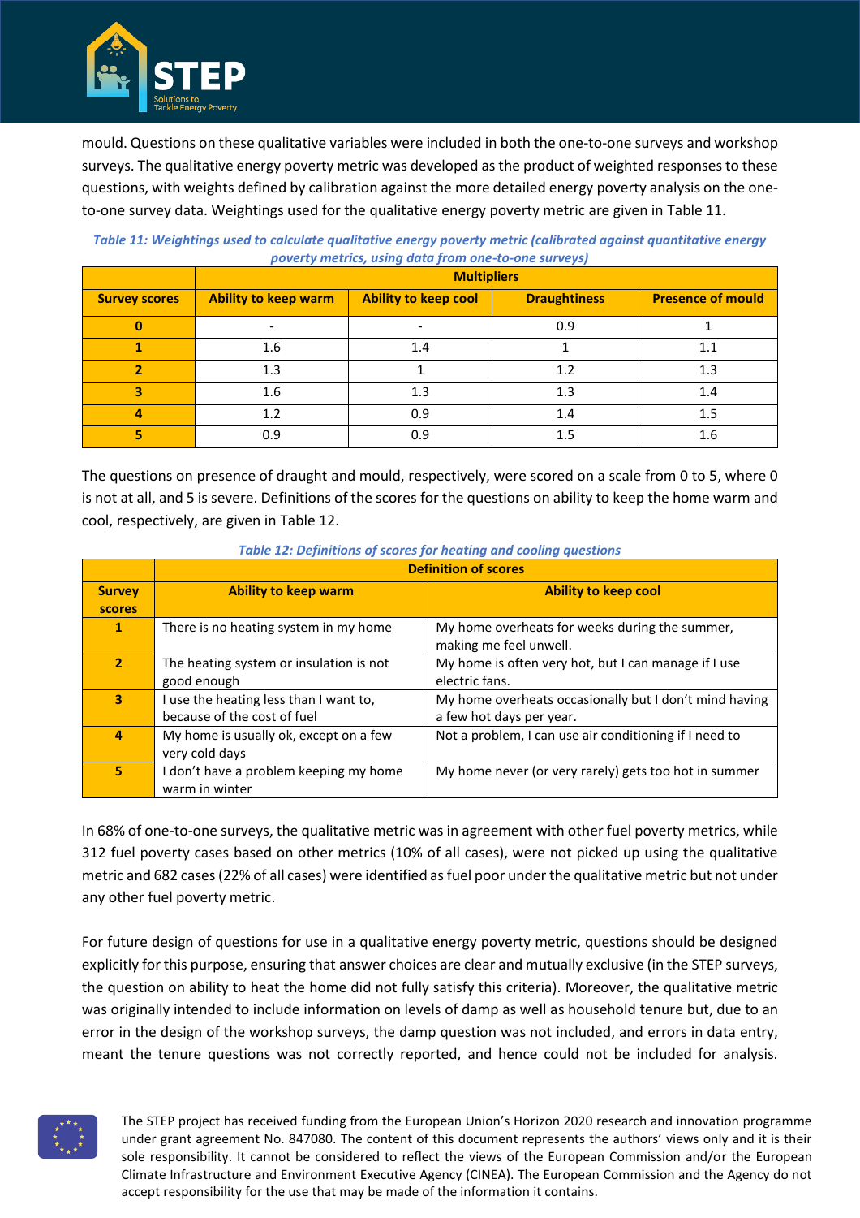mould. Questions on these qualitative variables were included in both the one-to-one surveys and workshop surveys. The qualitative energy poverty metric was developed as the product of weighted responses to these questions, with weights defined by calibration against the more detailed energy poverty analysis on the one-to-one survey data. Weightings used for the qualitative energy poverty metric are given in Table 11.

*Table 11: Weightings used to calculate qualitative energy poverty metric (calibrated against quantitative energy poverty metrics, using data from one-to-one surveys)*

| | Multipliers | | | |
|---|---|---|---|---|
| **Survey scores** | **Ability to keep warm** | **Ability to keep cool** | **Draughtiness** | **Presence of mould** |
| **0** | - | - | 0.9 | 1 |
| **1** | 1.6 | 1.4 | 1 | 1.1 |
| **2** | 1.3 | 1 | 1.2 | 1.3 |
| **3** | 1.6 | 1.3 | 1.3 | 1.4 |
| **4** | 1.2 | 0.9 | 1.4 | 1.5 |
| **5** | 0.9 | 0.9 | 1.5 | 1.6 |

The questions on presence of draught and mould, respectively, were scored on a scale from 0 to 5, where 0 is not at all, and 5 is severe. Definitions of the scores for the questions on ability to keep the home warm and cool, respectively, are given in Table 12.

*Table 12: Definitions of scores for heating and cooling questions*

| | Definition of scores | |
|---|---|---|
| **Survey scores** | **Ability to keep warm** | **Ability to keep cool** |
| **1** | There is no heating system in my home | My home overheats for weeks during the summer, making me feel unwell. |
| **2** | The heating system or insulation is not good enough | My home is often very hot, but I can manage if I use electric fans. |
| **3** | I use the heating less than I want to, because of the cost of fuel | My home overheats occasionally but I don't mind having a few hot days per year. |
| **4** | My home is usually ok, except on a few very cold days | Not a problem, I can use air conditioning if I need to |
| **5** | I don't have a problem keeping my home warm in winter | My home never (or very rarely) gets too hot in summer |

In 68% of one-to-one surveys, the qualitative metric was in agreement with other fuel poverty metrics, while 312 fuel poverty cases based on other metrics (10% of all cases), were not picked up using the qualitative metric and 682 cases (22% of all cases) were identified as fuel poor under the qualitative metric but not under any other fuel poverty metric.

For future design of questions for use in a qualitative energy poverty metric, questions should be designed explicitly for this purpose, ensuring that answer choices are clear and mutually exclusive (in the STEP surveys, the question on ability to heat the home did not fully satisfy this criteria). Moreover, the qualitative metric was originally intended to include information on levels of damp as well as household tenure but, due to an error in the design of the workshop surveys, the damp question was not included, and errors in data entry, meant the tenure questions was not correctly reported, and hence could not be included for analysis.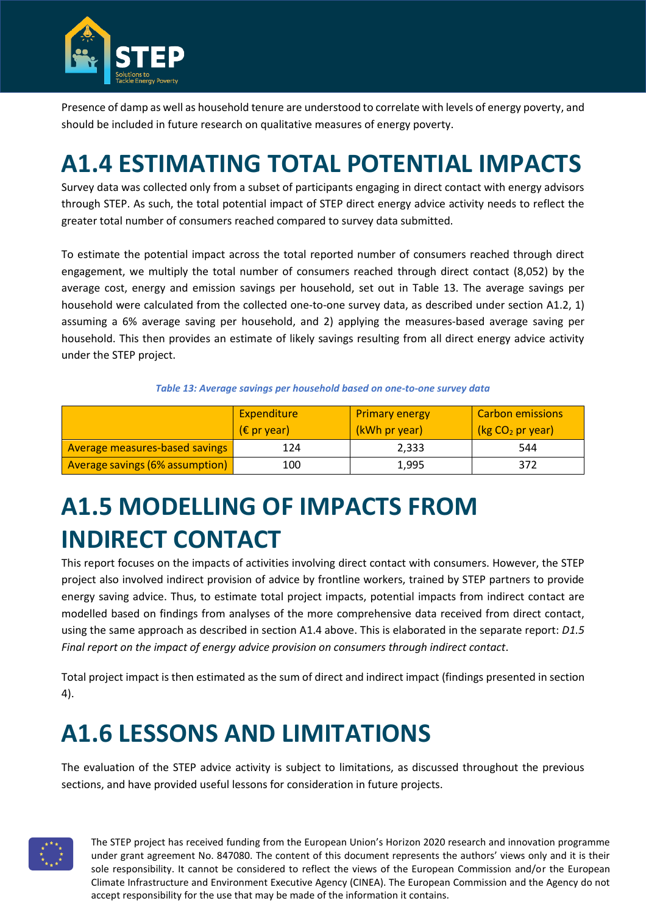Presence of damp as well as household tenure are understood to correlate with levels of energy poverty, and should be included in future research on qualitative measures of energy poverty.

# A1.4 ESTIMATING TOTAL POTENTIAL IMPACTS

Survey data was collected only from a subset of participants engaging in direct contact with energy advisors through STEP. As such, the total potential impact of STEP direct energy advice activity needs to reflect the greater total number of consumers reached compared to survey data submitted.

To estimate the potential impact across the total reported number of consumers reached through direct engagement, we multiply the total number of consumers reached through direct contact (8,052) by the average cost, energy and emission savings per household, set out in Table 13. The average savings per household were calculated from the collected one-to-one survey data, as described under section A1.2, 1) assuming a 6% average saving per household, and 2) applying the measures-based average saving per household. This then provides an estimate of likely savings resulting from all direct energy advice activity under the STEP project.

*Table 13: Average savings per household based on one-to-one survey data*

| | Expenditure (€ pr year) | Primary energy (kWh pr year) | Carbon emissions (kg $CO_2$ pr year) |
|---|---|---|---|
| Average measures-based savings | 124 | 2,333 | 544 |
| Average savings (6% assumption) | 100 | 1,995 | 372 |

# A1.5 MODELLING OF IMPACTS FROM INDIRECT CONTACT

This report focuses on the impacts of activities involving direct contact with consumers. However, the STEP project also involved indirect provision of advice by frontline workers, trained by STEP partners to provide energy saving advice. Thus, to estimate total project impacts, potential impacts from indirect contact are modelled based on findings from analyses of the more comprehensive data received from direct contact, using the same approach as described in section A1.4 above. This is elaborated in the separate report: *D1.5 Final report on the impact of energy advice provision on consumers through indirect contact*.

Total project impact is then estimated as the sum of direct and indirect impact (findings presented in section 4).

# A1.6 LESSONS AND LIMITATIONS

The evaluation of the STEP advice activity is subject to limitations, as discussed throughout the previous sections, and have provided useful lessons for consideration in future projects.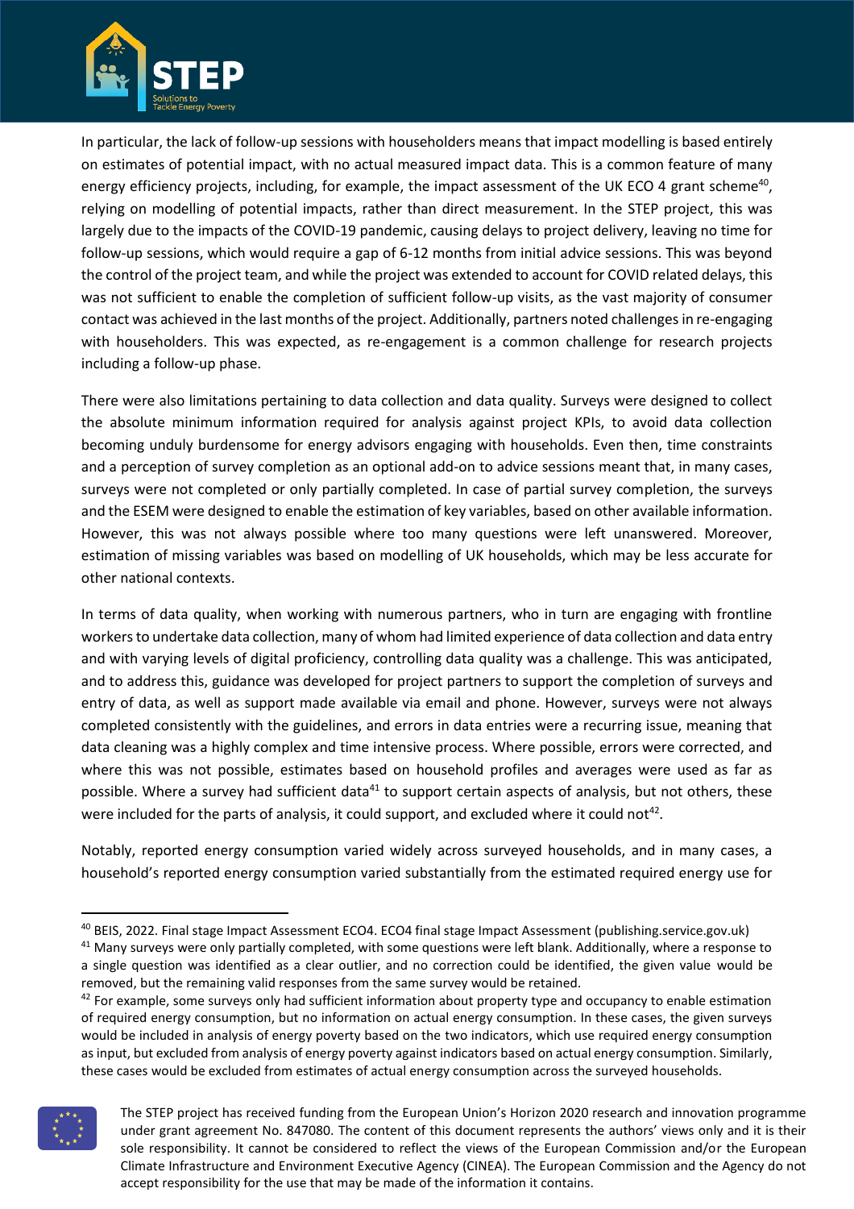In particular, the lack of follow-up sessions with householders means that impact modelling is based entirely on estimates of potential impact, with no actual measured impact data. This is a common feature of many energy efficiency projects, including, for example, the impact assessment of the UK ECO 4 grant scheme[40], relying on modelling of potential impacts, rather than direct measurement. In the STEP project, this was largely due to the impacts of the COVID-19 pandemic, causing delays to project delivery, leaving no time for follow-up sessions, which would require a gap of 6-12 months from initial advice sessions. This was beyond the control of the project team, and while the project was extended to account for COVID related delays, this was not sufficient to enable the completion of sufficient follow-up visits, as the vast majority of consumer contact was achieved in the last months of the project. Additionally, partners noted challenges in re-engaging with householders. This was expected, as re-engagement is a common challenge for research projects including a follow-up phase.

There were also limitations pertaining to data collection and data quality. Surveys were designed to collect the absolute minimum information required for analysis against project KPIs, to avoid data collection becoming unduly burdensome for energy advisors engaging with households. Even then, time constraints and a perception of survey completion as an optional add-on to advice sessions meant that, in many cases, surveys were not completed or only partially completed. In case of partial survey completion, the surveys and the ESEM were designed to enable the estimation of key variables, based on other available information. However, this was not always possible where too many questions were left unanswered. Moreover, estimation of missing variables was based on modelling of UK households, which may be less accurate for other national contexts.

In terms of data quality, when working with numerous partners, who in turn are engaging with frontline workers to undertake data collection, many of whom had limited experience of data collection and data entry and with varying levels of digital proficiency, controlling data quality was a challenge. This was anticipated, and to address this, guidance was developed for project partners to support the completion of surveys and entry of data, as well as support made available via email and phone. However, surveys were not always completed consistently with the guidelines, and errors in data entries were a recurring issue, meaning that data cleaning was a highly complex and time intensive process. Where possible, errors were corrected, and where this was not possible, estimates based on household profiles and averages were used as far as possible. Where a survey had sufficient data[41] to support certain aspects of analysis, but not others, these were included for the parts of analysis, it could support, and excluded where it could not[42].

Notably, reported energy consumption varied widely across surveyed households, and in many cases, a household's reported energy consumption varied substantially from the estimated required energy use for

---

[40] BEIS, 2022. Final stage Impact Assessment ECO4. ECO4 final stage Impact Assessment (publishing.service.gov.uk)

[41] Many surveys were only partially completed, with some questions were left blank. Additionally, where a response to a single question was identified as a clear outlier, and no correction could be identified, the given value would be removed, but the remaining valid responses from the same survey would be retained.

[42] For example, some surveys only had sufficient information about property type and occupancy to enable estimation of required energy consumption, but no information on actual energy consumption. In these cases, the given surveys would be included in analysis of energy poverty based on the two indicators, which use required energy consumption as input, but excluded from analysis of energy poverty against indicators based on actual energy consumption. Similarly, these cases would be excluded from estimates of actual energy consumption across the surveyed households.

The STEP project has received funding from the European Union's Horizon 2020 research and innovation programme under grant agreement No. 847080. The content of this document represents the authors' views only and it is their sole responsibility. It cannot be considered to reflect the views of the European Commission and/or the European Climate Infrastructure and Environment Executive Agency (CINEA). The European Commission and the Agency do not accept responsibility for the use that may be made of the information it contains.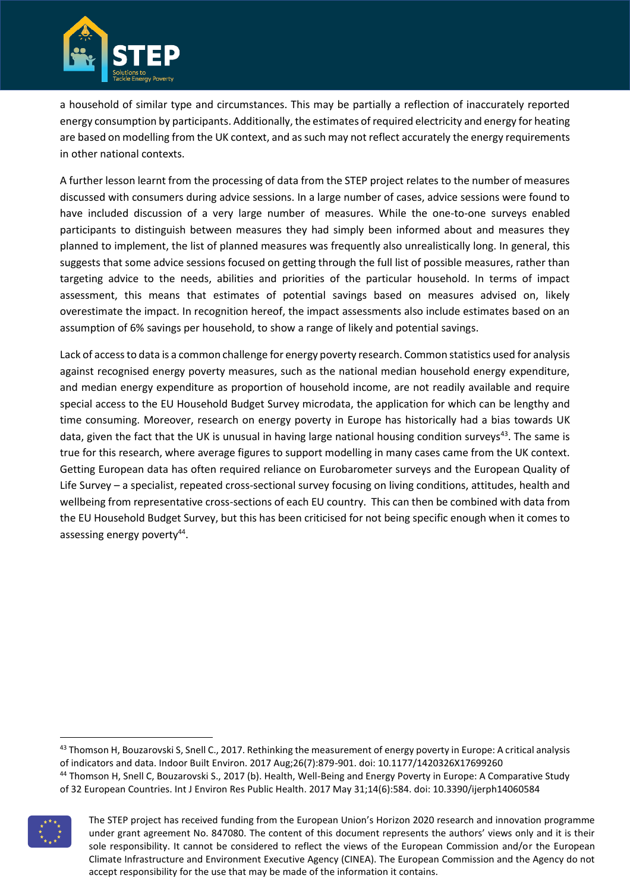a household of similar type and circumstances. This may be partially a reflection of inaccurately reported energy consumption by participants. Additionally, the estimates of required electricity and energy for heating are based on modelling from the UK context, and as such may not reflect accurately the energy requirements in other national contexts.

A further lesson learnt from the processing of data from the STEP project relates to the number of measures discussed with consumers during advice sessions. In a large number of cases, advice sessions were found to have included discussion of a very large number of measures. While the one-to-one surveys enabled participants to distinguish between measures they had simply been informed about and measures they planned to implement, the list of planned measures was frequently also unrealistically long. In general, this suggests that some advice sessions focused on getting through the full list of possible measures, rather than targeting advice to the needs, abilities and priorities of the particular household. In terms of impact assessment, this means that estimates of potential savings based on measures advised on, likely overestimate the impact. In recognition hereof, the impact assessments also include estimates based on an assumption of 6% savings per household, to show a range of likely and potential savings.

Lack of access to data is a common challenge for energy poverty research. Common statistics used for analysis against recognised energy poverty measures, such as the national median household energy expenditure, and median energy expenditure as proportion of household income, are not readily available and require special access to the EU Household Budget Survey microdata, the application for which can be lengthy and time consuming. Moreover, research on energy poverty in Europe has historically had a bias towards UK data, given the fact that the UK is unusual in having large national housing condition surveys[43]. The same is true for this research, where average figures to support modelling in many cases came from the UK context. Getting European data has often required reliance on Eurobarometer surveys and the European Quality of Life Survey – a specialist, repeated cross-sectional survey focusing on living conditions, attitudes, health and wellbeing from representative cross-sections of each EU country. This can then be combined with data from the EU Household Budget Survey, but this has been criticised for not being specific enough when it comes to assessing energy poverty[44].

---

[43] Thomson H, Bouzarovski S, Snell C., 2017. Rethinking the measurement of energy poverty in Europe: A critical analysis of indicators and data. Indoor Built Environ. 2017 Aug;26(7):879-901. doi: 10.1177/1420326X17699260

[44] Thomson H, Snell C, Bouzarovski S., 2017 (b). Health, Well-Being and Energy Poverty in Europe: A Comparative Study of 32 European Countries. Int J Environ Res Public Health. 2017 May 31;14(6):584. doi: 10.3390/ijerph14060584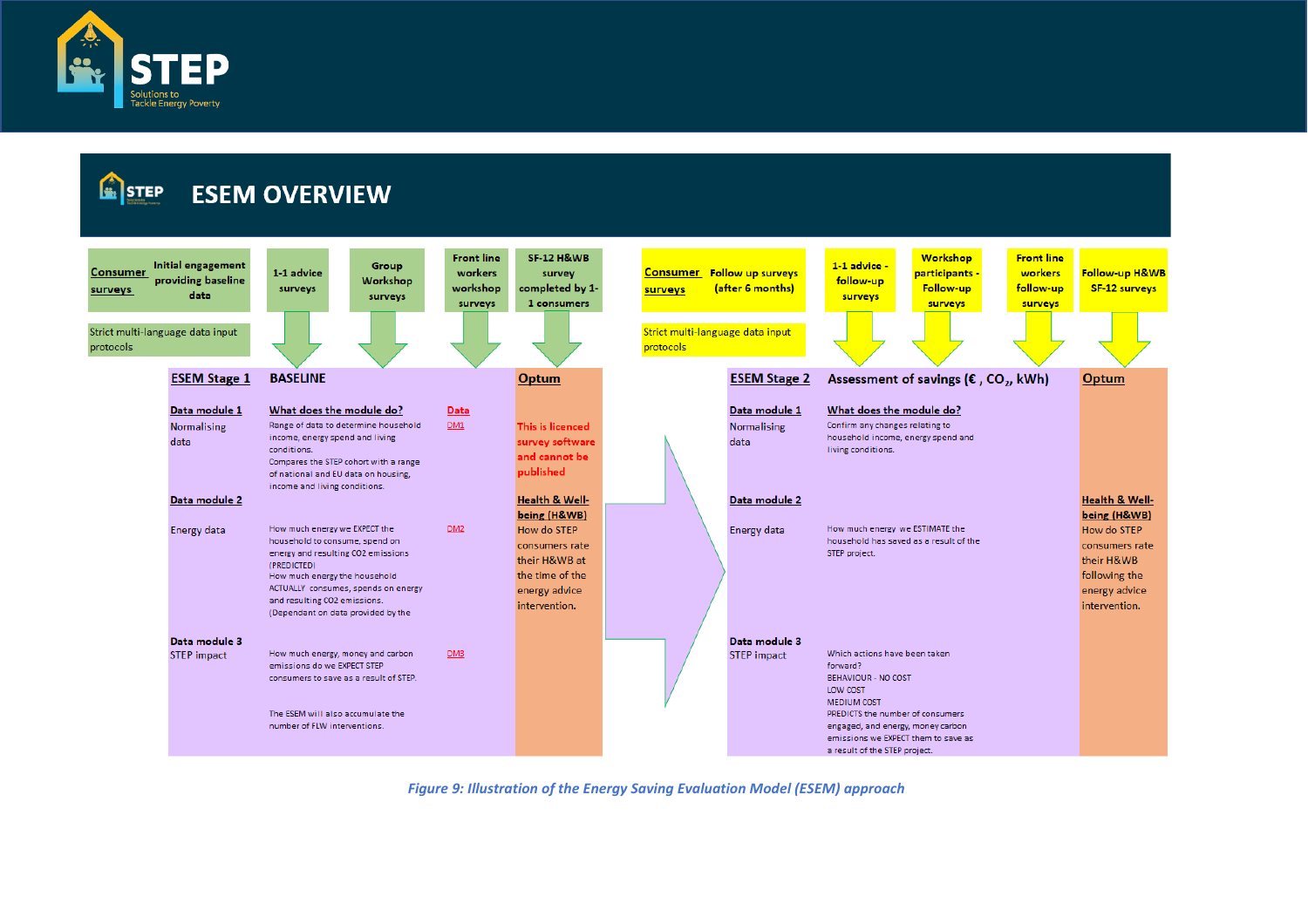## ESEM OVERVIEW

**Consumer surveys** — Initial engagement providing baseline data

- 1-1 advice surveys
- Group Workshop surveys
- Front line workers workshop surveys
- SF-12 H&WB survey completed by 1-1 consumers

Strict multi-language data input protocols

| ESEM Stage 1 | BASELINE | | Optum |
|---|---|---|---|
| **Data module 1** | **What does the module do?** | **Data** | This is licenced survey software and cannot be published |
| Normalising data | Range of data to determine household income, energy spend and living conditions. Compares the STEP cohort with a range of national and EU data on housing, income and living conditions. | DM1 | |
| **Data module 2** | | | **Health & Well-being (H&WB)** |
| Energy data | How much energy we EXPECT the household to consume, spend on energy and resulting CO2 emissions (PREDICTED) How much energy the household ACTUALLY consumes, spends on energy and resulting CO2 emissions. (Dependant on data provided by the | DM2 | How do STEP consumers rate their H&WB at the time of the energy advice intervention. |
| **Data module 3** STEP impact | How much energy, money and carbon emissions do we EXPECT STEP consumers to save as a result of STEP. The ESEM will also accumulate the number of FLW interventions. | DM3 | |

**Consumer surveys** — Follow up surveys (after 6 months)

- 1-1 advice - follow-up surveys
- Workshop participants - Follow-up surveys
- Front line workers follow-up surveys
- Follow-up H&WB SF-12 surveys

Strict multi-language data input protocols

| ESEM Stage 2 | Assessment of savings (€ , $CO_2$, kWh) | Optum |
|---|---|---|
| **Data module 1** | **What does the module do?** | |
| Normalising data | Confirm any changes relating to household income, energy spend and living conditions. | |
| **Data module 2** | | **Health & Well-being (H&WB)** |
| Energy data | How much energy we ESTIMATE the household has saved as a result of the STEP project. | How do STEP consumers rate their H&WB following the energy advice intervention. |
| **Data module 3** STEP impact | Which actions have been taken forward? BEHAVIOUR - NO COST LOW COST MEDIUM COST PREDICTS the number of consumers engaged, and energy, money carbon emissions we EXPECT them to save as a result of the STEP project. | |

*Figure 9: Illustration of the Energy Saving Evaluation Model (ESEM) approach*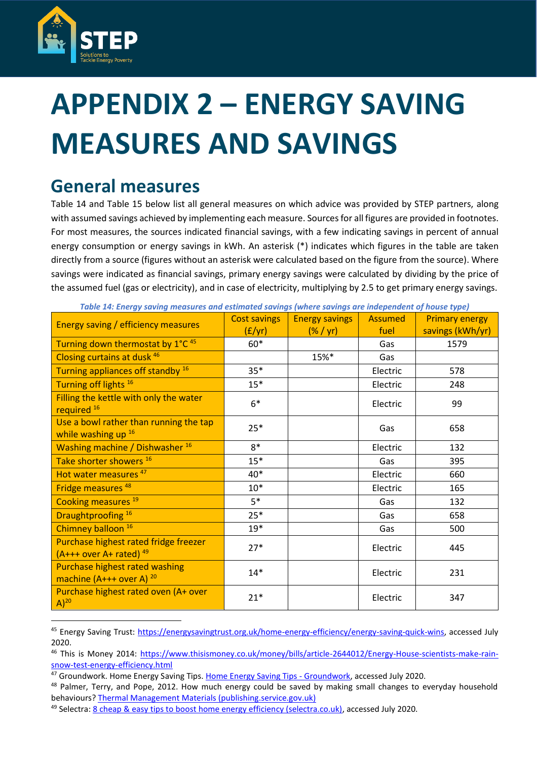# APPENDIX 2 – ENERGY SAVING MEASURES AND SAVINGS

## General measures

Table 14 and Table 15 below list all general measures on which advice was provided by STEP partners, along with assumed savings achieved by implementing each measure. Sources for all figures are provided in footnotes. For most measures, the sources indicated financial savings, with a few indicating savings in percent of annual energy consumption or energy savings in kWh. An asterisk (*) indicates which figures in the table are taken directly from a source (figures without an asterisk were calculated based on the figure from the source). Where savings were indicated as financial savings, primary energy savings were calculated by dividing by the price of the assumed fuel (gas or electricity), and in case of electricity, multiplying by 2.5 to get primary energy savings.

*Table 14: Energy saving measures and estimated savings (where savings are independent of house type)*

| Energy saving / efficiency measures | Cost savings (£/yr) | Energy savings (% / yr) | Assumed fuel | Primary energy savings (kWh/yr) |
|---|---|---|---|---|
| Turning down thermostat by 1°C [45] | 60* | | Gas | 1579 |
| Closing curtains at dusk [46] | | 15%* | Gas | |
| Turning appliances off standby [16] | 35* | | Electric | 578 |
| Turning off lights [16] | 15* | | Electric | 248 |
| Filling the kettle with only the water required [16] | 6* | | Electric | 99 |
| Use a bowl rather than running the tap while washing up [16] | 25* | | Gas | 658 |
| Washing machine / Dishwasher [16] | 8* | | Electric | 132 |
| Take shorter showers [16] | 15* | | Gas | 395 |
| Hot water measures [47] | 40* | | Electric | 660 |
| Fridge measures [48] | 10* | | Electric | 165 |
| Cooking measures [19] | 5* | | Gas | 132 |
| Draughtproofing [16] | 25* | | Gas | 658 |
| Chimney balloon [16] | 19* | | Gas | 500 |
| Purchase highest rated fridge freezer (A+++ over A+ rated) [49] | 27* | | Electric | 445 |
| Purchase highest rated washing machine (A+++ over A) [20] | 14* | | Electric | 231 |
| Purchase highest rated oven (A+ over A)[20] | 21* | | Electric | 347 |

[45] Energy Saving Trust: https://energysavingtrust.org.uk/home-energy-efficiency/energy-saving-quick-wins, accessed July 2020.

[46] This is Money 2014: https://www.thisismoney.co.uk/money/bills/article-2644012/Energy-House-scientists-make-rain-snow-test-energy-efficiency.html

[47] Groundwork. Home Energy Saving Tips. Home Energy Saving Tips - Groundwork, accessed July 2020.

[48] Palmer, Terry, and Pope, 2012. How much energy could be saved by making small changes to everyday household behaviours? Thermal Management Materials (publishing.service.gov.uk)

[49] Selectra: 8 cheap & easy tips to boost home energy efficiency (selectra.co.uk), accessed July 2020.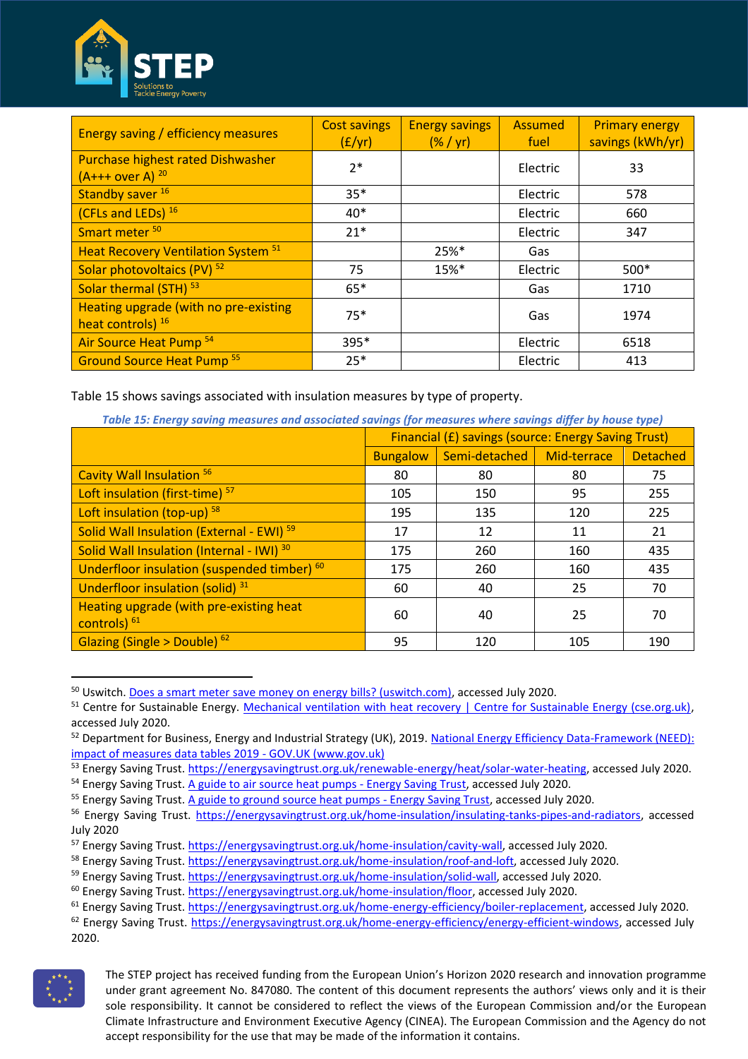| Energy saving / efficiency measures | Cost savings (£/yr) | Energy savings (% / yr) | Assumed fuel | Primary energy savings (kWh/yr) |
|---|---|---|---|---|
| Purchase highest rated Dishwasher (A+++ over A) [20] | 2* | | Electric | 33 |
| Standby saver [16] | 35* | | Electric | 578 |
| (CFLs and LEDs) [16] | 40* | | Electric | 660 |
| Smart meter [50] | 21* | | Electric | 347 |
| Heat Recovery Ventilation System [51] | | 25%* | Gas | |
| Solar photovoltaics (PV) [52] | 75 | 15%* | Electric | 500* |
| Solar thermal (STH) [53] | 65* | | Gas | 1710 |
| Heating upgrade (with no pre-existing heat controls) [16] | 75* | | Gas | 1974 |
| Air Source Heat Pump [54] | 395* | | Electric | 6518 |
| Ground Source Heat Pump [55] | 25* | | Electric | 413 |

Table 15 shows savings associated with insulation measures by type of property.

*Table 15: Energy saving measures and associated savings (for measures where savings differ by house type)*

| | Financial (£) savings (source: Energy Saving Trust) | | | |
|---|---|---|---|---|
| | Bungalow | Semi-detached | Mid-terrace | Detached |
| Cavity Wall Insulation [56] | 80 | 80 | 80 | 75 |
| Loft insulation (first-time) [57] | 105 | 150 | 95 | 255 |
| Loft insulation (top-up) [58] | 195 | 135 | 120 | 225 |
| Solid Wall Insulation (External - EWI) [59] | 17 | 12 | 11 | 21 |
| Solid Wall Insulation (Internal - IWI) [30] | 175 | 260 | 160 | 435 |
| Underfloor insulation (suspended timber) [60] | 175 | 260 | 160 | 435 |
| Underfloor insulation (solid) [31] | 60 | 40 | 25 | 70 |
| Heating upgrade (with pre-existing heat controls) [61] | 60 | 40 | 25 | 70 |
| Glazing (Single > Double) [62] | 95 | 120 | 105 | 190 |

[50] Uswitch. Does a smart meter save money on energy bills? (uswitch.com), accessed July 2020.
[51] Centre for Sustainable Energy. Mechanical ventilation with heat recovery | Centre for Sustainable Energy (cse.org.uk), accessed July 2020.
[52] Department for Business, Energy and Industrial Strategy (UK), 2019. National Energy Efficiency Data-Framework (NEED): impact of measures data tables 2019 - GOV.UK (www.gov.uk)
[53] Energy Saving Trust. https://energysavingtrust.org.uk/renewable-energy/heat/solar-water-heating, accessed July 2020.
[54] Energy Saving Trust. A guide to air source heat pumps - Energy Saving Trust, accessed July 2020.
[55] Energy Saving Trust. A guide to ground source heat pumps - Energy Saving Trust, accessed July 2020.
[56] Energy Saving Trust. https://energysavingtrust.org.uk/home-insulation/insulating-tanks-pipes-and-radiators, accessed July 2020
[57] Energy Saving Trust. https://energysavingtrust.org.uk/home-insulation/cavity-wall, accessed July 2020.
[58] Energy Saving Trust. https://energysavingtrust.org.uk/home-insulation/roof-and-loft, accessed July 2020.
[59] Energy Saving Trust. https://energysavingtrust.org.uk/home-insulation/solid-wall, accessed July 2020.
[60] Energy Saving Trust. https://energysavingtrust.org.uk/home-insulation/floor, accessed July 2020.
[61] Energy Saving Trust. https://energysavingtrust.org.uk/home-energy-efficiency/boiler-replacement, accessed July 2020.
[62] Energy Saving Trust. https://energysavingtrust.org.uk/home-energy-efficiency/energy-efficient-windows, accessed July 2020.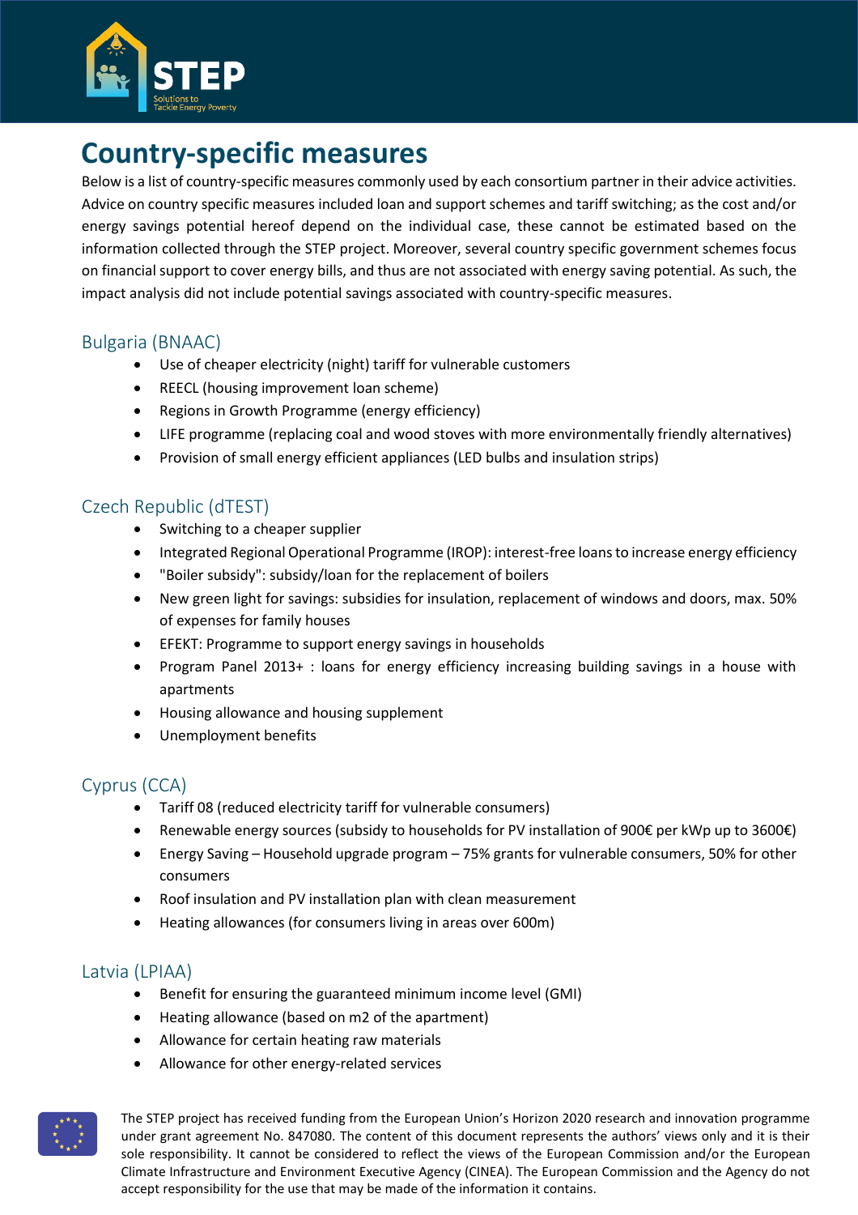# Country-specific measures

Below is a list of country-specific measures commonly used by each consortium partner in their advice activities. Advice on country specific measures included loan and support schemes and tariff switching; as the cost and/or energy savings potential hereof depend on the individual case, these cannot be estimated based on the information collected through the STEP project. Moreover, several country specific government schemes focus on financial support to cover energy bills, and thus are not associated with energy saving potential. As such, the impact analysis did not include potential savings associated with country-specific measures.

## Bulgaria (BNAAC)

- Use of cheaper electricity (night) tariff for vulnerable customers
- REECL (housing improvement loan scheme)
- Regions in Growth Programme (energy efficiency)
- LIFE programme (replacing coal and wood stoves with more environmentally friendly alternatives)
- Provision of small energy efficient appliances (LED bulbs and insulation strips)

## Czech Republic (dTEST)

- Switching to a cheaper supplier
- Integrated Regional Operational Programme (IROP): interest-free loans to increase energy efficiency
- "Boiler subsidy": subsidy/loan for the replacement of boilers
- New green light for savings: subsidies for insulation, replacement of windows and doors, max. 50% of expenses for family houses
- EFEKT: Programme to support energy savings in households
- Program Panel 2013+ : loans for energy efficiency increasing building savings in a house with apartments
- Housing allowance and housing supplement
- Unemployment benefits

## Cyprus (CCA)

- Tariff 08 (reduced electricity tariff for vulnerable consumers)
- Renewable energy sources (subsidy to households for PV installation of 900€ per kWp up to 3600€)
- Energy Saving – Household upgrade program – 75% grants for vulnerable consumers, 50% for other consumers
- Roof insulation and PV installation plan with clean measurement
- Heating allowances (for consumers living in areas over 600m)

## Latvia (LPIAA)

- Benefit for ensuring the guaranteed minimum income level (GMI)
- Heating allowance (based on m2 of the apartment)
- Allowance for certain heating raw materials
- Allowance for other energy-related services

The STEP project has received funding from the European Union's Horizon 2020 research and innovation programme under grant agreement No. 847080. The content of this document represents the authors' views only and it is their sole responsibility. It cannot be considered to reflect the views of the European Commission and/or the European Climate Infrastructure and Environment Executive Agency (CINEA). The European Commission and the Agency do not accept responsibility for the use that may be made of the information it contains.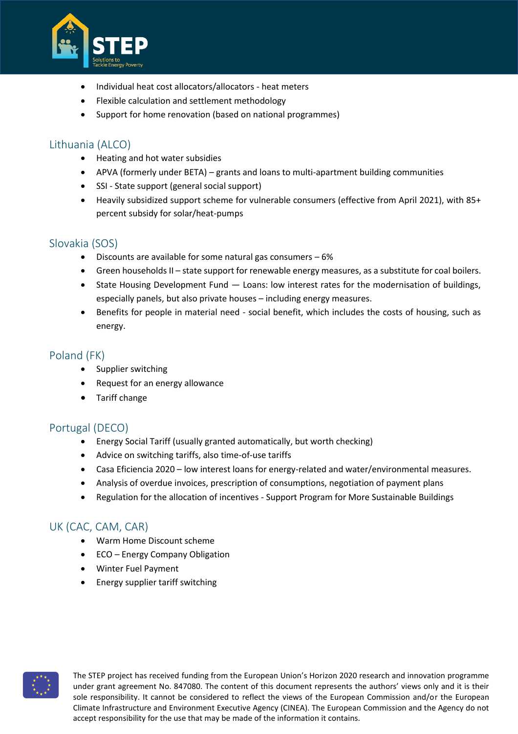- Individual heat cost allocators/allocators - heat meters
- Flexible calculation and settlement methodology
- Support for home renovation (based on national programmes)

## Lithuania (ALCO)

- Heating and hot water subsidies
- APVA (formerly under BETA) – grants and loans to multi-apartment building communities
- SSI - State support (general social support)
- Heavily subsidized support scheme for vulnerable consumers (effective from April 2021), with 85+ percent subsidy for solar/heat-pumps

## Slovakia (SOS)

- Discounts are available for some natural gas consumers – 6%
- Green households II – state support for renewable energy measures, as a substitute for coal boilers.
- State Housing Development Fund — Loans: low interest rates for the modernisation of buildings, especially panels, but also private houses – including energy measures.
- Benefits for people in material need - social benefit, which includes the costs of housing, such as energy.

## Poland (FK)

- Supplier switching
- Request for an energy allowance
- Tariff change

## Portugal (DECO)

- Energy Social Tariff (usually granted automatically, but worth checking)
- Advice on switching tariffs, also time-of-use tariffs
- Casa Eficiencia 2020 – low interest loans for energy-related and water/environmental measures.
- Analysis of overdue invoices, prescription of consumptions, negotiation of payment plans
- Regulation for the allocation of incentives - Support Program for More Sustainable Buildings

## UK (CAC, CAM, CAR)

- Warm Home Discount scheme
- ECO – Energy Company Obligation
- Winter Fuel Payment
- Energy supplier tariff switching

The STEP project has received funding from the European Union's Horizon 2020 research and innovation programme under grant agreement No. 847080. The content of this document represents the authors' views only and it is their sole responsibility. It cannot be considered to reflect the views of the European Commission and/or the European Climate Infrastructure and Environment Executive Agency (CINEA). The European Commission and the Agency do not accept responsibility for the use that may be made of the information it contains.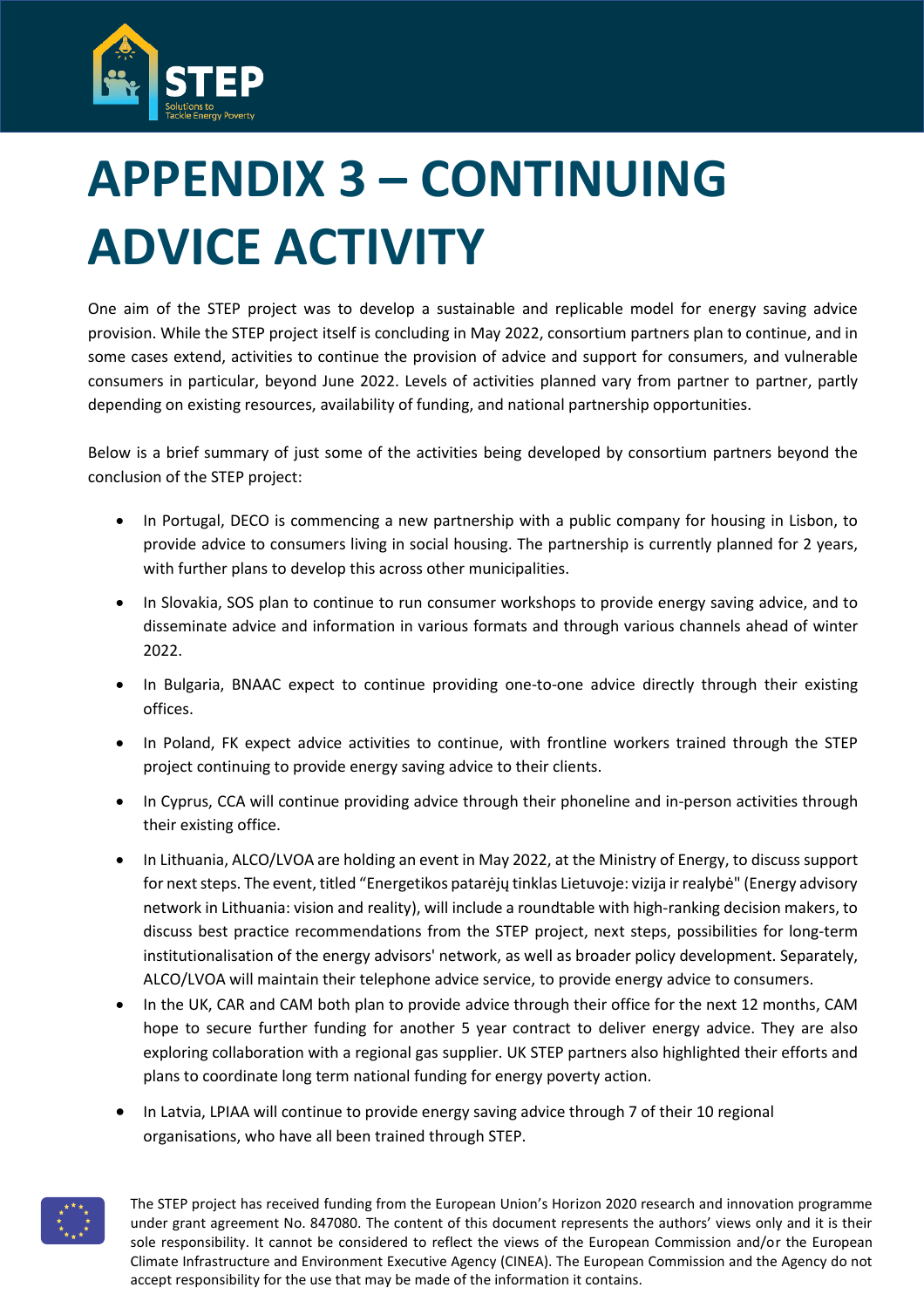# APPENDIX 3 – CONTINUING ADVICE ACTIVITY

One aim of the STEP project was to develop a sustainable and replicable model for energy saving advice provision. While the STEP project itself is concluding in May 2022, consortium partners plan to continue, and in some cases extend, activities to continue the provision of advice and support for consumers, and vulnerable consumers in particular, beyond June 2022. Levels of activities planned vary from partner to partner, partly depending on existing resources, availability of funding, and national partnership opportunities.

Below is a brief summary of just some of the activities being developed by consortium partners beyond the conclusion of the STEP project:

- In Portugal, DECO is commencing a new partnership with a public company for housing in Lisbon, to provide advice to consumers living in social housing. The partnership is currently planned for 2 years, with further plans to develop this across other municipalities.
- In Slovakia, SOS plan to continue to run consumer workshops to provide energy saving advice, and to disseminate advice and information in various formats and through various channels ahead of winter 2022.
- In Bulgaria, BNAAC expect to continue providing one-to-one advice directly through their existing offices.
- In Poland, FK expect advice activities to continue, with frontline workers trained through the STEP project continuing to provide energy saving advice to their clients.
- In Cyprus, CCA will continue providing advice through their phoneline and in-person activities through their existing office.
- In Lithuania, ALCO/LVOA are holding an event in May 2022, at the Ministry of Energy, to discuss support for next steps. The event, titled "Energetikos patarėjų tinklas Lietuvoje: vizija ir realybė" (Energy advisory network in Lithuania: vision and reality), will include a roundtable with high-ranking decision makers, to discuss best practice recommendations from the STEP project, next steps, possibilities for long-term institutionalisation of the energy advisors' network, as well as broader policy development. Separately, ALCO/LVOA will maintain their telephone advice service, to provide energy advice to consumers.
- In the UK, CAR and CAM both plan to provide advice through their office for the next 12 months, CAM hope to secure further funding for another 5 year contract to deliver energy advice. They are also exploring collaboration with a regional gas supplier. UK STEP partners also highlighted their efforts and plans to coordinate long term national funding for energy poverty action.
- In Latvia, LPIAA will continue to provide energy saving advice through 7 of their 10 regional organisations, who have all been trained through STEP.

The STEP project has received funding from the European Union's Horizon 2020 research and innovation programme under grant agreement No. 847080. The content of this document represents the authors' views only and it is their sole responsibility. It cannot be considered to reflect the views of the European Commission and/or the European Climate Infrastructure and Environment Executive Agency (CINEA). The European Commission and the Agency do not accept responsibility for the use that may be made of the information it contains.